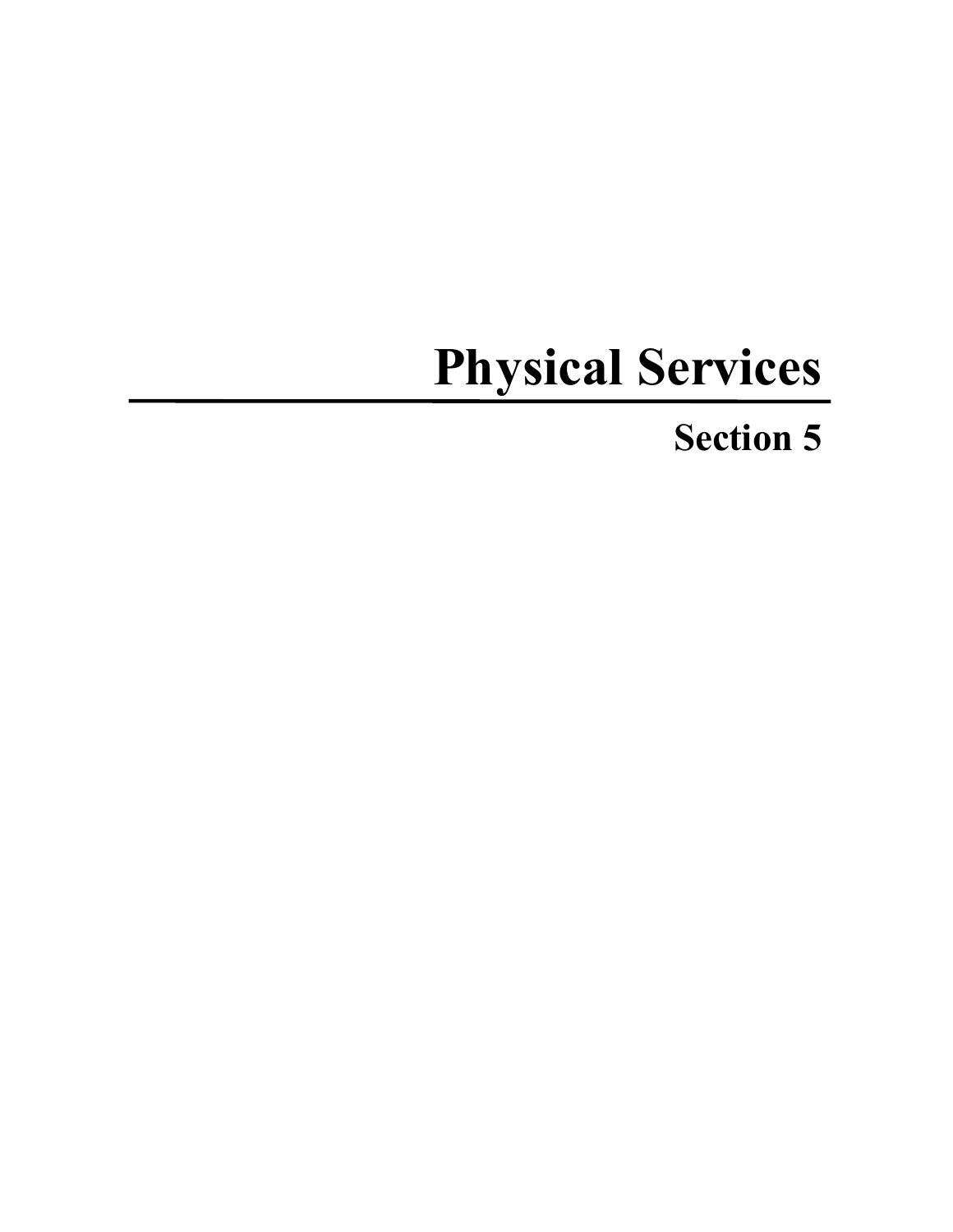# Physical Services

## Section 5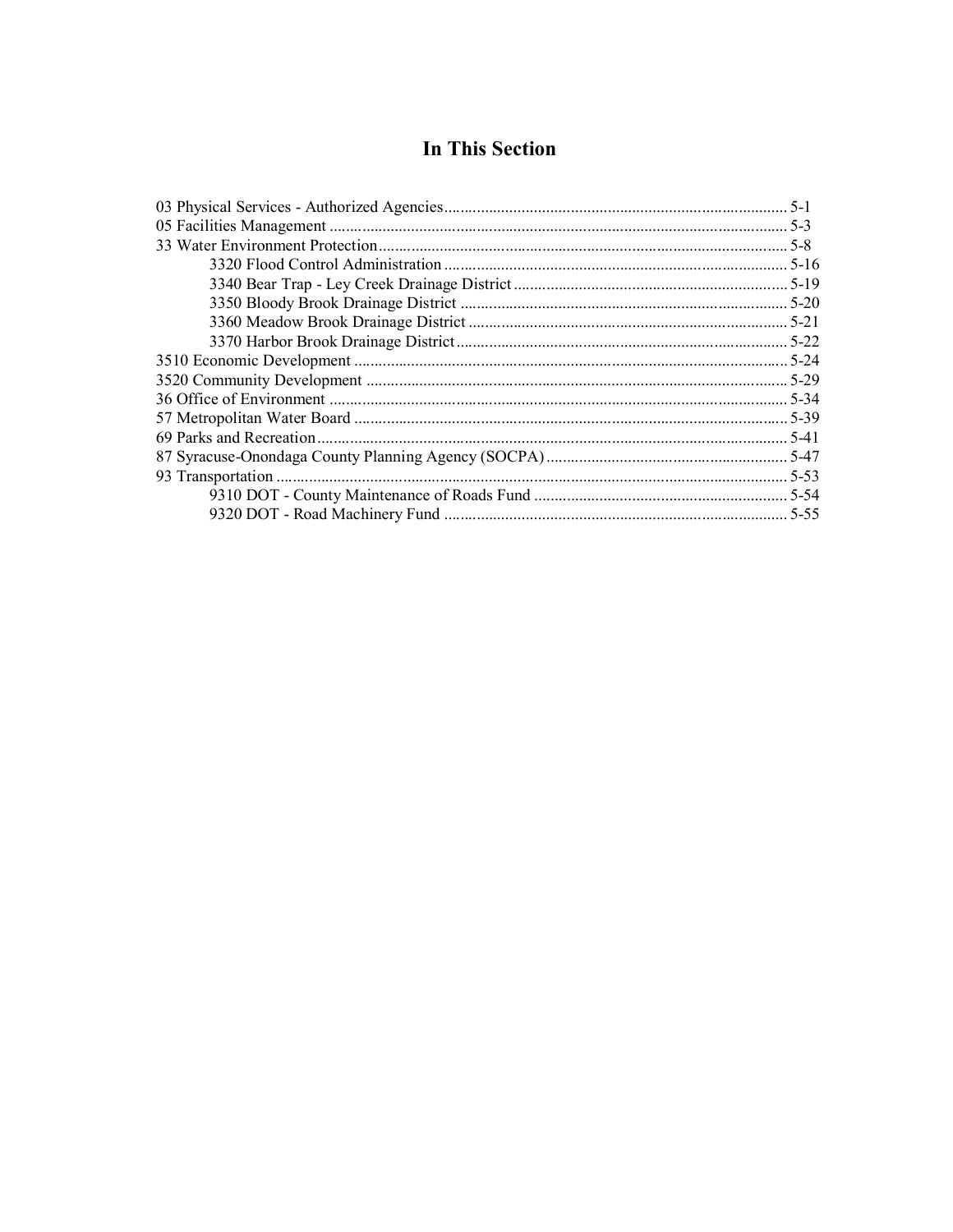## In This Section

03 Physical Services - Authorized Agencies ........ 5-1
05 Facilities Management ........ 5-3
33 Water Environment Protection ........ 5-8
    3320 Flood Control Administration ........ 5-16
    3340 Bear Trap - Ley Creek Drainage District ........ 5-19
    3350 Bloody Brook Drainage District ........ 5-20
    3360 Meadow Brook Drainage District ........ 5-21
    3370 Harbor Brook Drainage District ........ 5-22
3510 Economic Development ........ 5-24
3520 Community Development ........ 5-29
36 Office of Environment ........ 5-34
57 Metropolitan Water Board ........ 5-39
69 Parks and Recreation ........ 5-41
87 Syracuse-Onondaga County Planning Agency (SOCPA) ........ 5-47
93 Transportation ........ 5-53
    9310 DOT - County Maintenance of Roads Fund ........ 5-54
    9320 DOT - Road Machinery Fund ........ 5-55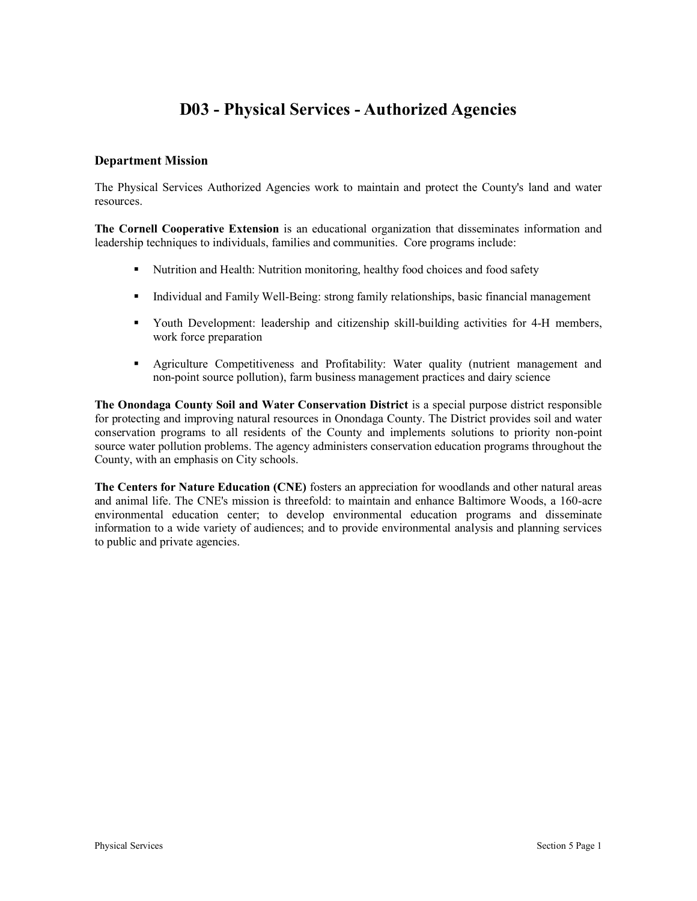# D03 - Physical Services - Authorized Agencies

## Department Mission

The Physical Services Authorized Agencies work to maintain and protect the County's land and water resources.

**The Cornell Cooperative Extension** is an educational organization that disseminates information and leadership techniques to individuals, families and communities. Core programs include:

- Nutrition and Health: Nutrition monitoring, healthy food choices and food safety
- Individual and Family Well-Being: strong family relationships, basic financial management
- Youth Development: leadership and citizenship skill-building activities for 4-H members, work force preparation
- Agriculture Competitiveness and Profitability: Water quality (nutrient management and non-point source pollution), farm business management practices and dairy science

**The Onondaga County Soil and Water Conservation District** is a special purpose district responsible for protecting and improving natural resources in Onondaga County. The District provides soil and water conservation programs to all residents of the County and implements solutions to priority non-point source water pollution problems. The agency administers conservation education programs throughout the County, with an emphasis on City schools.

**The Centers for Nature Education (CNE)** fosters an appreciation for woodlands and other natural areas and animal life. The CNE's mission is threefold: to maintain and enhance Baltimore Woods, a 160-acre environmental education center; to develop environmental education programs and disseminate information to a wide variety of audiences; and to provide environmental analysis and planning services to public and private agencies.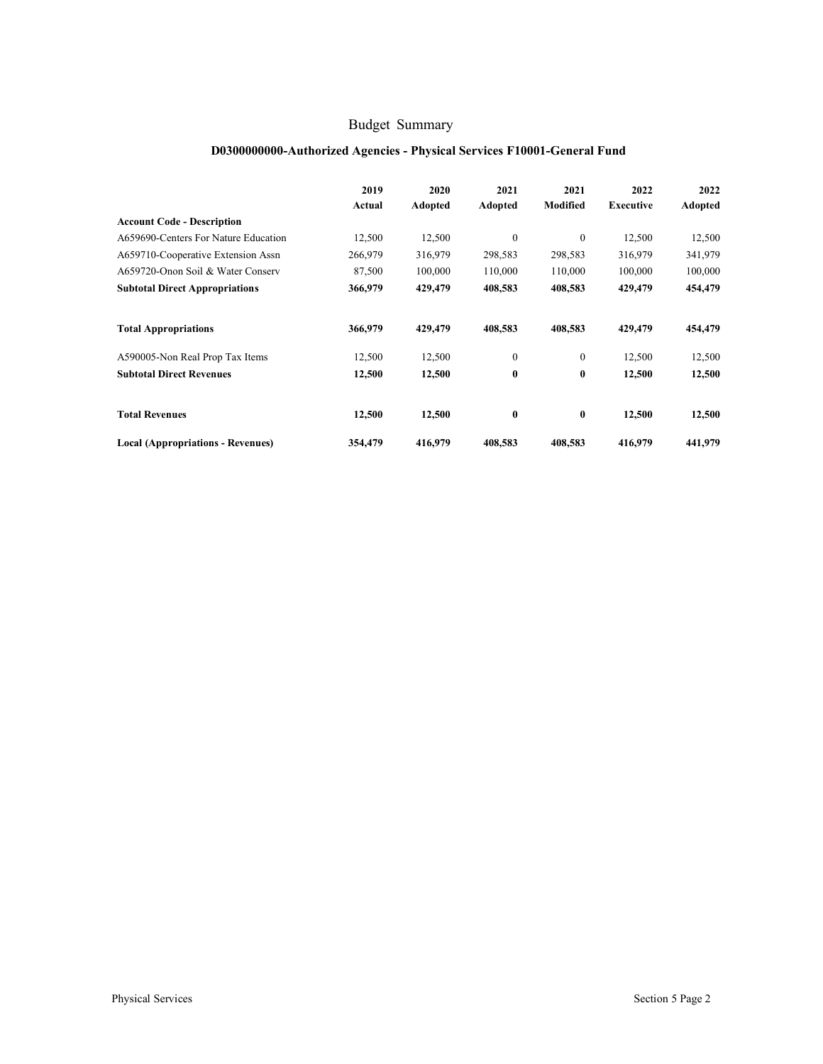# Budget Summary

## D0300000000-Authorized Agencies - Physical Services F10001-General Fund

| Account Code - Description | 2019 Actual | 2020 Adopted | 2021 Adopted | 2021 Modified | 2022 Executive | 2022 Adopted |
|---|---|---|---|---|---|---|
| A659690-Centers For Nature Education | 12,500 | 12,500 | 0 | 0 | 12,500 | 12,500 |
| A659710-Cooperative Extension Assn | 266,979 | 316,979 | 298,583 | 298,583 | 316,979 | 341,979 |
| A659720-Onon Soil & Water Conserv | 87,500 | 100,000 | 110,000 | 110,000 | 100,000 | 100,000 |
| **Subtotal Direct Appropriations** | **366,979** | **429,479** | **408,583** | **408,583** | **429,479** | **454,479** |
| **Total Appropriations** | **366,979** | **429,479** | **408,583** | **408,583** | **429,479** | **454,479** |
| A590005-Non Real Prop Tax Items | 12,500 | 12,500 | 0 | 0 | 12,500 | 12,500 |
| **Subtotal Direct Revenues** | **12,500** | **12,500** | **0** | **0** | **12,500** | **12,500** |
| **Total Revenues** | **12,500** | **12,500** | **0** | **0** | **12,500** | **12,500** |
| **Local (Appropriations - Revenues)** | **354,479** | **416,979** | **408,583** | **408,583** | **416,979** | **441,979** |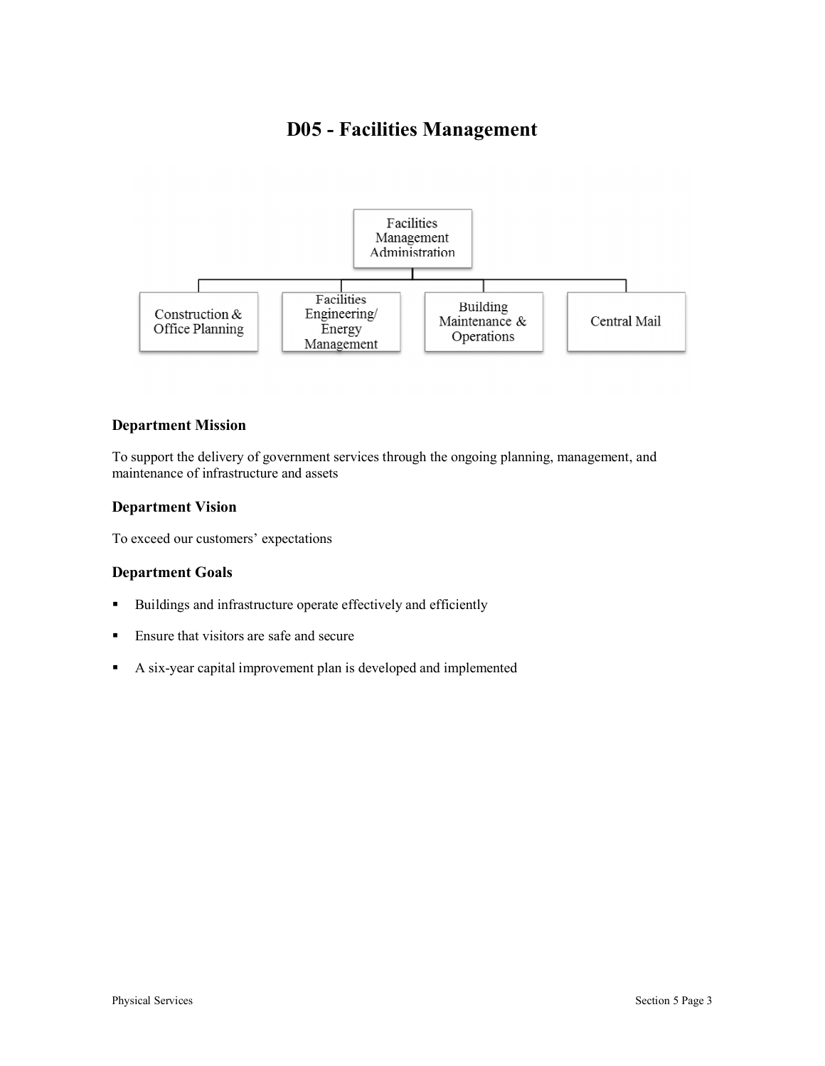# D05 - Facilities Management

- Facilities Management Administration
  - Construction & Office Planning
  - Facilities Engineering/ Energy Management
  - Building Maintenance & Operations
  - Central Mail

### Department Mission

To support the delivery of government services through the ongoing planning, management, and maintenance of infrastructure and assets

### Department Vision

To exceed our customers' expectations

### Department Goals

- Buildings and infrastructure operate effectively and efficiently
- Ensure that visitors are safe and secure
- A six-year capital improvement plan is developed and implemented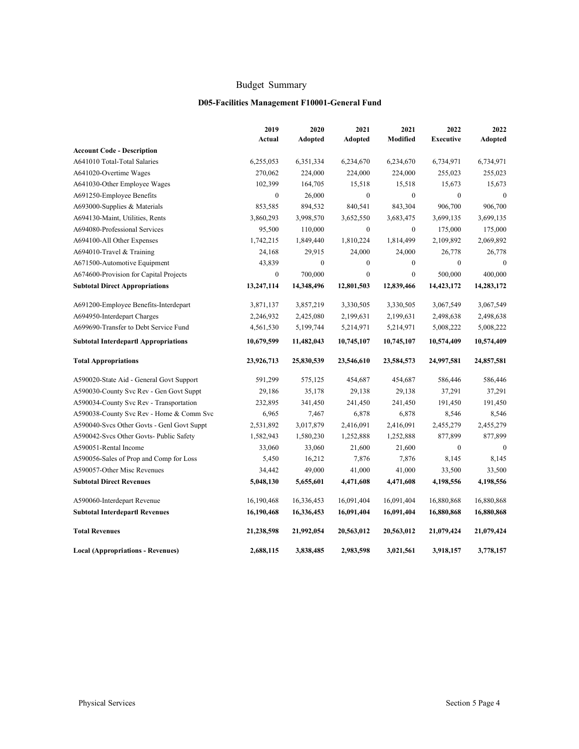# Budget Summary

## D05-Facilities Management F10001-General Fund

| Account Code - Description | 2019 Actual | 2020 Adopted | 2021 Adopted | 2021 Modified | 2022 Executive | 2022 Adopted |
|---|---|---|---|---|---|---|
| A641010 Total-Total Salaries | 6,255,053 | 6,351,334 | 6,234,670 | 6,234,670 | 6,734,971 | 6,734,971 |
| A641020-Overtime Wages | 270,062 | 224,000 | 224,000 | 224,000 | 255,023 | 255,023 |
| A641030-Other Employee Wages | 102,399 | 164,705 | 15,518 | 15,518 | 15,673 | 15,673 |
| A691250-Employee Benefits | 0 | 26,000 | 0 | 0 | 0 | 0 |
| A693000-Supplies & Materials | 853,585 | 894,532 | 840,541 | 843,304 | 906,700 | 906,700 |
| A694130-Maint, Utilities, Rents | 3,860,293 | 3,998,570 | 3,652,550 | 3,683,475 | 3,699,135 | 3,699,135 |
| A694080-Professional Services | 95,500 | 110,000 | 0 | 0 | 175,000 | 175,000 |
| A694100-All Other Expenses | 1,742,215 | 1,849,440 | 1,810,224 | 1,814,499 | 2,109,892 | 2,069,892 |
| A694010-Travel & Training | 24,168 | 29,915 | 24,000 | 24,000 | 26,778 | 26,778 |
| A671500-Automotive Equipment | 43,839 | 0 | 0 | 0 | 0 | 0 |
| A674600-Provision for Capital Projects | 0 | 700,000 | 0 | 0 | 500,000 | 400,000 |
| **Subtotal Direct Appropriations** | **13,247,114** | **14,348,496** | **12,801,503** | **12,839,466** | **14,423,172** | **14,283,172** |
| A691200-Employee Benefits-Interdepart | 3,871,137 | 3,857,219 | 3,330,505 | 3,330,505 | 3,067,549 | 3,067,549 |
| A694950-Interdepart Charges | 2,246,932 | 2,425,080 | 2,199,631 | 2,199,631 | 2,498,638 | 2,498,638 |
| A699690-Transfer to Debt Service Fund | 4,561,530 | 5,199,744 | 5,214,971 | 5,214,971 | 5,008,222 | 5,008,222 |
| **Subtotal Interdepartl Appropriations** | **10,679,599** | **11,482,043** | **10,745,107** | **10,745,107** | **10,574,409** | **10,574,409** |
| **Total Appropriations** | **23,926,713** | **25,830,539** | **23,546,610** | **23,584,573** | **24,997,581** | **24,857,581** |
| A590020-State Aid - General Govt Support | 591,299 | 575,125 | 454,687 | 454,687 | 586,446 | 586,446 |
| A590030-County Svc Rev - Gen Govt Suppt | 29,186 | 35,178 | 29,138 | 29,138 | 37,291 | 37,291 |
| A590034-County Svc Rev - Transportation | 232,895 | 341,450 | 241,450 | 241,450 | 191,450 | 191,450 |
| A590038-County Svc Rev - Home & Comm Svc | 6,965 | 7,467 | 6,878 | 6,878 | 8,546 | 8,546 |
| A590040-Svcs Other Govts - Genl Govt Suppt | 2,531,892 | 3,017,879 | 2,416,091 | 2,416,091 | 2,455,279 | 2,455,279 |
| A590042-Svcs Other Govts- Public Safety | 1,582,943 | 1,580,230 | 1,252,888 | 1,252,888 | 877,899 | 877,899 |
| A590051-Rental Income | 33,060 | 33,060 | 21,600 | 21,600 | 0 | 0 |
| A590056-Sales of Prop and Comp for Loss | 5,450 | 16,212 | 7,876 | 7,876 | 8,145 | 8,145 |
| A590057-Other Misc Revenues | 34,442 | 49,000 | 41,000 | 41,000 | 33,500 | 33,500 |
| **Subtotal Direct Revenues** | **5,048,130** | **5,655,601** | **4,471,608** | **4,471,608** | **4,198,556** | **4,198,556** |
| A590060-Interdepart Revenue | 16,190,468 | 16,336,453 | 16,091,404 | 16,091,404 | 16,880,868 | 16,880,868 |
| **Subtotal Interdepartl Revenues** | **16,190,468** | **16,336,453** | **16,091,404** | **16,091,404** | **16,880,868** | **16,880,868** |
| **Total Revenues** | **21,238,598** | **21,992,054** | **20,563,012** | **20,563,012** | **21,079,424** | **21,079,424** |
| **Local (Appropriations - Revenues)** | **2,688,115** | **3,838,485** | **2,983,598** | **3,021,561** | **3,918,157** | **3,778,157** |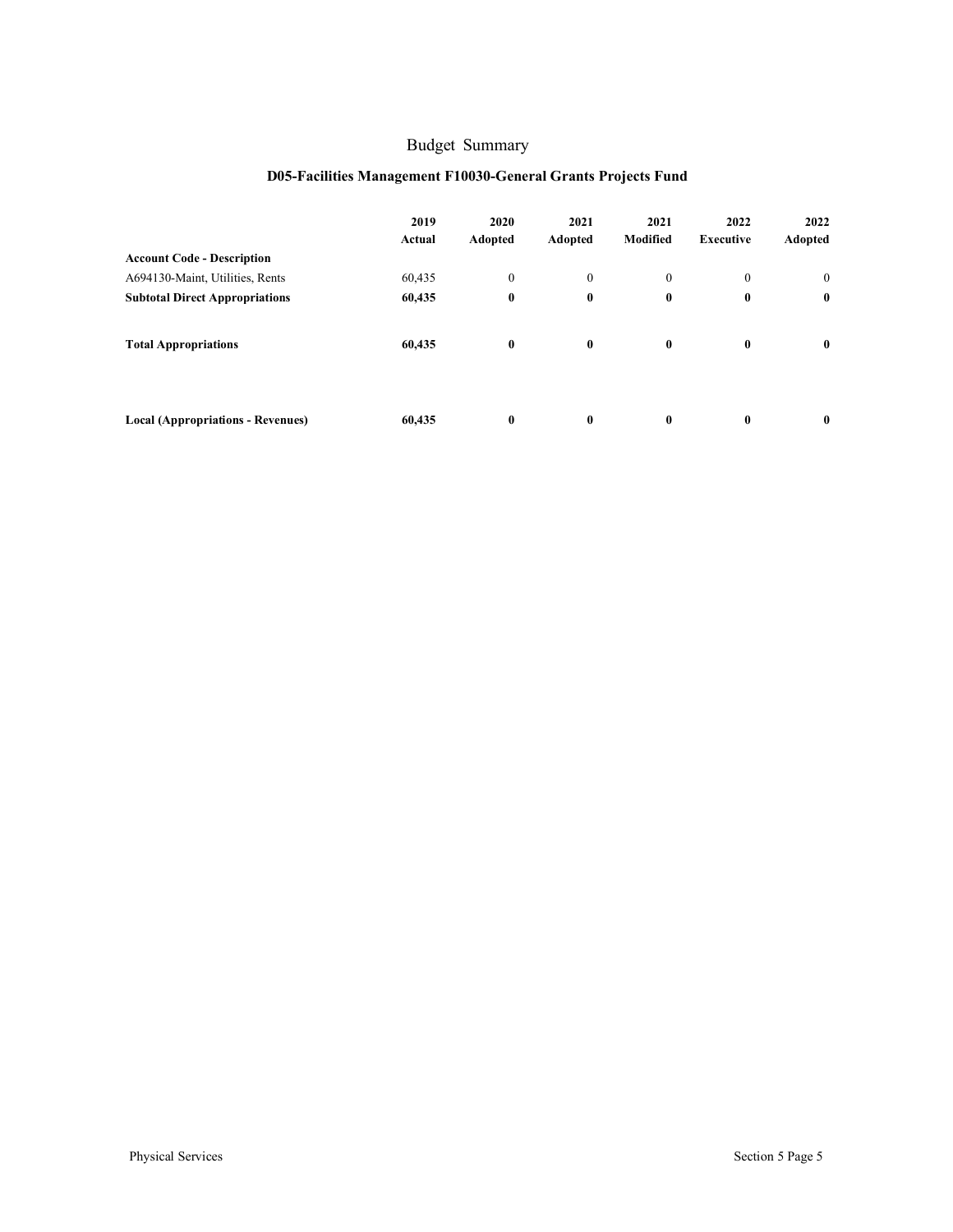# Budget Summary

## D05-Facilities Management F10030-General Grants Projects Fund

| Account Code - Description | 2019 Actual | 2020 Adopted | 2021 Adopted | 2021 Modified | 2022 Executive | 2022 Adopted |
|---|---|---|---|---|---|---|
| A694130-Maint, Utilities, Rents | 60,435 | 0 | 0 | 0 | 0 | 0 |
| **Subtotal Direct Appropriations** | **60,435** | **0** | **0** | **0** | **0** | **0** |
| **Total Appropriations** | **60,435** | **0** | **0** | **0** | **0** | **0** |
| **Local (Appropriations - Revenues)** | **60,435** | **0** | **0** | **0** | **0** | **0** |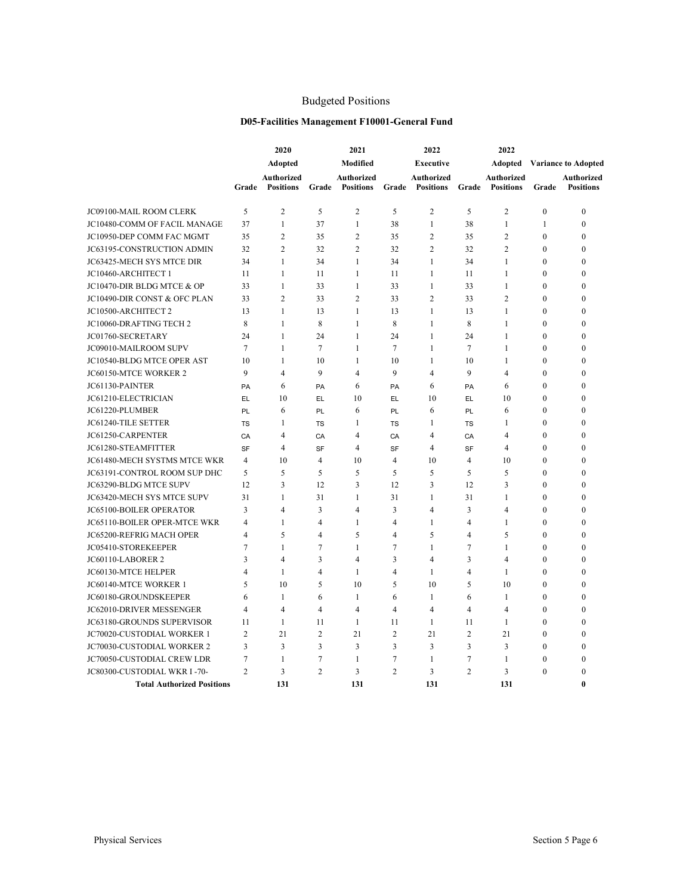# Budgeted Positions

## D05-Facilities Management F10001-General Fund

| | 2020 | | 2021 | | 2022 | | 2022 | | | |
|---|---|---|---|---|---|---|---|---|---|---|
| | Adopted | | Modified | | Executive | | Adopted | | Variance to Adopted | |
| | Grade | Authorized Positions | Grade | Authorized Positions | Grade | Authorized Positions | Grade | Authorized Positions | Grade | Authorized Positions |
| JC09100-MAIL ROOM CLERK | 5 | 2 | 5 | 2 | 5 | 2 | 5 | 2 | 0 | 0 |
| JC10480-COMM OF FACIL MANAGE | 37 | 1 | 37 | 1 | 38 | 1 | 38 | 1 | 1 | 0 |
| JC10950-DEP COMM FAC MGMT | 35 | 2 | 35 | 2 | 35 | 2 | 35 | 2 | 0 | 0 |
| JC63195-CONSTRUCTION ADMIN | 32 | 2 | 32 | 2 | 32 | 2 | 32 | 2 | 0 | 0 |
| JC63425-MECH SYS MTCE DIR | 34 | 1 | 34 | 1 | 34 | 1 | 34 | 1 | 0 | 0 |
| JC10460-ARCHITECT 1 | 11 | 1 | 11 | 1 | 11 | 1 | 11 | 1 | 0 | 0 |
| JC10470-DIR BLDG MTCE & OP | 33 | 1 | 33 | 1 | 33 | 1 | 33 | 1 | 0 | 0 |
| JC10490-DIR CONST & OFC PLAN | 33 | 2 | 33 | 2 | 33 | 2 | 33 | 2 | 0 | 0 |
| JC10500-ARCHITECT 2 | 13 | 1 | 13 | 1 | 13 | 1 | 13 | 1 | 0 | 0 |
| JC10060-DRAFTING TECH 2 | 8 | 1 | 8 | 1 | 8 | 1 | 8 | 1 | 0 | 0 |
| JC01760-SECRETARY | 24 | 1 | 24 | 1 | 24 | 1 | 24 | 1 | 0 | 0 |
| JC09010-MAILROOM SUPV | 7 | 1 | 7 | 1 | 7 | 1 | 7 | 1 | 0 | 0 |
| JC10540-BLDG MTCE OPER AST | 10 | 1 | 10 | 1 | 10 | 1 | 10 | 1 | 0 | 0 |
| JC60150-MTCE WORKER 2 | 9 | 4 | 9 | 4 | 9 | 4 | 9 | 4 | 0 | 0 |
| JC61130-PAINTER | PA | 6 | PA | 6 | PA | 6 | PA | 6 | 0 | 0 |
| JC61210-ELECTRICIAN | EL | 10 | EL | 10 | EL | 10 | EL | 10 | 0 | 0 |
| JC61220-PLUMBER | PL | 6 | PL | 6 | PL | 6 | PL | 6 | 0 | 0 |
| JC61240-TILE SETTER | TS | 1 | TS | 1 | TS | 1 | TS | 1 | 0 | 0 |
| JC61250-CARPENTER | CA | 4 | CA | 4 | CA | 4 | CA | 4 | 0 | 0 |
| JC61280-STEAMFITTER | SF | 4 | SF | 4 | SF | 4 | SF | 4 | 0 | 0 |
| JC61480-MECH SYSTMS MTCE WKR | 4 | 10 | 4 | 10 | 4 | 10 | 4 | 10 | 0 | 0 |
| JC63191-CONTROL ROOM SUP DHC | 5 | 5 | 5 | 5 | 5 | 5 | 5 | 5 | 0 | 0 |
| JC63290-BLDG MTCE SUPV | 12 | 3 | 12 | 3 | 12 | 3 | 12 | 3 | 0 | 0 |
| JC63420-MECH SYS MTCE SUPV | 31 | 1 | 31 | 1 | 31 | 1 | 31 | 1 | 0 | 0 |
| JC65100-BOILER OPERATOR | 3 | 4 | 3 | 4 | 3 | 4 | 3 | 4 | 0 | 0 |
| JC65110-BOILER OPER-MTCE WKR | 4 | 1 | 4 | 1 | 4 | 1 | 4 | 1 | 0 | 0 |
| JC65200-REFRIG MACH OPER | 4 | 5 | 4 | 5 | 4 | 5 | 4 | 5 | 0 | 0 |
| JC05410-STOREKEEPER | 7 | 1 | 7 | 1 | 7 | 1 | 7 | 1 | 0 | 0 |
| JC60110-LABORER 2 | 3 | 4 | 3 | 4 | 3 | 4 | 3 | 4 | 0 | 0 |
| JC60130-MTCE HELPER | 4 | 1 | 4 | 1 | 4 | 1 | 4 | 1 | 0 | 0 |
| JC60140-MTCE WORKER 1 | 5 | 10 | 5 | 10 | 5 | 10 | 5 | 10 | 0 | 0 |
| JC60180-GROUNDSKEEPER | 6 | 1 | 6 | 1 | 6 | 1 | 6 | 1 | 0 | 0 |
| JC62010-DRIVER MESSENGER | 4 | 4 | 4 | 4 | 4 | 4 | 4 | 4 | 0 | 0 |
| JC63180-GROUNDS SUPERVISOR | 11 | 1 | 11 | 1 | 11 | 1 | 11 | 1 | 0 | 0 |
| JC70020-CUSTODIAL WORKER 1 | 2 | 21 | 2 | 21 | 2 | 21 | 2 | 21 | 0 | 0 |
| JC70030-CUSTODIAL WORKER 2 | 3 | 3 | 3 | 3 | 3 | 3 | 3 | 3 | 0 | 0 |
| JC70050-CUSTODIAL CREW LDR | 7 | 1 | 7 | 1 | 7 | 1 | 7 | 1 | 0 | 0 |
| JC80300-CUSTODIAL WKR I -70- | 2 | 3 | 2 | 3 | 2 | 3 | 2 | 3 | 0 | 0 |
| **Total Authorized Positions** | | **131** | | **131** | | **131** | | **131** | | **0** |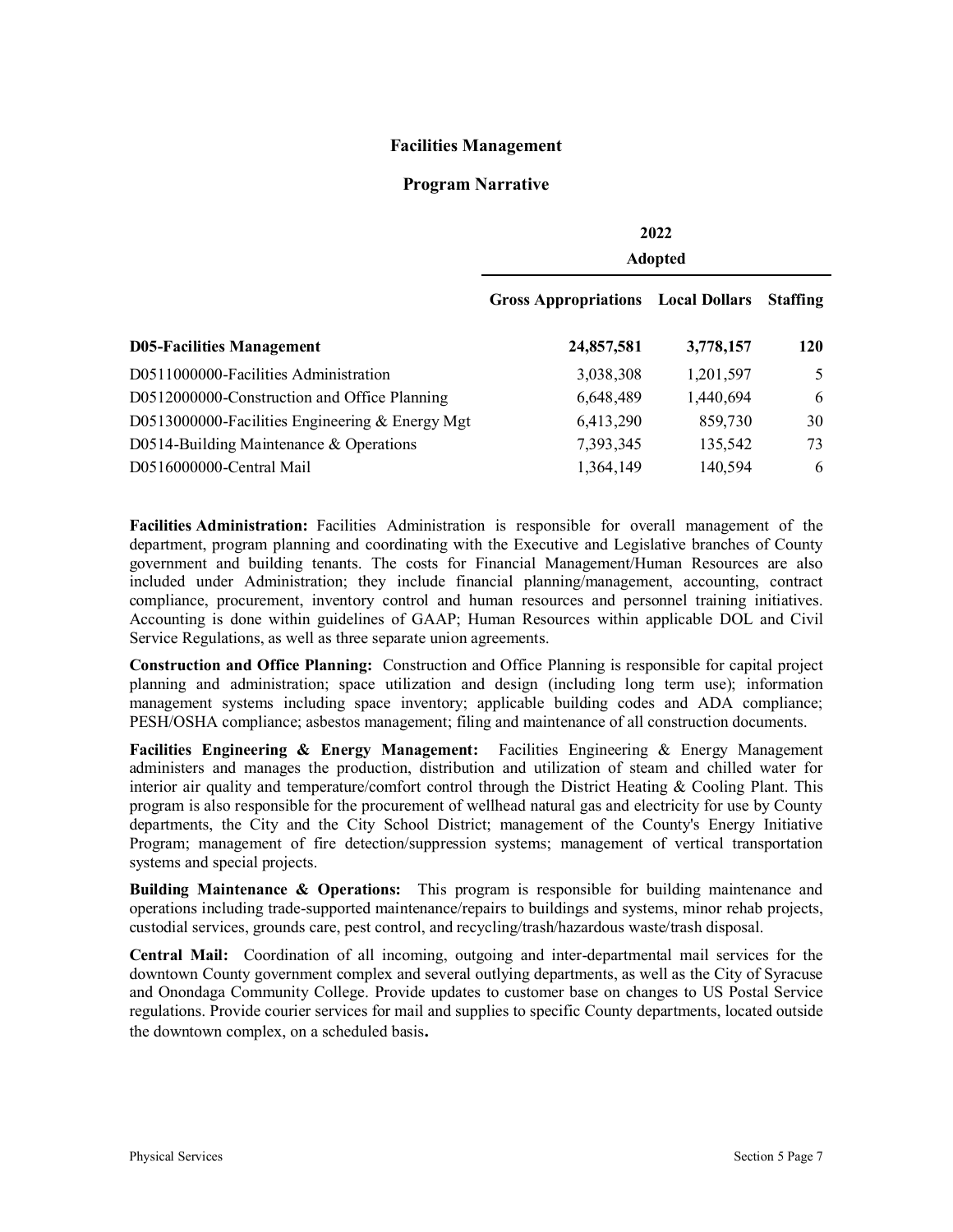## Facilities Management

### Program Narrative

| | 2022 Adopted | | |
|---|---|---|---|
| | **Gross Appropriations** | **Local Dollars** | **Staffing** |
| **D05-Facilities Management** | **24,857,581** | **3,778,157** | **120** |
| D0511000000-Facilities Administration | 3,038,308 | 1,201,597 | 5 |
| D0512000000-Construction and Office Planning | 6,648,489 | 1,440,694 | 6 |
| D0513000000-Facilities Engineering & Energy Mgt | 6,413,290 | 859,730 | 30 |
| D0514-Building Maintenance & Operations | 7,393,345 | 135,542 | 73 |
| D0516000000-Central Mail | 1,364,149 | 140,594 | 6 |

**Facilities Administration:** Facilities Administration is responsible for overall management of the department, program planning and coordinating with the Executive and Legislative branches of County government and building tenants. The costs for Financial Management/Human Resources are also included under Administration; they include financial planning/management, accounting, contract compliance, procurement, inventory control and human resources and personnel training initiatives. Accounting is done within guidelines of GAAP; Human Resources within applicable DOL and Civil Service Regulations, as well as three separate union agreements.

**Construction and Office Planning:** Construction and Office Planning is responsible for capital project planning and administration; space utilization and design (including long term use); information management systems including space inventory; applicable building codes and ADA compliance; PESH/OSHA compliance; asbestos management; filing and maintenance of all construction documents.

**Facilities Engineering & Energy Management:** Facilities Engineering & Energy Management administers and manages the production, distribution and utilization of steam and chilled water for interior air quality and temperature/comfort control through the District Heating & Cooling Plant. This program is also responsible for the procurement of wellhead natural gas and electricity for use by County departments, the City and the City School District; management of the County's Energy Initiative Program; management of fire detection/suppression systems; management of vertical transportation systems and special projects.

**Building Maintenance & Operations:** This program is responsible for building maintenance and operations including trade-supported maintenance/repairs to buildings and systems, minor rehab projects, custodial services, grounds care, pest control, and recycling/trash/hazardous waste/trash disposal.

**Central Mail:** Coordination of all incoming, outgoing and inter-departmental mail services for the downtown County government complex and several outlying departments, as well as the City of Syracuse and Onondaga Community College. Provide updates to customer base on changes to US Postal Service regulations. Provide courier services for mail and supplies to specific County departments, located outside the downtown complex, on a scheduled basis.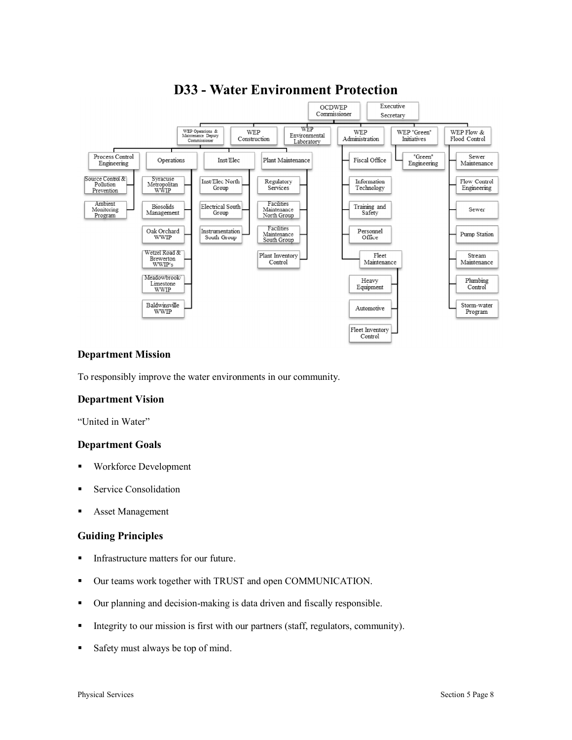# D33 - Water Environment Protection

- OCDWEP Commissioner
  - Executive Secretary
  - WEP Operations & Maintenance Deputy Commissioner
    - Process Control Engineering
      - Source Control & Pollution Prevention
      - Ambient Monitoring Program
    - Operations
      - Syracuse Metropolitan WWTP
      - Biosolids Management
      - Oak Orchard WWTP
      - Wetzel Road & Brewerton WWTP's
      - Meadowbrook/ Limestone WWTP
      - Baldwinsville WWTP
    - Inst/Elec
      - Inst/Elec North Group
      - Electrical South Group
      - Instrumentation South Group
    - Plant Maintenance
      - Regulatory Services
      - Facilities Maintenance North Group
      - Facilities Maintenance South Group
      - Plant Inventory Control
  - WEP Construction
  - WEP Environmental Laboratory
  - WEP Administration
    - Fiscal Office
    - Information Technology
    - Training and Safety
    - Personnel Office
    - Fleet Maintenance
      - Heavy Equipment
      - Automotive
      - Fleet Inventory Control
  - WEP "Green" Initiatives
    - "Green" Engineering
  - WEP Flow & Flood Control
    - Sewer Maintenance
    - Flow Control Engineering
    - Sewer
    - Pump Station
    - Stream Maintenance
    - Plumbing Control
    - Storm-water Program

### Department Mission

To responsibly improve the water environments in our community.

### Department Vision

"United in Water"

### Department Goals

- Workforce Development
- Service Consolidation
- Asset Management

### Guiding Principles

- Infrastructure matters for our future.
- Our teams work together with TRUST and open COMMUNICATION.
- Our planning and decision-making is data driven and fiscally responsible.
- Integrity to our mission is first with our partners (staff, regulators, community).
- Safety must always be top of mind.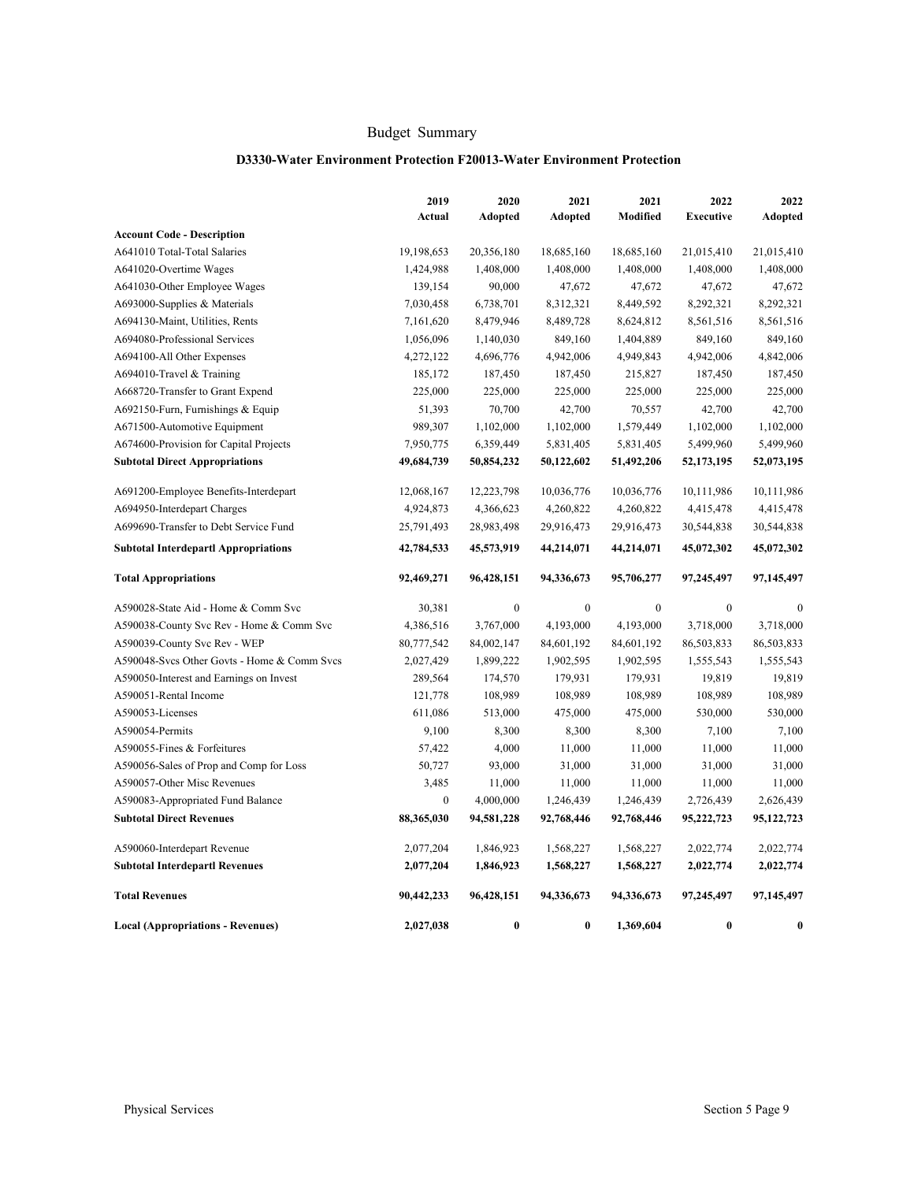# Budget Summary

### D3330-Water Environment Protection F20013-Water Environment Protection

| | 2019 Actual | 2020 Adopted | 2021 Adopted | 2021 Modified | 2022 Executive | 2022 Adopted |
|---|---|---|---|---|---|---|
| **Account Code - Description** | | | | | | |
| A641010 Total-Total Salaries | 19,198,653 | 20,356,180 | 18,685,160 | 18,685,160 | 21,015,410 | 21,015,410 |
| A641020-Overtime Wages | 1,424,988 | 1,408,000 | 1,408,000 | 1,408,000 | 1,408,000 | 1,408,000 |
| A641030-Other Employee Wages | 139,154 | 90,000 | 47,672 | 47,672 | 47,672 | 47,672 |
| A693000-Supplies & Materials | 7,030,458 | 6,738,701 | 8,312,321 | 8,449,592 | 8,292,321 | 8,292,321 |
| A694130-Maint, Utilities, Rents | 7,161,620 | 8,479,946 | 8,489,728 | 8,624,812 | 8,561,516 | 8,561,516 |
| A694080-Professional Services | 1,056,096 | 1,140,030 | 849,160 | 1,404,889 | 849,160 | 849,160 |
| A694100-All Other Expenses | 4,272,122 | 4,696,776 | 4,942,006 | 4,949,843 | 4,942,006 | 4,842,006 |
| A694010-Travel & Training | 185,172 | 187,450 | 187,450 | 215,827 | 187,450 | 187,450 |
| A668720-Transfer to Grant Expend | 225,000 | 225,000 | 225,000 | 225,000 | 225,000 | 225,000 |
| A692150-Furn, Furnishings & Equip | 51,393 | 70,700 | 42,700 | 70,557 | 42,700 | 42,700 |
| A671500-Automotive Equipment | 989,307 | 1,102,000 | 1,102,000 | 1,579,449 | 1,102,000 | 1,102,000 |
| A674600-Provision for Capital Projects | 7,950,775 | 6,359,449 | 5,831,405 | 5,831,405 | 5,499,960 | 5,499,960 |
| **Subtotal Direct Appropriations** | **49,684,739** | **50,854,232** | **50,122,602** | **51,492,206** | **52,173,195** | **52,073,195** |
| A691200-Employee Benefits-Interdepart | 12,068,167 | 12,223,798 | 10,036,776 | 10,036,776 | 10,111,986 | 10,111,986 |
| A694950-Interdepart Charges | 4,924,873 | 4,366,623 | 4,260,822 | 4,260,822 | 4,415,478 | 4,415,478 |
| A699690-Transfer to Debt Service Fund | 25,791,493 | 28,983,498 | 29,916,473 | 29,916,473 | 30,544,838 | 30,544,838 |
| **Subtotal Interdepartl Appropriations** | **42,784,533** | **45,573,919** | **44,214,071** | **44,214,071** | **45,072,302** | **45,072,302** |
| **Total Appropriations** | **92,469,271** | **96,428,151** | **94,336,673** | **95,706,277** | **97,245,497** | **97,145,497** |
| A590028-State Aid - Home & Comm Svc | 30,381 | 0 | 0 | 0 | 0 | 0 |
| A590038-County Svc Rev - Home & Comm Svc | 4,386,516 | 3,767,000 | 4,193,000 | 4,193,000 | 3,718,000 | 3,718,000 |
| A590039-County Svc Rev - WEP | 80,777,542 | 84,002,147 | 84,601,192 | 84,601,192 | 86,503,833 | 86,503,833 |
| A590048-Svcs Other Govts - Home & Comm Svcs | 2,027,429 | 1,899,222 | 1,902,595 | 1,902,595 | 1,555,543 | 1,555,543 |
| A590050-Interest and Earnings on Invest | 289,564 | 174,570 | 179,931 | 179,931 | 19,819 | 19,819 |
| A590051-Rental Income | 121,778 | 108,989 | 108,989 | 108,989 | 108,989 | 108,989 |
| A590053-Licenses | 611,086 | 513,000 | 475,000 | 475,000 | 530,000 | 530,000 |
| A590054-Permits | 9,100 | 8,300 | 8,300 | 8,300 | 7,100 | 7,100 |
| A590055-Fines & Forfeitures | 57,422 | 4,000 | 11,000 | 11,000 | 11,000 | 11,000 |
| A590056-Sales of Prop and Comp for Loss | 50,727 | 93,000 | 31,000 | 31,000 | 31,000 | 31,000 |
| A590057-Other Misc Revenues | 3,485 | 11,000 | 11,000 | 11,000 | 11,000 | 11,000 |
| A590083-Appropriated Fund Balance | 0 | 4,000,000 | 1,246,439 | 1,246,439 | 2,726,439 | 2,626,439 |
| **Subtotal Direct Revenues** | **88,365,030** | **94,581,228** | **92,768,446** | **92,768,446** | **95,222,723** | **95,122,723** |
| A590060-Interdepart Revenue | 2,077,204 | 1,846,923 | 1,568,227 | 1,568,227 | 2,022,774 | 2,022,774 |
| **Subtotal Interdepartl Revenues** | **2,077,204** | **1,846,923** | **1,568,227** | **1,568,227** | **2,022,774** | **2,022,774** |
| **Total Revenues** | **90,442,233** | **96,428,151** | **94,336,673** | **94,336,673** | **97,245,497** | **97,145,497** |
| **Local (Appropriations - Revenues)** | **2,027,038** | **0** | **0** | **1,369,604** | **0** | **0** |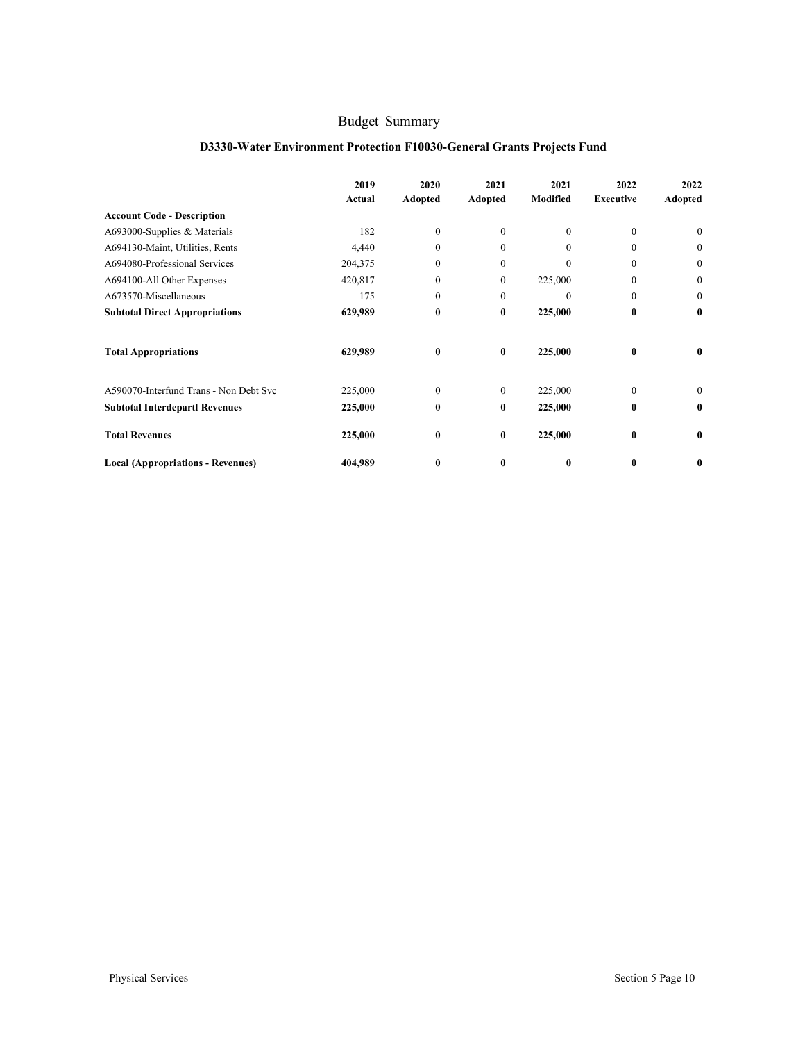# Budget Summary

## D3330-Water Environment Protection F10030-General Grants Projects Fund

| Account Code - Description | 2019 Actual | 2020 Adopted | 2021 Adopted | 2021 Modified | 2022 Executive | 2022 Adopted |
|---|---|---|---|---|---|---|
| A693000-Supplies & Materials | 182 | 0 | 0 | 0 | 0 | 0 |
| A694130-Maint, Utilities, Rents | 4,440 | 0 | 0 | 0 | 0 | 0 |
| A694080-Professional Services | 204,375 | 0 | 0 | 0 | 0 | 0 |
| A694100-All Other Expenses | 420,817 | 0 | 0 | 225,000 | 0 | 0 |
| A673570-Miscellaneous | 175 | 0 | 0 | 0 | 0 | 0 |
| **Subtotal Direct Appropriations** | **629,989** | **0** | **0** | **225,000** | **0** | **0** |
| **Total Appropriations** | **629,989** | **0** | **0** | **225,000** | **0** | **0** |
| A590070-Interfund Trans - Non Debt Svc | 225,000 | 0 | 0 | 225,000 | 0 | 0 |
| **Subtotal Interdepartl Revenues** | **225,000** | **0** | **0** | **225,000** | **0** | **0** |
| **Total Revenues** | **225,000** | **0** | **0** | **225,000** | **0** | **0** |
| **Local (Appropriations - Revenues)** | **404,989** | **0** | **0** | **0** | **0** | **0** |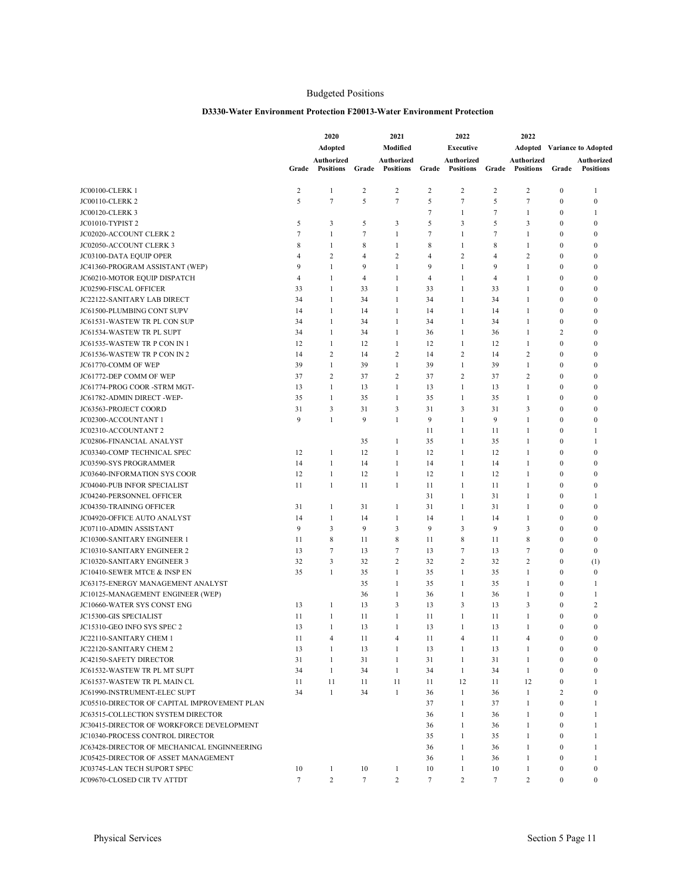Budgeted Positions

**D3330-Water Environment Protection F20013-Water Environment Protection**

| | 2020 Adopted | | 2021 Modified | | 2022 Executive | | 2022 Adopted | | Variance to Adopted | |
|---|---|---|---|---|---|---|---|---|---|---|
| | Grade | Authorized Positions | Grade | Authorized Positions | Grade | Authorized Positions | Grade | Authorized Positions | Grade | Authorized Positions |
| JC00100-CLERK 1 | 2 | 1 | 2 | 2 | 2 | 2 | 2 | 2 | 0 | 1 |
| JC00110-CLERK 2 | 5 | 7 | 5 | 7 | 5 | 7 | 5 | 7 | 0 | 0 |
| JC00120-CLERK 3 | | | | | 7 | 1 | 7 | 1 | 0 | 1 |
| JC01010-TYPIST 2 | 5 | 3 | 5 | 3 | 5 | 3 | 5 | 3 | 0 | 0 |
| JC02020-ACCOUNT CLERK 2 | 7 | 1 | 7 | 1 | 7 | 1 | 7 | 1 | 0 | 0 |
| JC02050-ACCOUNT CLERK 3 | 8 | 1 | 8 | 1 | 8 | 1 | 8 | 1 | 0 | 0 |
| JC03100-DATA EQUIP OPER | 4 | 2 | 4 | 2 | 4 | 2 | 4 | 2 | 0 | 0 |
| JC41360-PROGRAM ASSISTANT (WEP) | 9 | 1 | 9 | 1 | 9 | 1 | 9 | 1 | 0 | 0 |
| JC60210-MOTOR EQUIP DISPATCH | 4 | 1 | 4 | 1 | 4 | 1 | 4 | 1 | 0 | 0 |
| JC02590-FISCAL OFFICER | 33 | 1 | 33 | 1 | 33 | 1 | 33 | 1 | 0 | 0 |
| JC22122-SANITARY LAB DIRECT | 34 | 1 | 34 | 1 | 34 | 1 | 34 | 1 | 0 | 0 |
| JC61500-PLUMBING CONT SUPV | 14 | 1 | 14 | 1 | 14 | 1 | 14 | 1 | 0 | 0 |
| JC61531-WASTEW TR PL CON SUP | 34 | 1 | 34 | 1 | 34 | 1 | 34 | 1 | 0 | 0 |
| JC61534-WASTEW TR PL SUPT | 34 | 1 | 34 | 1 | 36 | 1 | 36 | 1 | 2 | 0 |
| JC61535-WASTEW TR P CON IN 1 | 12 | 1 | 12 | 1 | 12 | 1 | 12 | 1 | 0 | 0 |
| JC61536-WASTEW TR P CON IN 2 | 14 | 2 | 14 | 2 | 14 | 2 | 14 | 2 | 0 | 0 |
| JC61770-COMM OF WEP | 39 | 1 | 39 | 1 | 39 | 1 | 39 | 1 | 0 | 0 |
| JC61772-DEP COMM OF WEP | 37 | 2 | 37 | 2 | 37 | 2 | 37 | 2 | 0 | 0 |
| JC61774-PROG COOR -STRM MGT- | 13 | 1 | 13 | 1 | 13 | 1 | 13 | 1 | 0 | 0 |
| JC61782-ADMIN DIRECT -WEP- | 35 | 1 | 35 | 1 | 35 | 1 | 35 | 1 | 0 | 0 |
| JC63563-PROJECT COORD | 31 | 3 | 31 | 3 | 31 | 3 | 31 | 3 | 0 | 0 |
| JC02300-ACCOUNTANT 1 | 9 | 1 | 9 | 1 | 9 | 1 | 9 | 1 | 0 | 0 |
| JC02310-ACCOUNTANT 2 | | | | | 11 | 1 | 11 | 1 | 0 | 1 |
| JC02806-FINANCIAL ANALYST | | | 35 | 1 | 35 | 1 | 35 | 1 | 0 | 1 |
| JC03340-COMP TECHNICAL SPEC | 12 | 1 | 12 | 1 | 12 | 1 | 12 | 1 | 0 | 0 |
| JC03590-SYS PROGRAMMER | 14 | 1 | 14 | 1 | 14 | 1 | 14 | 1 | 0 | 0 |
| JC03640-INFORMATION SYS COOR | 12 | 1 | 12 | 1 | 12 | 1 | 12 | 1 | 0 | 0 |
| JC04040-PUB INFOR SPECIALIST | 11 | 1 | 11 | 1 | 11 | 1 | 11 | 1 | 0 | 0 |
| JC04240-PERSONNEL OFFICER | | | | | 31 | 1 | 31 | 1 | 0 | 1 |
| JC04350-TRAINING OFFICER | 31 | 1 | 31 | 1 | 31 | 1 | 31 | 1 | 0 | 0 |
| JC04920-OFFICE AUTO ANALYST | 14 | 1 | 14 | 1 | 14 | 1 | 14 | 1 | 0 | 0 |
| JC07110-ADMIN ASSISTANT | 9 | 3 | 9 | 3 | 9 | 3 | 9 | 3 | 0 | 0 |
| JC10300-SANITARY ENGINEER 1 | 11 | 8 | 11 | 8 | 11 | 8 | 11 | 8 | 0 | 0 |
| JC10310-SANITARY ENGINEER 2 | 13 | 7 | 13 | 7 | 13 | 7 | 13 | 7 | 0 | 0 |
| JC10320-SANITARY ENGINEER 3 | 32 | 3 | 32 | 2 | 32 | 2 | 32 | 2 | 0 | (1) |
| JC10410-SEWER MTCE & INSP EN | 35 | 1 | 35 | 1 | 35 | 1 | 35 | 1 | 0 | 0 |
| JC63175-ENERGY MANAGEMENT ANALYST | | | 35 | 1 | 35 | 1 | 35 | 1 | 0 | 1 |
| JC10125-MANAGEMENT ENGINEER (WEP) | | | 36 | 1 | 36 | 1 | 36 | 1 | 0 | 1 |
| JC10660-WATER SYS CONST ENG | 13 | 1 | 13 | 3 | 13 | 3 | 13 | 3 | 0 | 2 |
| JC15300-GIS SPECIALIST | 11 | 1 | 11 | 1 | 11 | 1 | 11 | 1 | 0 | 0 |
| JC15310-GEO INFO SYS SPEC 2 | 13 | 1 | 13 | 1 | 13 | 1 | 13 | 1 | 0 | 0 |
| JC22110-SANITARY CHEM 1 | 11 | 4 | 11 | 4 | 11 | 4 | 11 | 4 | 0 | 0 |
| JC22120-SANITARY CHEM 2 | 13 | 1 | 13 | 1 | 13 | 1 | 13 | 1 | 0 | 0 |
| JC42150-SAFETY DIRECTOR | 31 | 1 | 31 | 1 | 31 | 1 | 31 | 1 | 0 | 0 |
| JC61532-WASTEW TR PL MT SUPT | 34 | 1 | 34 | 1 | 34 | 1 | 34 | 1 | 0 | 0 |
| JC61537-WASTEW TR PL MAIN CL | 11 | 11 | 11 | 11 | 11 | 12 | 11 | 12 | 0 | 1 |
| JC61990-INSTRUMENT-ELEC SUPT | 34 | 1 | 34 | 1 | 36 | 1 | 36 | 1 | 2 | 0 |
| JC05510-DIRECTOR OF CAPITAL IMPROVEMENT PLAN | | | | | 37 | 1 | 37 | 1 | 0 | 1 |
| JC63515-COLLECTION SYSTEM DIRECTOR | | | | | 36 | 1 | 36 | 1 | 0 | 1 |
| JC30415-DIRECTOR OF WORKFORCE DEVELOPMENT | | | | | 36 | 1 | 36 | 1 | 0 | 1 |
| JC10340-PROCESS CONTROL DIRECTOR | | | | | 35 | 1 | 35 | 1 | 0 | 1 |
| JC63428-DIRECTOR OF MECHANICAL ENGINNEERING | | | | | 36 | 1 | 36 | 1 | 0 | 1 |
| JC05425-DIRECTOR OF ASSET MANAGEMENT | | | | | 36 | 1 | 36 | 1 | 0 | 1 |
| JC03745-LAN TECH SUPORT SPEC | 10 | 1 | 10 | 1 | 10 | 1 | 10 | 1 | 0 | 0 |
| JC09670-CLOSED CIR TV ATTDT | 7 | 2 | 7 | 2 | 7 | 2 | 7 | 2 | 0 | 0 |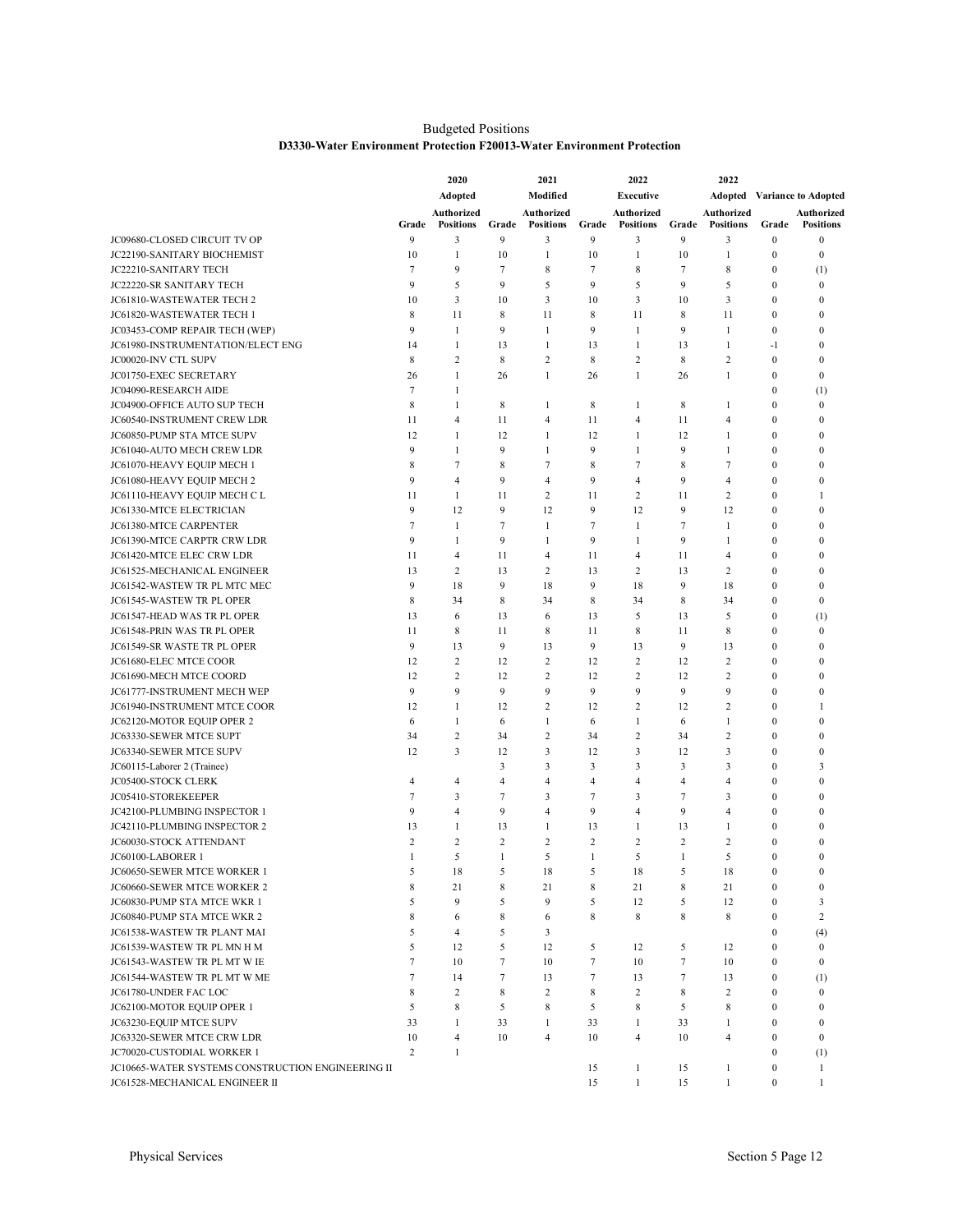Budgeted Positions

**D3330-Water Environment Protection F20013-Water Environment Protection**

| | 2020 | | 2021 | | 2022 | | 2022 | | | |
|---|---|---|---|---|---|---|---|---|---|---|
| | Adopted | | Modified | | Executive | | Adopted | | Variance to Adopted | |
| | Grade | Authorized Positions | Grade | Authorized Positions | Grade | Authorized Positions | Grade | Authorized Positions | Grade | Authorized Positions |
| JC09680-CLOSED CIRCUIT TV OP | 9 | 3 | 9 | 3 | 9 | 3 | 9 | 3 | 0 | 0 |
| JC22190-SANITARY BIOCHEMIST | 10 | 1 | 10 | 1 | 10 | 1 | 10 | 1 | 0 | 0 |
| JC22210-SANITARY TECH | 7 | 9 | 7 | 8 | 7 | 8 | 7 | 8 | 0 | (1) |
| JC22220-SR SANITARY TECH | 9 | 5 | 9 | 5 | 9 | 5 | 9 | 5 | 0 | 0 |
| JC61810-WASTEWATER TECH 2 | 10 | 3 | 10 | 3 | 10 | 3 | 10 | 3 | 0 | 0 |
| JC61820-WASTEWATER TECH 1 | 8 | 11 | 8 | 11 | 8 | 11 | 8 | 11 | 0 | 0 |
| JC03453-COMP REPAIR TECH (WEP) | 9 | 1 | 9 | 1 | 9 | 1 | 9 | 1 | 0 | 0 |
| JC61980-INSTRUMENTATION/ELECT ENG | 14 | 1 | 13 | 1 | 13 | 1 | 13 | 1 | -1 | 0 |
| JC00020-INV CTL SUPV | 8 | 2 | 8 | 2 | 8 | 2 | 8 | 2 | 0 | 0 |
| JC01750-EXEC SECRETARY | 26 | 1 | 26 | 1 | 26 | 1 | 26 | 1 | 0 | 0 |
| JC04090-RESEARCH AIDE | 7 | 1 | | | | | | | 0 | (1) |
| JC04900-OFFICE AUTO SUP TECH | 8 | 1 | 8 | 1 | 8 | 1 | 8 | 1 | 0 | 0 |
| JC60540-INSTRUMENT CREW LDR | 11 | 4 | 11 | 4 | 11 | 4 | 11 | 4 | 0 | 0 |
| JC60850-PUMP STA MTCE SUPV | 12 | 1 | 12 | 1 | 12 | 1 | 12 | 1 | 0 | 0 |
| JC61040-AUTO MECH CREW LDR | 9 | 1 | 9 | 1 | 9 | 1 | 9 | 1 | 0 | 0 |
| JC61070-HEAVY EQUIP MECH 1 | 8 | 7 | 8 | 7 | 8 | 7 | 8 | 7 | 0 | 0 |
| JC61080-HEAVY EQUIP MECH 2 | 9 | 4 | 9 | 4 | 9 | 4 | 9 | 4 | 0 | 0 |
| JC61110-HEAVY EQUIP MECH C L | 11 | 1 | 11 | 2 | 11 | 2 | 11 | 2 | 0 | 1 |
| JC61330-MTCE ELECTRICIAN | 9 | 12 | 9 | 12 | 9 | 12 | 9 | 12 | 0 | 0 |
| JC61380-MTCE CARPENTER | 7 | 1 | 7 | 1 | 7 | 1 | 7 | 1 | 0 | 0 |
| JC61390-MTCE CARPTR CRW LDR | 9 | 1 | 9 | 1 | 9 | 1 | 9 | 1 | 0 | 0 |
| JC61420-MTCE ELEC CRW LDR | 11 | 4 | 11 | 4 | 11 | 4 | 11 | 4 | 0 | 0 |
| JC61525-MECHANICAL ENGINEER | 13 | 2 | 13 | 2 | 13 | 2 | 13 | 2 | 0 | 0 |
| JC61542-WASTEW TR PL MTC MEC | 9 | 18 | 9 | 18 | 9 | 18 | 9 | 18 | 0 | 0 |
| JC61545-WASTEW TR PL OPER | 8 | 34 | 8 | 34 | 8 | 34 | 8 | 34 | 0 | 0 |
| JC61547-HEAD WAS TR PL OPER | 13 | 6 | 13 | 6 | 13 | 5 | 13 | 5 | 0 | (1) |
| JC61548-PRIN WAS TR PL OPER | 11 | 8 | 11 | 8 | 11 | 8 | 11 | 8 | 0 | 0 |
| JC61549-SR WASTE TR PL OPER | 9 | 13 | 9 | 13 | 9 | 13 | 9 | 13 | 0 | 0 |
| JC61680-ELEC MTCE COOR | 12 | 2 | 12 | 2 | 12 | 2 | 12 | 2 | 0 | 0 |
| JC61690-MECH MTCE COORD | 12 | 2 | 12 | 2 | 12 | 2 | 12 | 2 | 0 | 0 |
| JC61777-INSTRUMENT MECH WEP | 9 | 9 | 9 | 9 | 9 | 9 | 9 | 9 | 0 | 0 |
| JC61940-INSTRUMENT MTCE COOR | 12 | 1 | 12 | 2 | 12 | 2 | 12 | 2 | 0 | 1 |
| JC62120-MOTOR EQUIP OPER 2 | 6 | 1 | 6 | 1 | 6 | 1 | 6 | 1 | 0 | 0 |
| JC63330-SEWER MTCE SUPT | 34 | 2 | 34 | 2 | 34 | 2 | 34 | 2 | 0 | 0 |
| JC63340-SEWER MTCE SUPV | 12 | 3 | 12 | 3 | 12 | 3 | 12 | 3 | 0 | 0 |
| JC60115-Laborer 2 (Trainee) | | | 3 | 3 | 3 | 3 | 3 | 3 | 0 | 3 |
| JC05400-STOCK CLERK | 4 | 4 | 4 | 4 | 4 | 4 | 4 | 4 | 0 | 0 |
| JC05410-STOREKEEPER | 7 | 3 | 7 | 3 | 7 | 3 | 7 | 3 | 0 | 0 |
| JC42100-PLUMBING INSPECTOR 1 | 9 | 4 | 9 | 4 | 9 | 4 | 9 | 4 | 0 | 0 |
| JC42110-PLUMBING INSPECTOR 2 | 13 | 1 | 13 | 1 | 13 | 1 | 13 | 1 | 0 | 0 |
| JC60030-STOCK ATTENDANT | 2 | 2 | 2 | 2 | 2 | 2 | 2 | 2 | 0 | 0 |
| JC60100-LABORER 1 | 1 | 5 | 1 | 5 | 1 | 5 | 1 | 5 | 0 | 0 |
| JC60650-SEWER MTCE WORKER 1 | 5 | 18 | 5 | 18 | 5 | 18 | 5 | 18 | 0 | 0 |
| JC60660-SEWER MTCE WORKER 2 | 8 | 21 | 8 | 21 | 8 | 21 | 8 | 21 | 0 | 0 |
| JC60830-PUMP STA MTCE WKR 1 | 5 | 9 | 5 | 9 | 5 | 12 | 5 | 12 | 0 | 3 |
| JC60840-PUMP STA MTCE WKR 2 | 8 | 6 | 8 | 6 | 8 | 8 | 8 | 8 | 0 | 2 |
| JC61538-WASTEW TR PLANT MAI | 5 | 4 | 5 | 3 | | | | | 0 | (4) |
| JC61539-WASTEW TR PL MN H M | 5 | 12 | 5 | 12 | 5 | 12 | 5 | 12 | 0 | 0 |
| JC61543-WASTEW TR PL MT W IE | 7 | 10 | 7 | 10 | 7 | 10 | 7 | 10 | 0 | 0 |
| JC61544-WASTEW TR PL MT W ME | 7 | 14 | 7 | 13 | 7 | 13 | 7 | 13 | 0 | (1) |
| JC61780-UNDER FAC LOC | 8 | 2 | 8 | 2 | 8 | 2 | 8 | 2 | 0 | 0 |
| JC62100-MOTOR EQUIP OPER 1 | 5 | 8 | 5 | 8 | 5 | 8 | 5 | 8 | 0 | 0 |
| JC63230-EQUIP MTCE SUPV | 33 | 1 | 33 | 1 | 33 | 1 | 33 | 1 | 0 | 0 |
| JC63320-SEWER MTCE CRW LDR | 10 | 4 | 10 | 4 | 10 | 4 | 10 | 4 | 0 | 0 |
| JC70020-CUSTODIAL WORKER 1 | 2 | 1 | | | | | | | 0 | (1) |
| JC10665-WATER SYSTEMS CONSTRUCTION ENGINEERING II | | | | | 15 | 1 | 15 | 1 | 0 | 1 |
| JC61528-MECHANICAL ENGINEER II | | | | | 15 | 1 | 15 | 1 | 0 | 1 |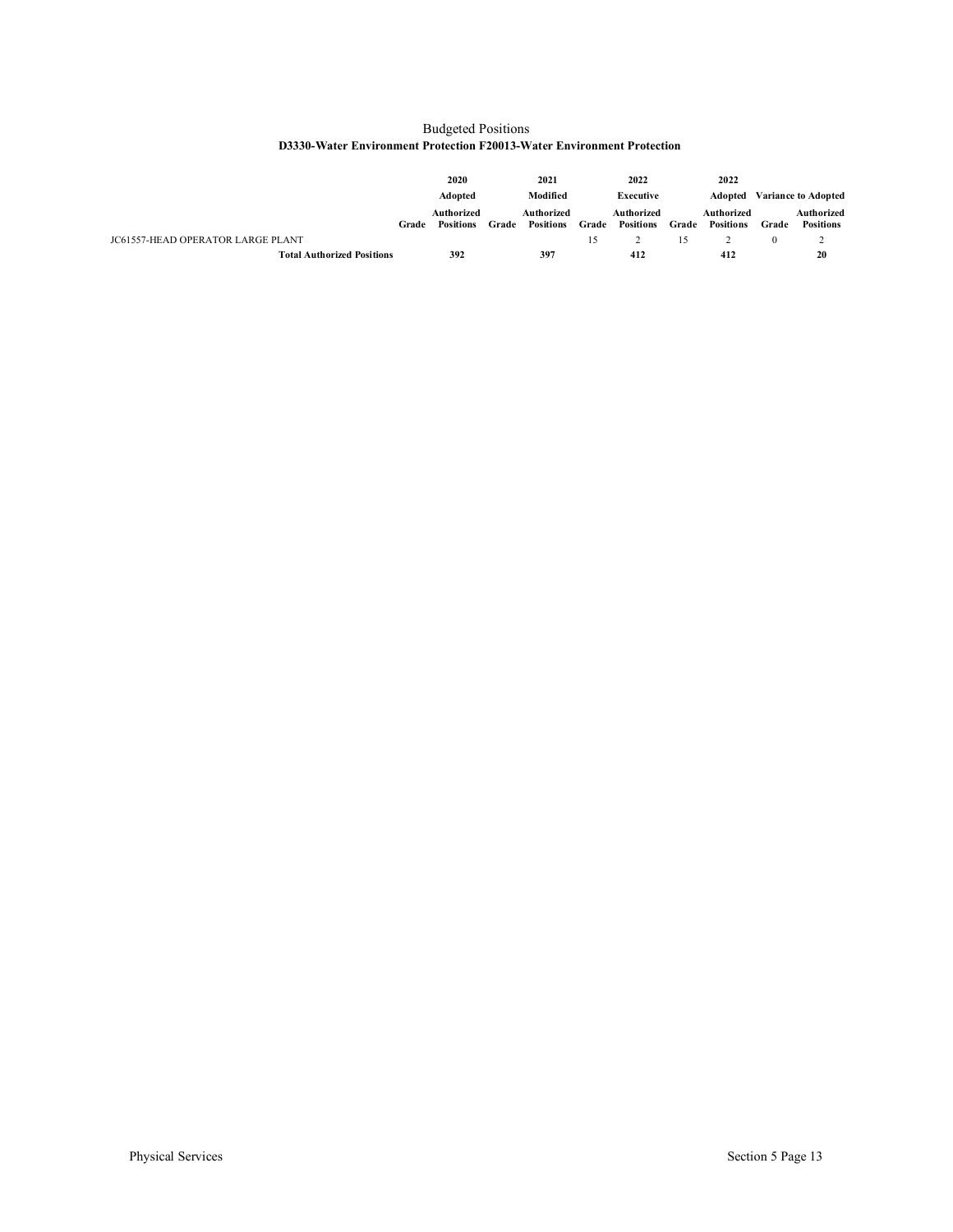Budgeted Positions

**D3330-Water Environment Protection F20013-Water Environment Protection**

| | 2020 | | 2021 | | 2022 | | 2022 | | |
|---|---|---|---|---|---|---|---|---|---|
| | Adopted | | Modified | | Executive | | Adopted | Variance to Adopted | |
| | Grade | Authorized Positions | Grade | Authorized Positions | Grade | Authorized Positions | Grade | Authorized Positions | Grade | Authorized Positions |
| JC61557-HEAD OPERATOR LARGE PLANT | | | | | 15 | 2 | 15 | 2 | 0 | 2 |
| **Total Authorized Positions** | | **392** | | **397** | | **412** | | **412** | | **20** |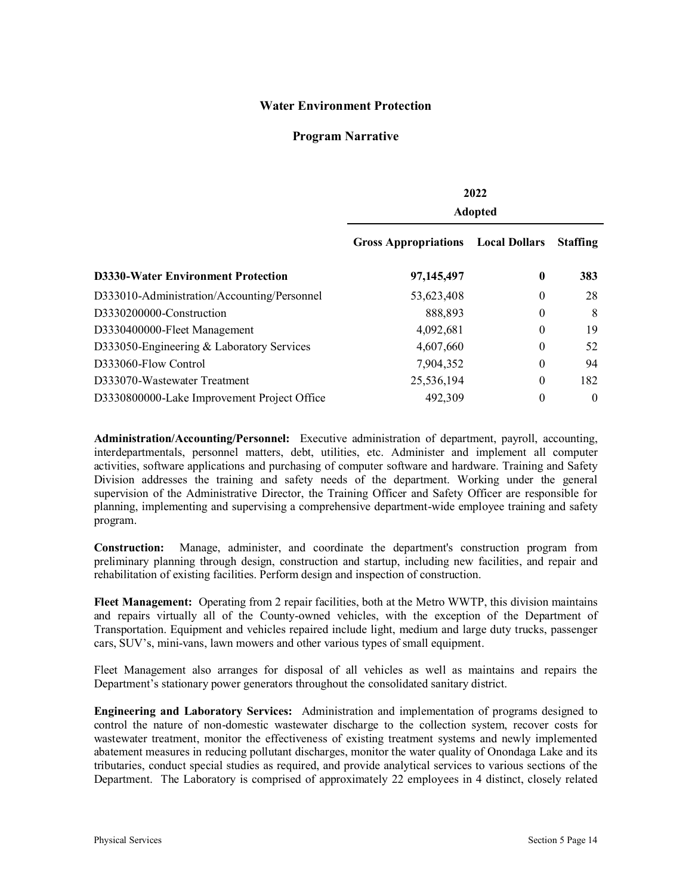## Water Environment Protection

### Program Narrative

| | 2022 Adopted | | |
|---|---|---|---|
| | **Gross Appropriations** | **Local Dollars** | **Staffing** |
| **D3330-Water Environment Protection** | **97,145,497** | **0** | **383** |
| D333010-Administration/Accounting/Personnel | 53,623,408 | 0 | 28 |
| D3330200000-Construction | 888,893 | 0 | 8 |
| D3330400000-Fleet Management | 4,092,681 | 0 | 19 |
| D333050-Engineering & Laboratory Services | 4,607,660 | 0 | 52 |
| D333060-Flow Control | 7,904,352 | 0 | 94 |
| D333070-Wastewater Treatment | 25,536,194 | 0 | 182 |
| D3330800000-Lake Improvement Project Office | 492,309 | 0 | 0 |

**Administration/Accounting/Personnel:** Executive administration of department, payroll, accounting, interdepartmentals, personnel matters, debt, utilities, etc. Administer and implement all computer activities, software applications and purchasing of computer software and hardware. Training and Safety Division addresses the training and safety needs of the department. Working under the general supervision of the Administrative Director, the Training Officer and Safety Officer are responsible for planning, implementing and supervising a comprehensive department-wide employee training and safety program.

**Construction:** Manage, administer, and coordinate the department's construction program from preliminary planning through design, construction and startup, including new facilities, and repair and rehabilitation of existing facilities. Perform design and inspection of construction.

**Fleet Management:** Operating from 2 repair facilities, both at the Metro WWTP, this division maintains and repairs virtually all of the County-owned vehicles, with the exception of the Department of Transportation. Equipment and vehicles repaired include light, medium and large duty trucks, passenger cars, SUV's, mini-vans, lawn mowers and other various types of small equipment.

Fleet Management also arranges for disposal of all vehicles as well as maintains and repairs the Department's stationary power generators throughout the consolidated sanitary district.

**Engineering and Laboratory Services:** Administration and implementation of programs designed to control the nature of non-domestic wastewater discharge to the collection system, recover costs for wastewater treatment, monitor the effectiveness of existing treatment systems and newly implemented abatement measures in reducing pollutant discharges, monitor the water quality of Onondaga Lake and its tributaries, conduct special studies as required, and provide analytical services to various sections of the Department. The Laboratory is comprised of approximately 22 employees in 4 distinct, closely related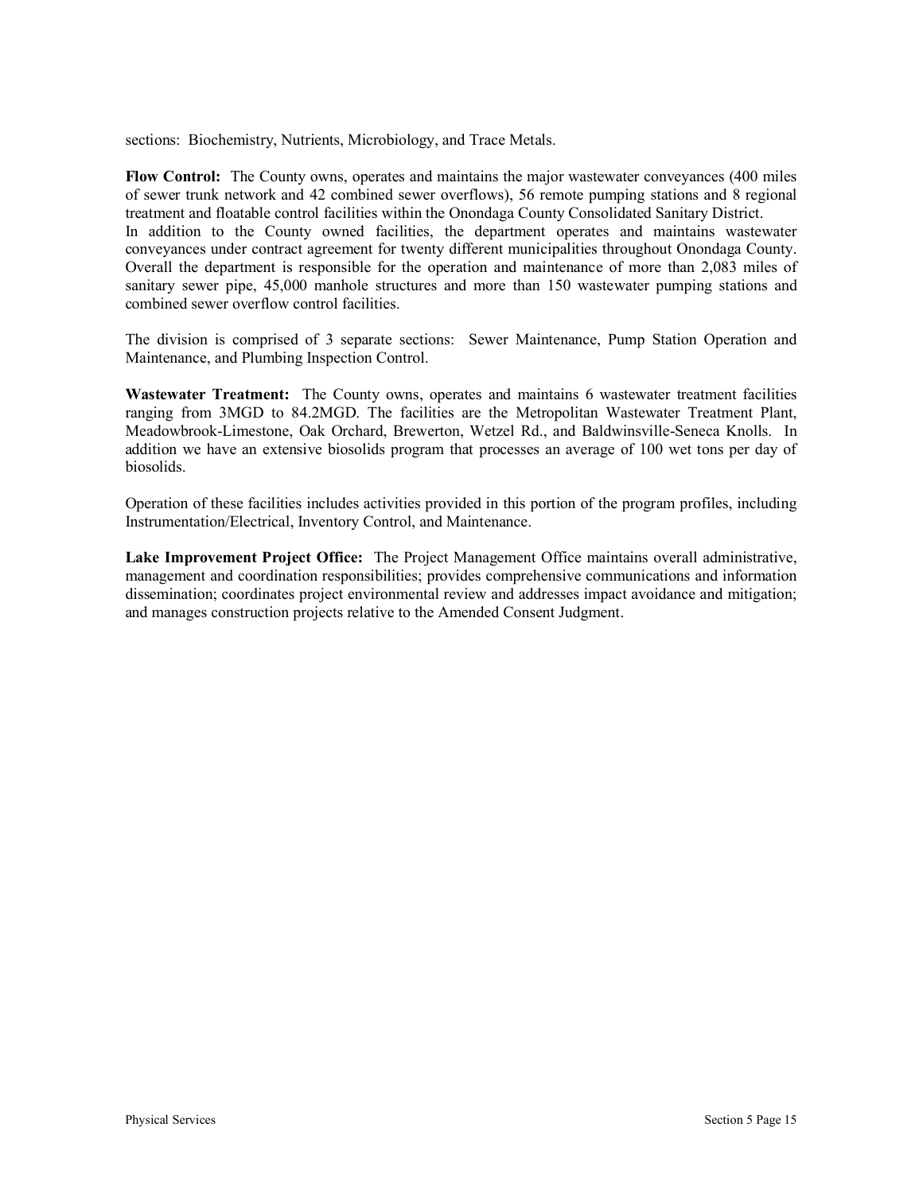sections: Biochemistry, Nutrients, Microbiology, and Trace Metals.

**Flow Control:** The County owns, operates and maintains the major wastewater conveyances (400 miles of sewer trunk network and 42 combined sewer overflows), 56 remote pumping stations and 8 regional treatment and floatable control facilities within the Onondaga County Consolidated Sanitary District.
In addition to the County owned facilities, the department operates and maintains wastewater conveyances under contract agreement for twenty different municipalities throughout Onondaga County. Overall the department is responsible for the operation and maintenance of more than 2,083 miles of sanitary sewer pipe, 45,000 manhole structures and more than 150 wastewater pumping stations and combined sewer overflow control facilities.

The division is comprised of 3 separate sections: Sewer Maintenance, Pump Station Operation and Maintenance, and Plumbing Inspection Control.

**Wastewater Treatment:** The County owns, operates and maintains 6 wastewater treatment facilities ranging from 3MGD to 84.2MGD. The facilities are the Metropolitan Wastewater Treatment Plant, Meadowbrook-Limestone, Oak Orchard, Brewerton, Wetzel Rd., and Baldwinsville-Seneca Knolls. In addition we have an extensive biosolids program that processes an average of 100 wet tons per day of biosolids.

Operation of these facilities includes activities provided in this portion of the program profiles, including Instrumentation/Electrical, Inventory Control, and Maintenance.

**Lake Improvement Project Office:** The Project Management Office maintains overall administrative, management and coordination responsibilities; provides comprehensive communications and information dissemination; coordinates project environmental review and addresses impact avoidance and mitigation; and manages construction projects relative to the Amended Consent Judgment.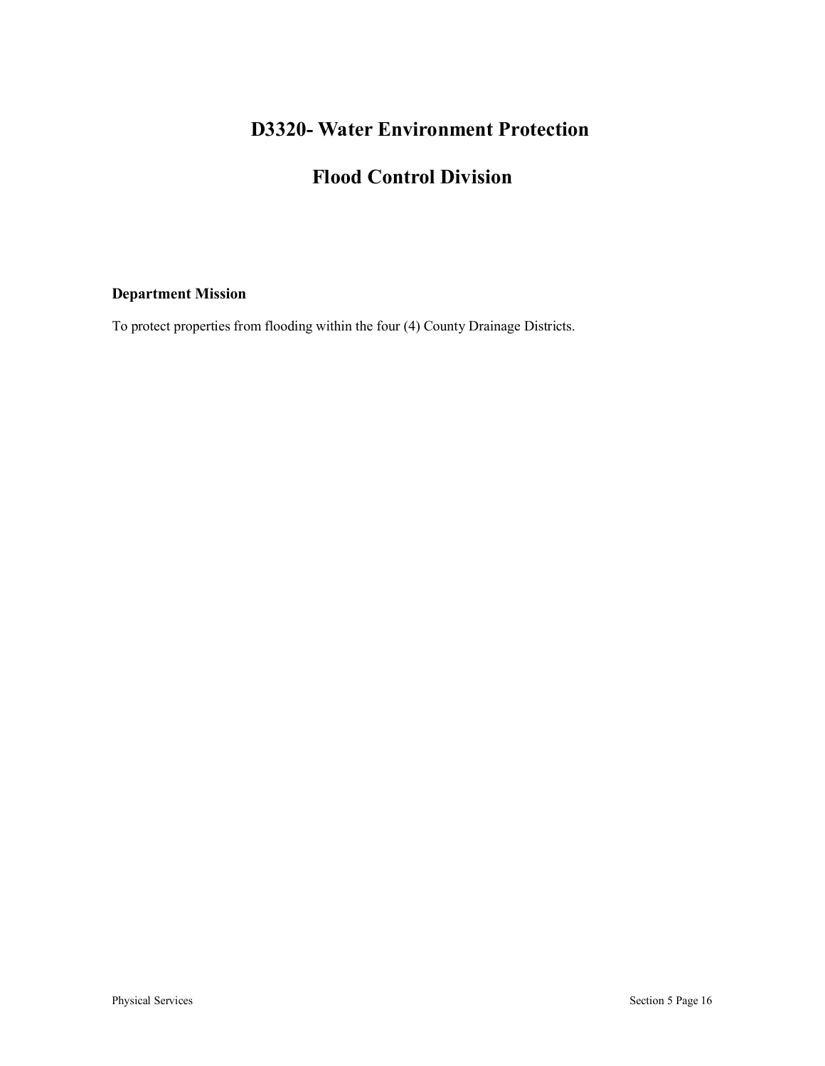# D3320- Water Environment Protection

# Flood Control Division

### Department Mission

To protect properties from flooding within the four (4) County Drainage Districts.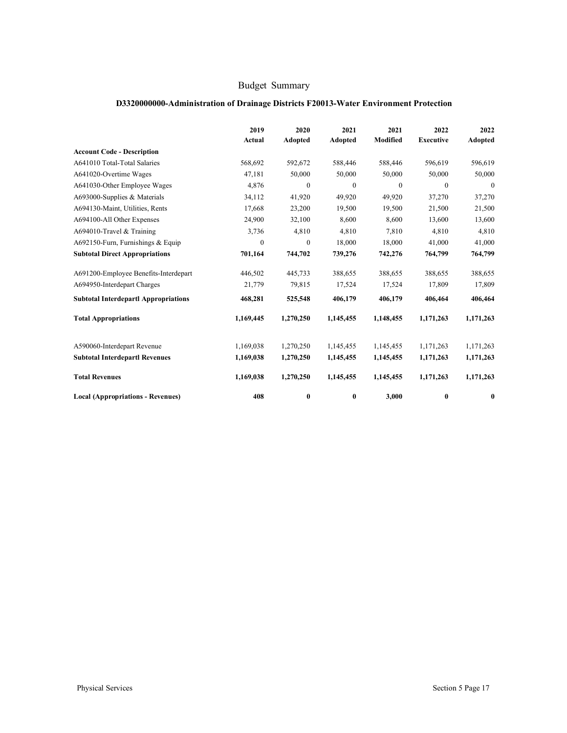# Budget Summary

## D3320000000-Administration of Drainage Districts F20013-Water Environment Protection

| Account Code - Description | 2019 Actual | 2020 Adopted | 2021 Adopted | 2021 Modified | 2022 Executive | 2022 Adopted |
|---|---|---|---|---|---|---|
| A641010 Total-Total Salaries | 568,692 | 592,672 | 588,446 | 588,446 | 596,619 | 596,619 |
| A641020-Overtime Wages | 47,181 | 50,000 | 50,000 | 50,000 | 50,000 | 50,000 |
| A641030-Other Employee Wages | 4,876 | 0 | 0 | 0 | 0 | 0 |
| A693000-Supplies & Materials | 34,112 | 41,920 | 49,920 | 49,920 | 37,270 | 37,270 |
| A694130-Maint, Utilities, Rents | 17,668 | 23,200 | 19,500 | 19,500 | 21,500 | 21,500 |
| A694100-All Other Expenses | 24,900 | 32,100 | 8,600 | 8,600 | 13,600 | 13,600 |
| A694010-Travel & Training | 3,736 | 4,810 | 4,810 | 7,810 | 4,810 | 4,810 |
| A692150-Furn, Furnishings & Equip | 0 | 0 | 18,000 | 18,000 | 41,000 | 41,000 |
| **Subtotal Direct Appropriations** | **701,164** | **744,702** | **739,276** | **742,276** | **764,799** | **764,799** |
| A691200-Employee Benefits-Interdepart | 446,502 | 445,733 | 388,655 | 388,655 | 388,655 | 388,655 |
| A694950-Interdepart Charges | 21,779 | 79,815 | 17,524 | 17,524 | 17,809 | 17,809 |
| **Subtotal Interdepartl Appropriations** | **468,281** | **525,548** | **406,179** | **406,179** | **406,464** | **406,464** |
| **Total Appropriations** | **1,169,445** | **1,270,250** | **1,145,455** | **1,148,455** | **1,171,263** | **1,171,263** |
| A590060-Interdepart Revenue | 1,169,038 | 1,270,250 | 1,145,455 | 1,145,455 | 1,171,263 | 1,171,263 |
| **Subtotal Interdepartl Revenues** | **1,169,038** | **1,270,250** | **1,145,455** | **1,145,455** | **1,171,263** | **1,171,263** |
| **Total Revenues** | **1,169,038** | **1,270,250** | **1,145,455** | **1,145,455** | **1,171,263** | **1,171,263** |
| **Local (Appropriations - Revenues)** | **408** | **0** | **0** | **3,000** | **0** | **0** |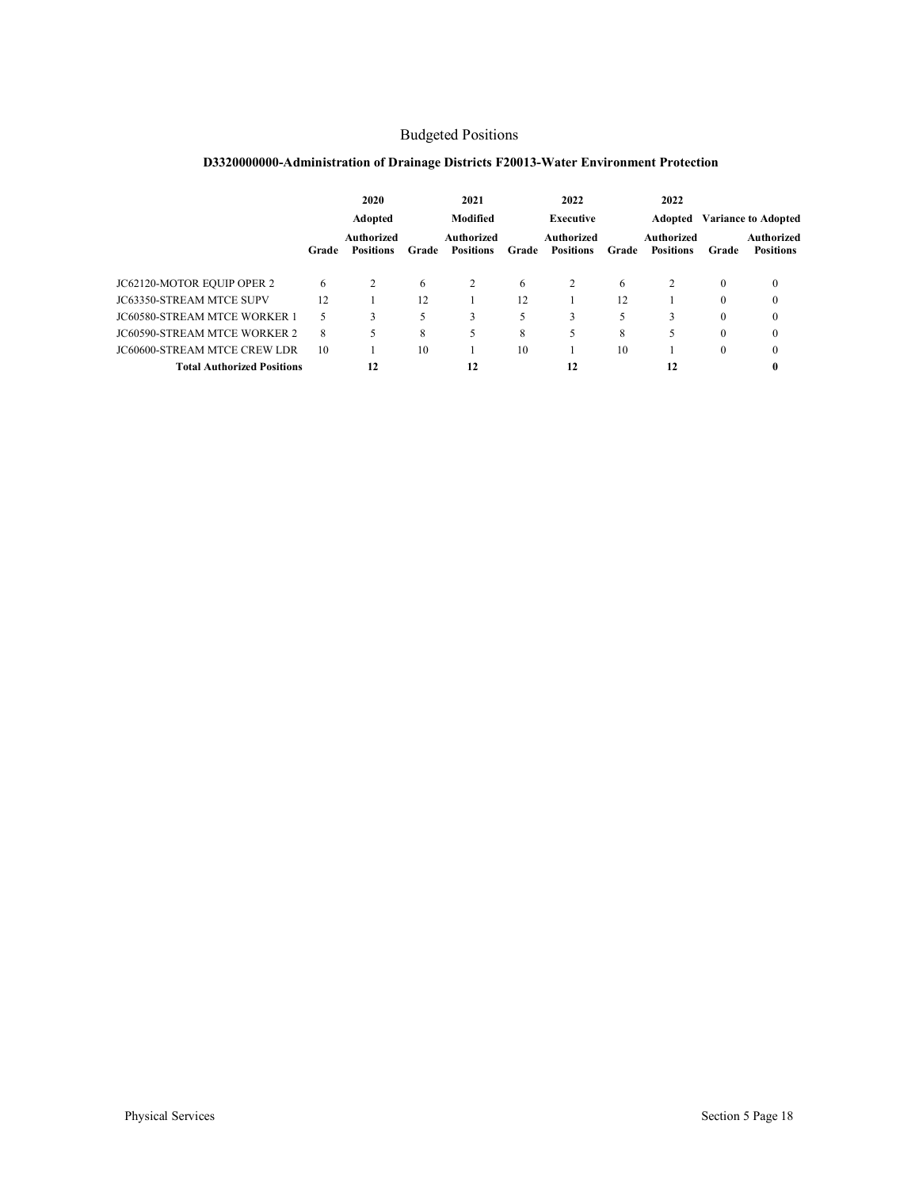# Budgeted Positions

## D3320000000-Administration of Drainage Districts F20013-Water Environment Protection

| | 2020 | | 2021 | | 2022 | | 2022 | | | |
|---|---|---|---|---|---|---|---|---|---|---|
| | Adopted | | Modified | | Executive | | Adopted | | Variance to Adopted | |
| | Grade | Authorized Positions | Grade | Authorized Positions | Grade | Authorized Positions | Grade | Authorized Positions | Grade | Authorized Positions |
| JC62120-MOTOR EQUIP OPER 2 | 6 | 2 | 6 | 2 | 6 | 2 | 6 | 2 | 0 | 0 |
| JC63350-STREAM MTCE SUPV | 12 | 1 | 12 | 1 | 12 | 1 | 12 | 1 | 0 | 0 |
| JC60580-STREAM MTCE WORKER 1 | 5 | 3 | 5 | 3 | 5 | 3 | 5 | 3 | 0 | 0 |
| JC60590-STREAM MTCE WORKER 2 | 8 | 5 | 8 | 5 | 8 | 5 | 8 | 5 | 0 | 0 |
| JC60600-STREAM MTCE CREW LDR | 10 | 1 | 10 | 1 | 10 | 1 | 10 | 1 | 0 | 0 |
| **Total Authorized Positions** | | **12** | | **12** | | **12** | | **12** | | **0** |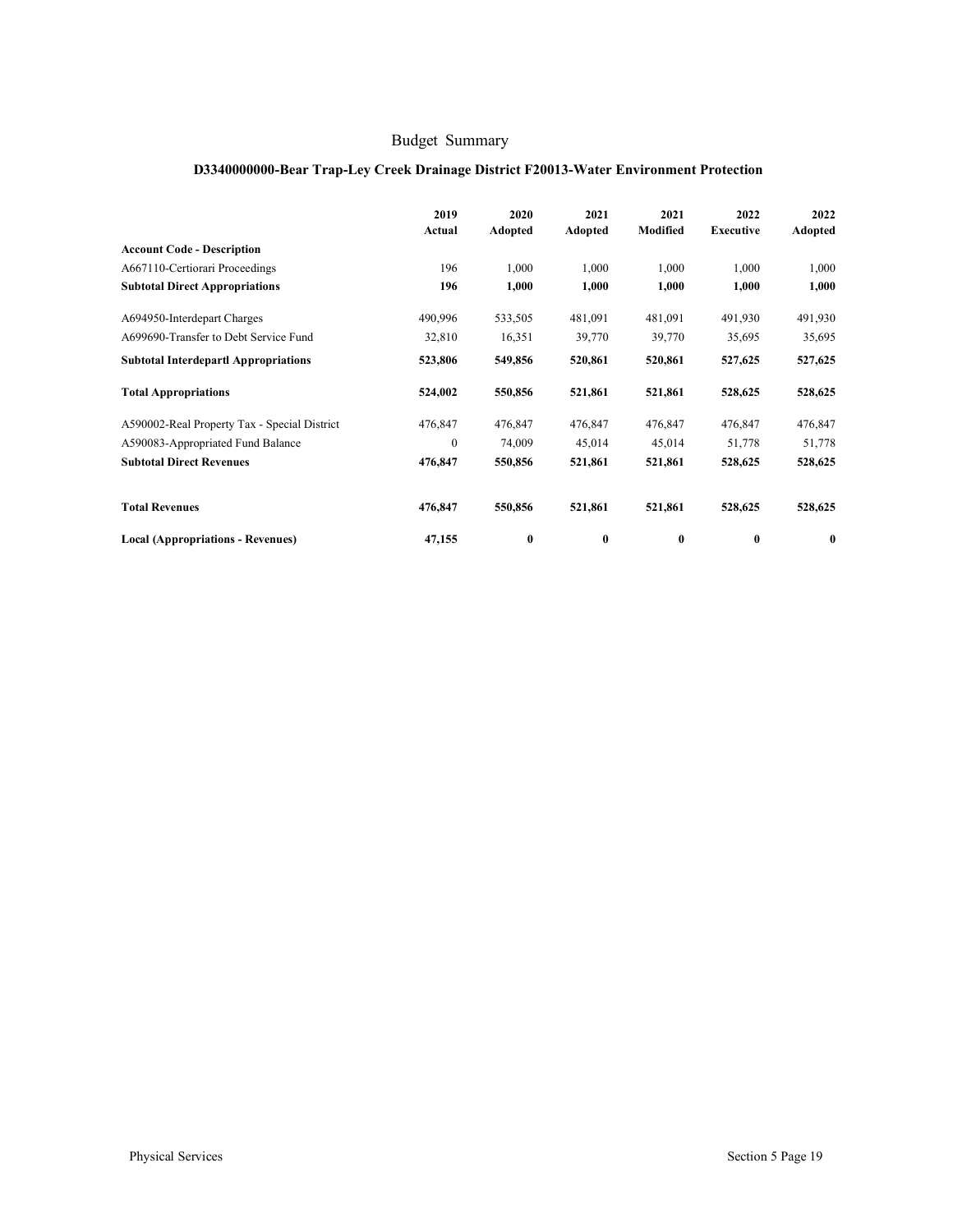# Budget Summary

## D3340000000-Bear Trap-Ley Creek Drainage District F20013-Water Environment Protection

| Account Code - Description | 2019 Actual | 2020 Adopted | 2021 Adopted | 2021 Modified | 2022 Executive | 2022 Adopted |
|---|---|---|---|---|---|---|
| A667110-Certiorari Proceedings | 196 | 1,000 | 1,000 | 1,000 | 1,000 | 1,000 |
| **Subtotal Direct Appropriations** | **196** | **1,000** | **1,000** | **1,000** | **1,000** | **1,000** |
| A694950-Interdepart Charges | 490,996 | 533,505 | 481,091 | 481,091 | 491,930 | 491,930 |
| A699690-Transfer to Debt Service Fund | 32,810 | 16,351 | 39,770 | 39,770 | 35,695 | 35,695 |
| **Subtotal Interdepartl Appropriations** | **523,806** | **549,856** | **520,861** | **520,861** | **527,625** | **527,625** |
| **Total Appropriations** | **524,002** | **550,856** | **521,861** | **521,861** | **528,625** | **528,625** |
| A590002-Real Property Tax - Special District | 476,847 | 476,847 | 476,847 | 476,847 | 476,847 | 476,847 |
| A590083-Appropriated Fund Balance | 0 | 74,009 | 45,014 | 45,014 | 51,778 | 51,778 |
| **Subtotal Direct Revenues** | **476,847** | **550,856** | **521,861** | **521,861** | **528,625** | **528,625** |
| **Total Revenues** | **476,847** | **550,856** | **521,861** | **521,861** | **528,625** | **528,625** |
| **Local (Appropriations - Revenues)** | **47,155** | **0** | **0** | **0** | **0** | **0** |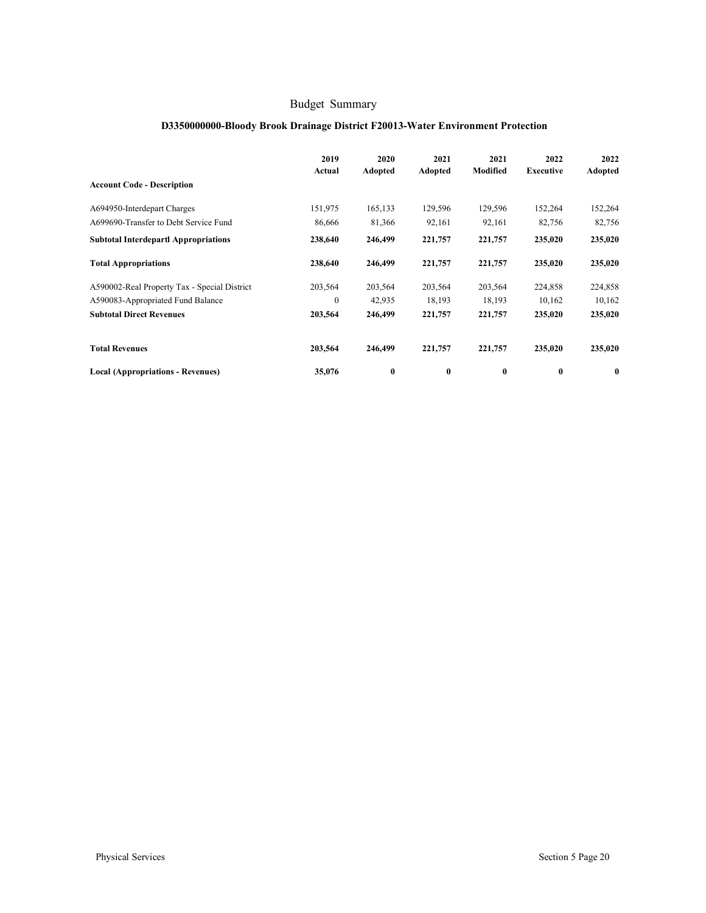# Budget Summary

## D3350000000-Bloody Brook Drainage District F20013-Water Environment Protection

| Account Code - Description | 2019 Actual | 2020 Adopted | 2021 Adopted | 2021 Modified | 2022 Executive | 2022 Adopted |
|---|---|---|---|---|---|---|
| A694950-Interdepart Charges | 151,975 | 165,133 | 129,596 | 129,596 | 152,264 | 152,264 |
| A699690-Transfer to Debt Service Fund | 86,666 | 81,366 | 92,161 | 92,161 | 82,756 | 82,756 |
| **Subtotal Interdepartl Appropriations** | **238,640** | **246,499** | **221,757** | **221,757** | **235,020** | **235,020** |
| **Total Appropriations** | **238,640** | **246,499** | **221,757** | **221,757** | **235,020** | **235,020** |
| A590002-Real Property Tax - Special District | 203,564 | 203,564 | 203,564 | 203,564 | 224,858 | 224,858 |
| A590083-Appropriated Fund Balance | 0 | 42,935 | 18,193 | 18,193 | 10,162 | 10,162 |
| **Subtotal Direct Revenues** | **203,564** | **246,499** | **221,757** | **221,757** | **235,020** | **235,020** |
| **Total Revenues** | **203,564** | **246,499** | **221,757** | **221,757** | **235,020** | **235,020** |
| **Local (Appropriations - Revenues)** | **35,076** | **0** | **0** | **0** | **0** | **0** |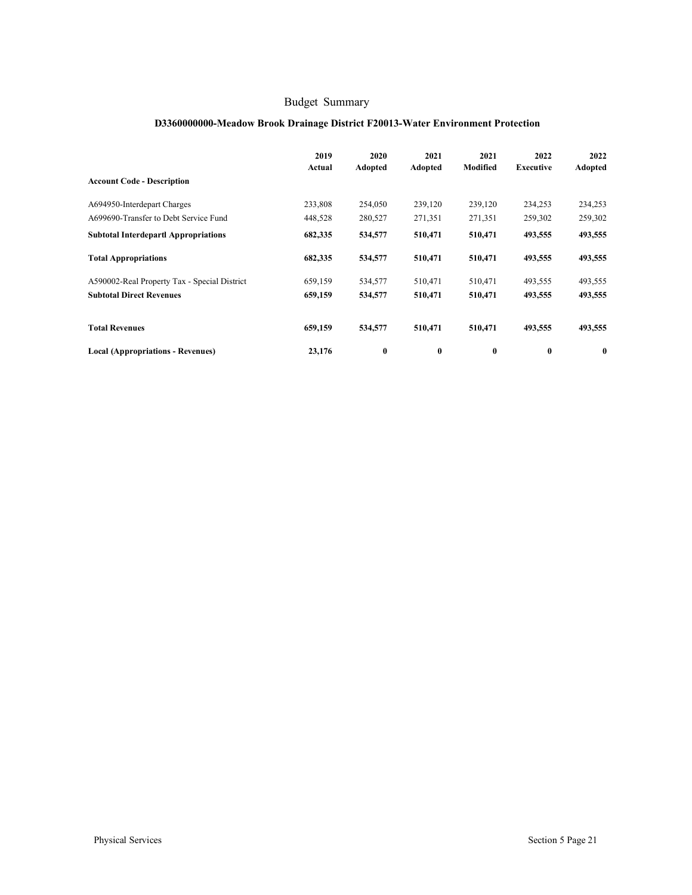# Budget Summary

## D3360000000-Meadow Brook Drainage District F20013-Water Environment Protection

| Account Code - Description | 2019 Actual | 2020 Adopted | 2021 Adopted | 2021 Modified | 2022 Executive | 2022 Adopted |
|---|---|---|---|---|---|---|
| A694950-Interdepart Charges | 233,808 | 254,050 | 239,120 | 239,120 | 234,253 | 234,253 |
| A699690-Transfer to Debt Service Fund | 448,528 | 280,527 | 271,351 | 271,351 | 259,302 | 259,302 |
| **Subtotal Interdepartl Appropriations** | **682,335** | **534,577** | **510,471** | **510,471** | **493,555** | **493,555** |
| **Total Appropriations** | **682,335** | **534,577** | **510,471** | **510,471** | **493,555** | **493,555** |
| A590002-Real Property Tax - Special District | 659,159 | 534,577 | 510,471 | 510,471 | 493,555 | 493,555 |
| **Subtotal Direct Revenues** | **659,159** | **534,577** | **510,471** | **510,471** | **493,555** | **493,555** |
| **Total Revenues** | **659,159** | **534,577** | **510,471** | **510,471** | **493,555** | **493,555** |
| **Local (Appropriations - Revenues)** | **23,176** | **0** | **0** | **0** | **0** | **0** |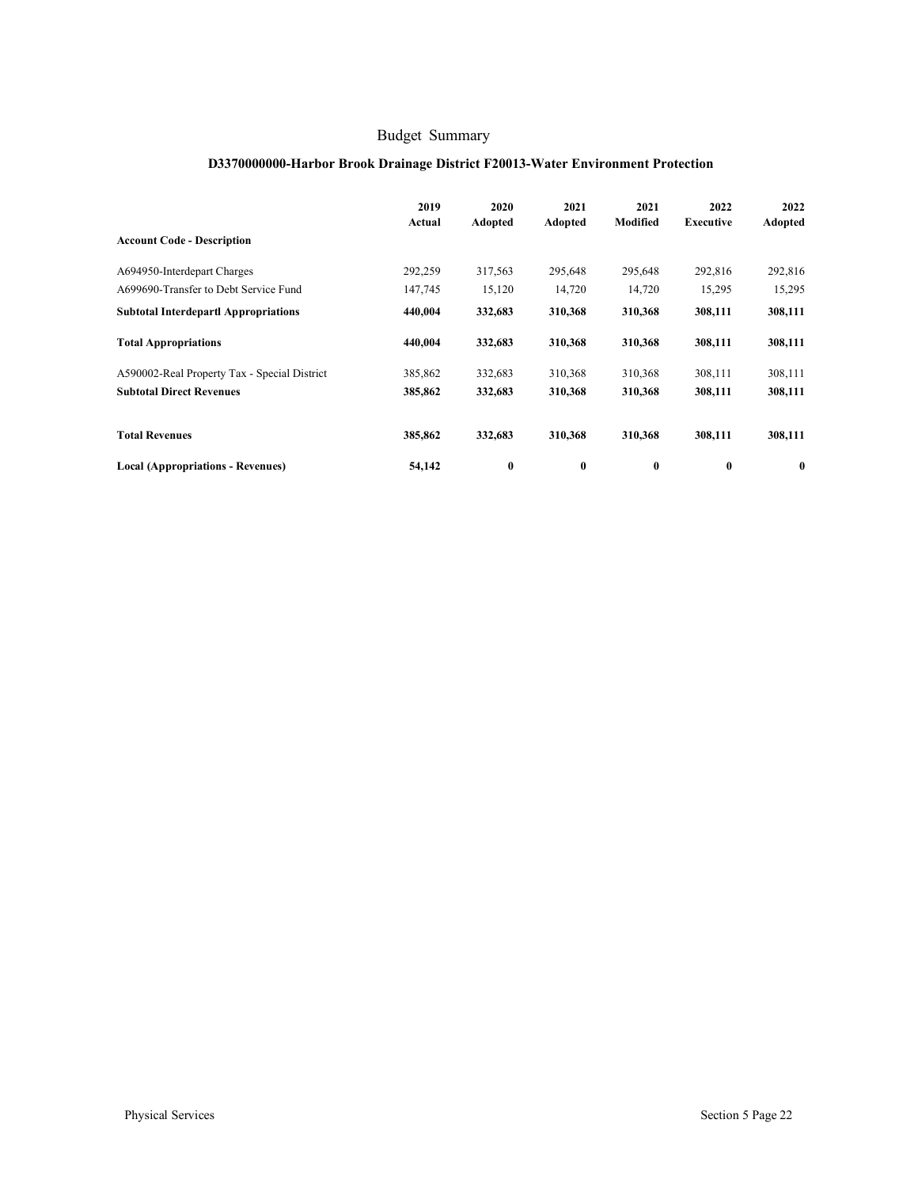# Budget Summary

## D3370000000-Harbor Brook Drainage District F20013-Water Environment Protection

| Account Code - Description | 2019 Actual | 2020 Adopted | 2021 Adopted | 2021 Modified | 2022 Executive | 2022 Adopted |
|---|---|---|---|---|---|---|
| A694950-Interdepart Charges | 292,259 | 317,563 | 295,648 | 295,648 | 292,816 | 292,816 |
| A699690-Transfer to Debt Service Fund | 147,745 | 15,120 | 14,720 | 14,720 | 15,295 | 15,295 |
| **Subtotal Interdepartl Appropriations** | **440,004** | **332,683** | **310,368** | **310,368** | **308,111** | **308,111** |
| **Total Appropriations** | **440,004** | **332,683** | **310,368** | **310,368** | **308,111** | **308,111** |
| A590002-Real Property Tax - Special District | 385,862 | 332,683 | 310,368 | 310,368 | 308,111 | 308,111 |
| **Subtotal Direct Revenues** | **385,862** | **332,683** | **310,368** | **310,368** | **308,111** | **308,111** |
| **Total Revenues** | **385,862** | **332,683** | **310,368** | **310,368** | **308,111** | **308,111** |
| **Local (Appropriations - Revenues)** | **54,142** | **0** | **0** | **0** | **0** | **0** |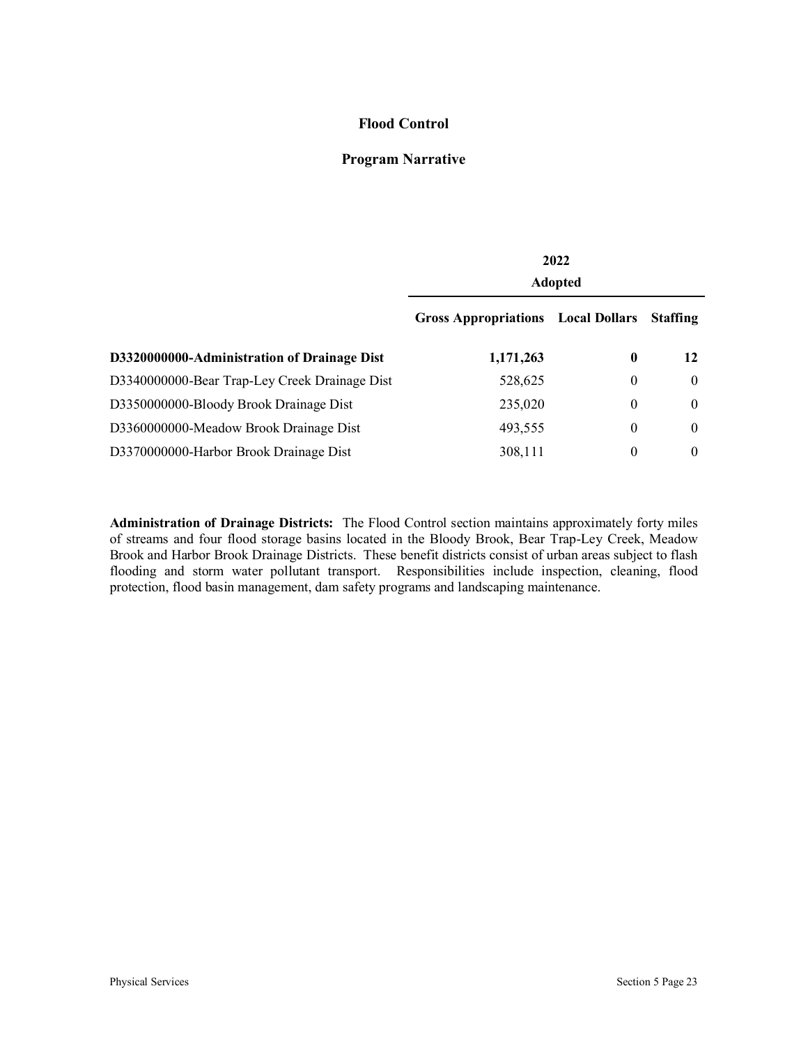# Flood Control

## Program Narrative

| | 2022 Adopted | | |
|---|---|---|---|
| | **Gross Appropriations** | **Local Dollars** | **Staffing** |
| **D3320000000-Administration of Drainage Dist** | **1,171,263** | **0** | **12** |
| D3340000000-Bear Trap-Ley Creek Drainage Dist | 528,625 | 0 | 0 |
| D3350000000-Bloody Brook Drainage Dist | 235,020 | 0 | 0 |
| D3360000000-Meadow Brook Drainage Dist | 493,555 | 0 | 0 |
| D3370000000-Harbor Brook Drainage Dist | 308,111 | 0 | 0 |

**Administration of Drainage Districts:** The Flood Control section maintains approximately forty miles of streams and four flood storage basins located in the Bloody Brook, Bear Trap-Ley Creek, Meadow Brook and Harbor Brook Drainage Districts. These benefit districts consist of urban areas subject to flash flooding and storm water pollutant transport. Responsibilities include inspection, cleaning, flood protection, flood basin management, dam safety programs and landscaping maintenance.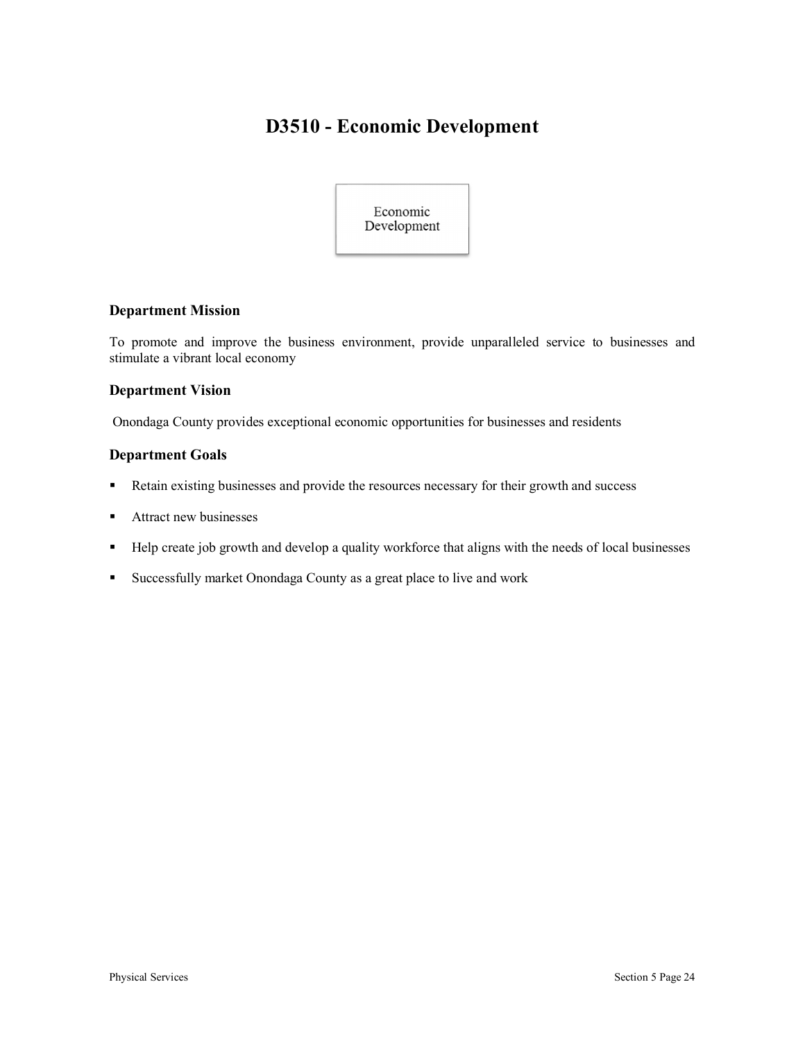# D3510 - Economic Development

Economic Development

### Department Mission

To promote and improve the business environment, provide unparalleled service to businesses and stimulate a vibrant local economy

### Department Vision

Onondaga County provides exceptional economic opportunities for businesses and residents

### Department Goals

- Retain existing businesses and provide the resources necessary for their growth and success
- Attract new businesses
- Help create job growth and develop a quality workforce that aligns with the needs of local businesses
- Successfully market Onondaga County as a great place to live and work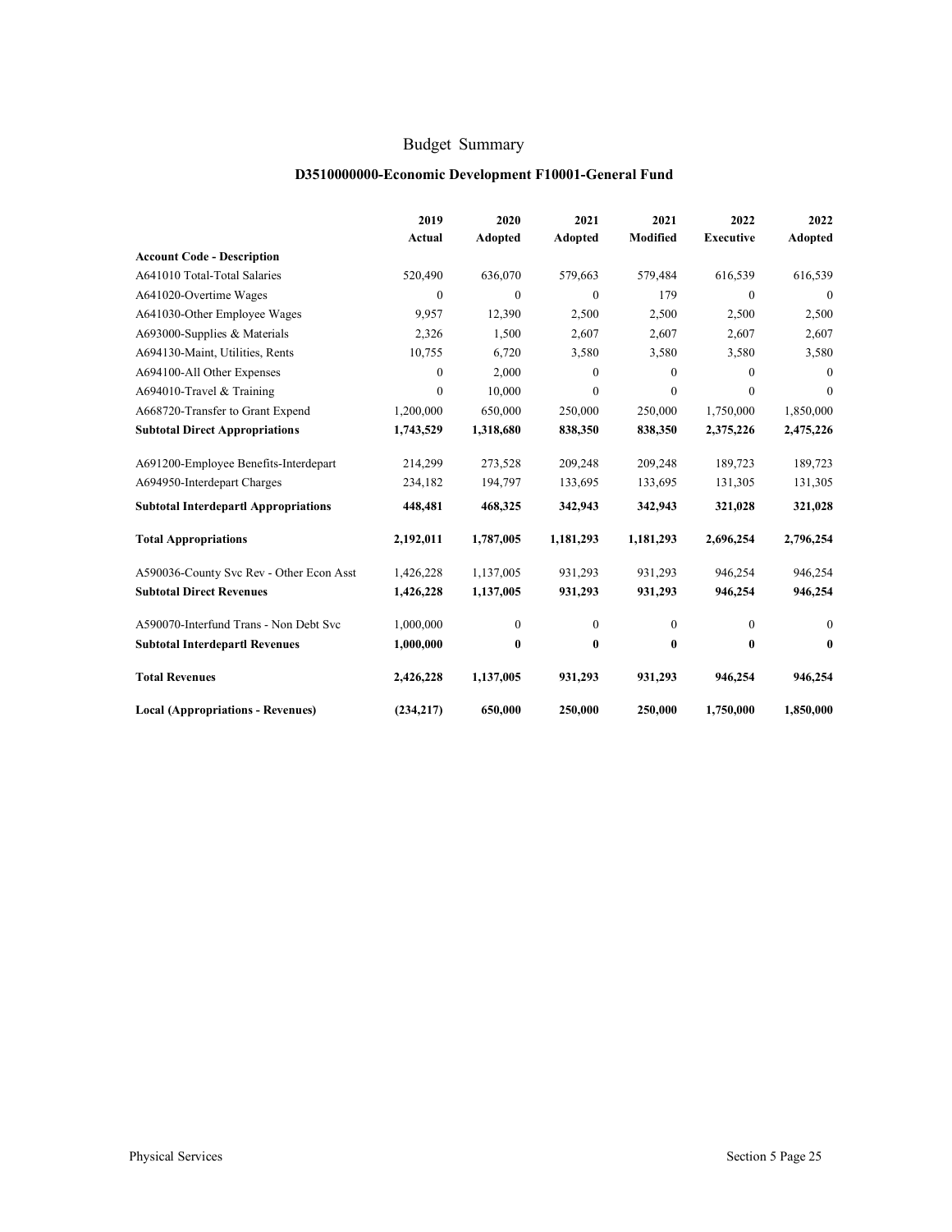# Budget Summary

## D3510000000-Economic Development F10001-General Fund

| Account Code - Description | 2019 Actual | 2020 Adopted | 2021 Adopted | 2021 Modified | 2022 Executive | 2022 Adopted |
|---|---|---|---|---|---|---|
| A641010 Total-Total Salaries | 520,490 | 636,070 | 579,663 | 579,484 | 616,539 | 616,539 |
| A641020-Overtime Wages | 0 | 0 | 0 | 179 | 0 | 0 |
| A641030-Other Employee Wages | 9,957 | 12,390 | 2,500 | 2,500 | 2,500 | 2,500 |
| A693000-Supplies & Materials | 2,326 | 1,500 | 2,607 | 2,607 | 2,607 | 2,607 |
| A694130-Maint, Utilities, Rents | 10,755 | 6,720 | 3,580 | 3,580 | 3,580 | 3,580 |
| A694100-All Other Expenses | 0 | 2,000 | 0 | 0 | 0 | 0 |
| A694010-Travel & Training | 0 | 10,000 | 0 | 0 | 0 | 0 |
| A668720-Transfer to Grant Expend | 1,200,000 | 650,000 | 250,000 | 250,000 | 1,750,000 | 1,850,000 |
| **Subtotal Direct Appropriations** | **1,743,529** | **1,318,680** | **838,350** | **838,350** | **2,375,226** | **2,475,226** |
| A691200-Employee Benefits-Interdepart | 214,299 | 273,528 | 209,248 | 209,248 | 189,723 | 189,723 |
| A694950-Interdepart Charges | 234,182 | 194,797 | 133,695 | 133,695 | 131,305 | 131,305 |
| **Subtotal Interdepartl Appropriations** | **448,481** | **468,325** | **342,943** | **342,943** | **321,028** | **321,028** |
| **Total Appropriations** | **2,192,011** | **1,787,005** | **1,181,293** | **1,181,293** | **2,696,254** | **2,796,254** |
| A590036-County Svc Rev - Other Econ Asst | 1,426,228 | 1,137,005 | 931,293 | 931,293 | 946,254 | 946,254 |
| **Subtotal Direct Revenues** | **1,426,228** | **1,137,005** | **931,293** | **931,293** | **946,254** | **946,254** |
| A590070-Interfund Trans - Non Debt Svc | 1,000,000 | 0 | 0 | 0 | 0 | 0 |
| **Subtotal Interdepartl Revenues** | **1,000,000** | **0** | **0** | **0** | **0** | **0** |
| **Total Revenues** | **2,426,228** | **1,137,005** | **931,293** | **931,293** | **946,254** | **946,254** |
| **Local (Appropriations - Revenues)** | **(234,217)** | **650,000** | **250,000** | **250,000** | **1,750,000** | **1,850,000** |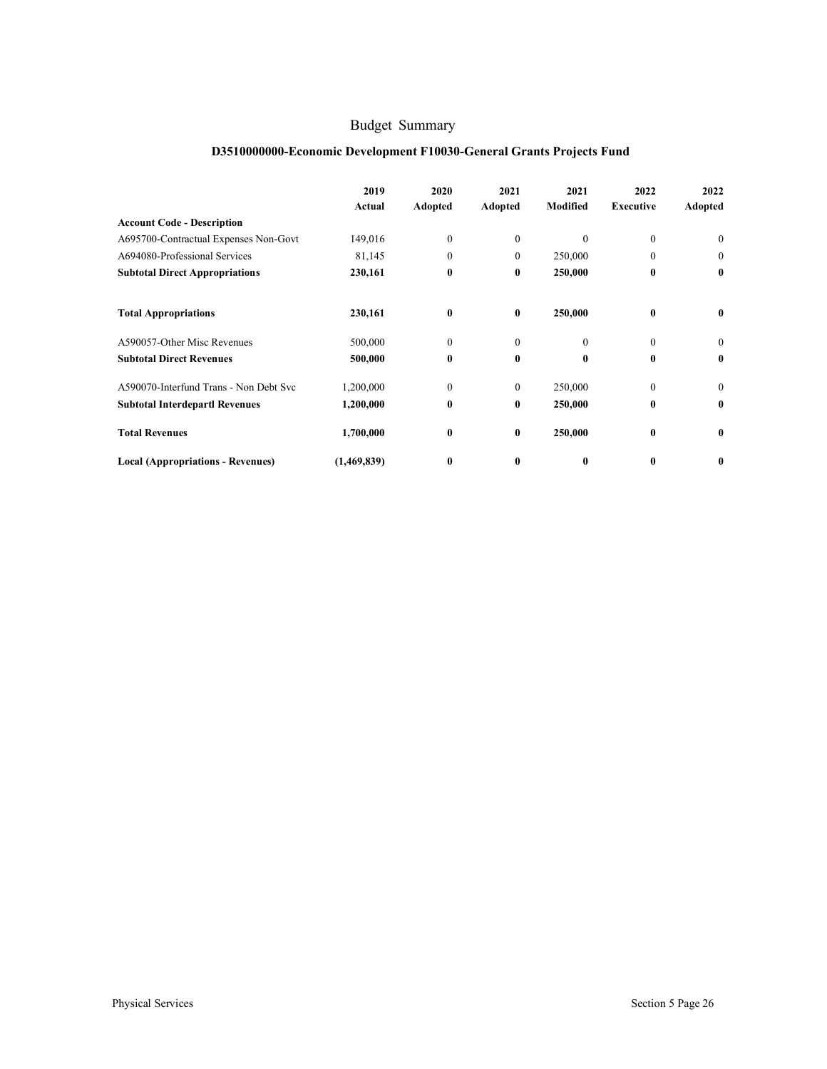# Budget Summary

## D3510000000-Economic Development F10030-General Grants Projects Fund

| Account Code - Description | 2019 Actual | 2020 Adopted | 2021 Adopted | 2021 Modified | 2022 Executive | 2022 Adopted |
|---|---|---|---|---|---|---|
| A695700-Contractual Expenses Non-Govt | 149,016 | 0 | 0 | 0 | 0 | 0 |
| A694080-Professional Services | 81,145 | 0 | 0 | 250,000 | 0 | 0 |
| **Subtotal Direct Appropriations** | **230,161** | **0** | **0** | **250,000** | **0** | **0** |
| **Total Appropriations** | **230,161** | **0** | **0** | **250,000** | **0** | **0** |
| A590057-Other Misc Revenues | 500,000 | 0 | 0 | 0 | 0 | 0 |
| **Subtotal Direct Revenues** | **500,000** | **0** | **0** | **0** | **0** | **0** |
| A590070-Interfund Trans - Non Debt Svc | 1,200,000 | 0 | 0 | 250,000 | 0 | 0 |
| **Subtotal Interdepartl Revenues** | **1,200,000** | **0** | **0** | **250,000** | **0** | **0** |
| **Total Revenues** | **1,700,000** | **0** | **0** | **250,000** | **0** | **0** |
| **Local (Appropriations - Revenues)** | **(1,469,839)** | **0** | **0** | **0** | **0** | **0** |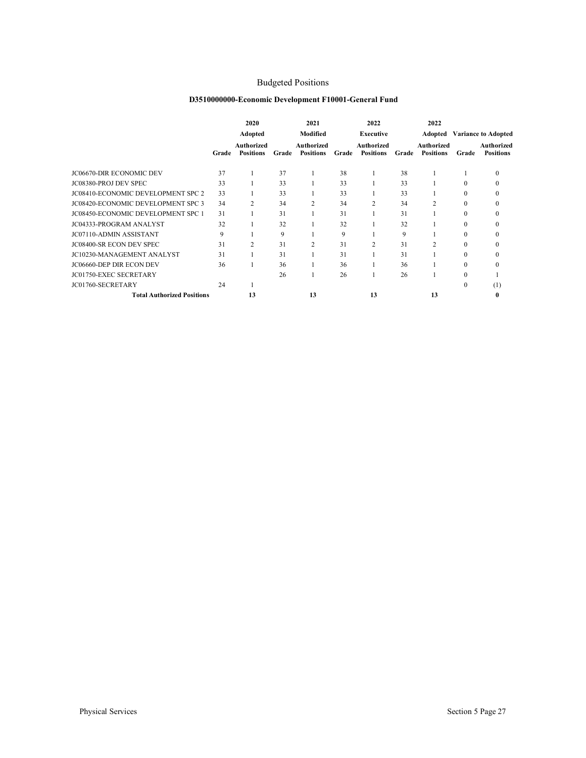# Budgeted Positions

## D3510000000-Economic Development F10001-General Fund

| | 2020 Adopted | | 2021 Modified | | 2022 Executive | | 2022 Adopted | | Variance to Adopted | |
|---|---|---|---|---|---|---|---|---|---|---|
| | Grade | Authorized Positions | Grade | Authorized Positions | Grade | Authorized Positions | Grade | Authorized Positions | Grade | Authorized Positions |
| JC06670-DIR ECONOMIC DEV | 37 | 1 | 37 | 1 | 38 | 1 | 38 | 1 | 1 | 0 |
| JC08380-PROJ DEV SPEC | 33 | 1 | 33 | 1 | 33 | 1 | 33 | 1 | 0 | 0 |
| JC08410-ECONOMIC DEVELOPMENT SPC 2 | 33 | 1 | 33 | 1 | 33 | 1 | 33 | 1 | 0 | 0 |
| JC08420-ECONOMIC DEVELOPMENT SPC 3 | 34 | 2 | 34 | 2 | 34 | 2 | 34 | 2 | 0 | 0 |
| JC08450-ECONOMIC DEVELOPMENT SPC 1 | 31 | 1 | 31 | 1 | 31 | 1 | 31 | 1 | 0 | 0 |
| JC04333-PROGRAM ANALYST | 32 | 1 | 32 | 1 | 32 | 1 | 32 | 1 | 0 | 0 |
| JC07110-ADMIN ASSISTANT | 9 | 1 | 9 | 1 | 9 | 1 | 9 | 1 | 0 | 0 |
| JC08400-SR ECON DEV SPEC | 31 | 2 | 31 | 2 | 31 | 2 | 31 | 2 | 0 | 0 |
| JC10230-MANAGEMENT ANALYST | 31 | 1 | 31 | 1 | 31 | 1 | 31 | 1 | 0 | 0 |
| JC06660-DEP DIR ECON DEV | 36 | 1 | 36 | 1 | 36 | 1 | 36 | 1 | 0 | 0 |
| JC01750-EXEC SECRETARY | | | 26 | 1 | 26 | 1 | 26 | 1 | 0 | 1 |
| JC01760-SECRETARY | 24 | 1 | | | | | | | 0 | (1) |
| **Total Authorized Positions** | | **13** | | **13** | | **13** | | **13** | | **0** |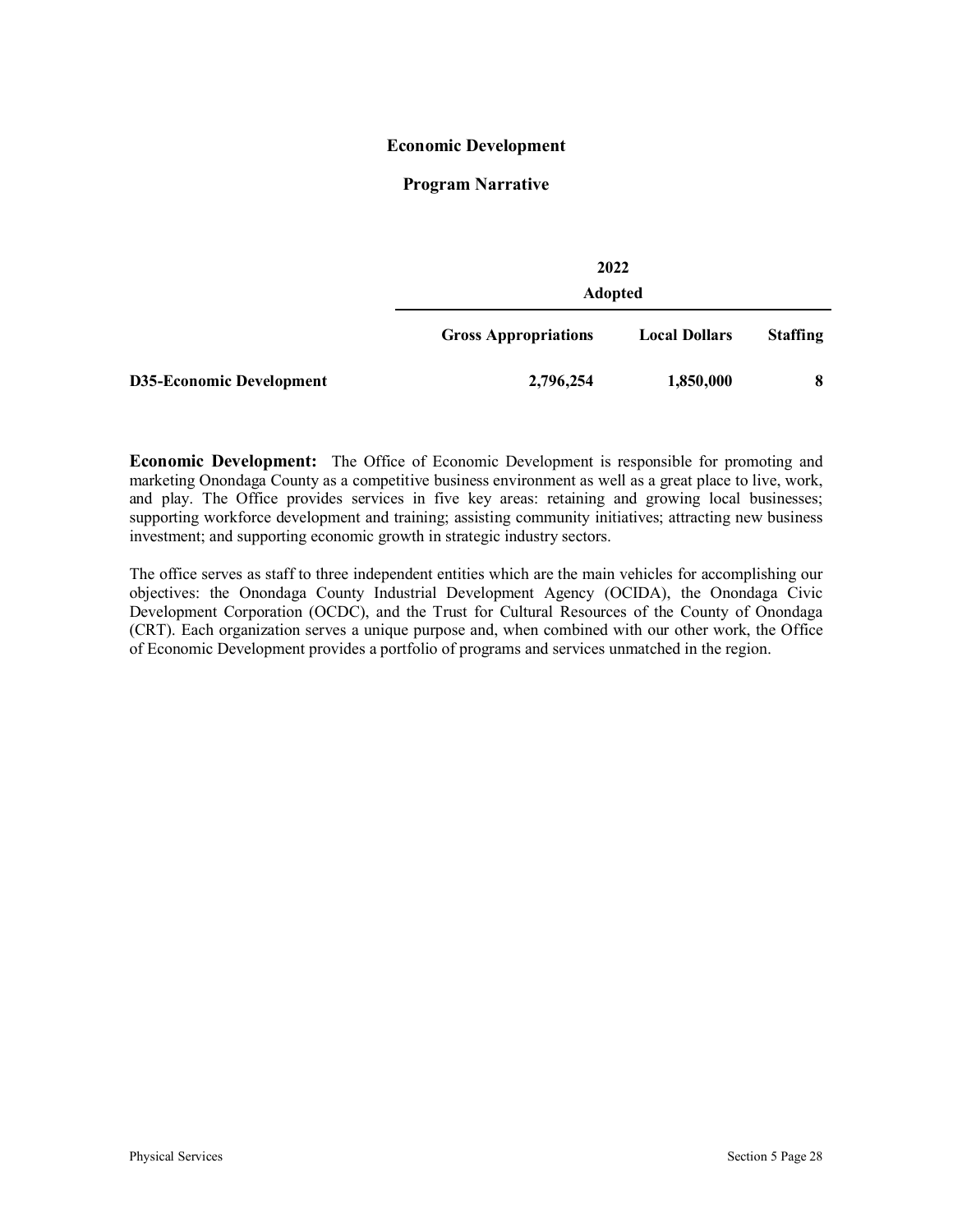# Economic Development

## Program Narrative

| | 2022 Adopted | | |
|---|---|---|---|
| | **Gross Appropriations** | **Local Dollars** | **Staffing** |
| **D35-Economic Development** | **2,796,254** | **1,850,000** | **8** |

**Economic Development:** The Office of Economic Development is responsible for promoting and marketing Onondaga County as a competitive business environment as well as a great place to live, work, and play. The Office provides services in five key areas: retaining and growing local businesses; supporting workforce development and training; assisting community initiatives; attracting new business investment; and supporting economic growth in strategic industry sectors.

The office serves as staff to three independent entities which are the main vehicles for accomplishing our objectives: the Onondaga County Industrial Development Agency (OCIDA), the Onondaga Civic Development Corporation (OCDC), and the Trust for Cultural Resources of the County of Onondaga (CRT). Each organization serves a unique purpose and, when combined with our other work, the Office of Economic Development provides a portfolio of programs and services unmatched in the region.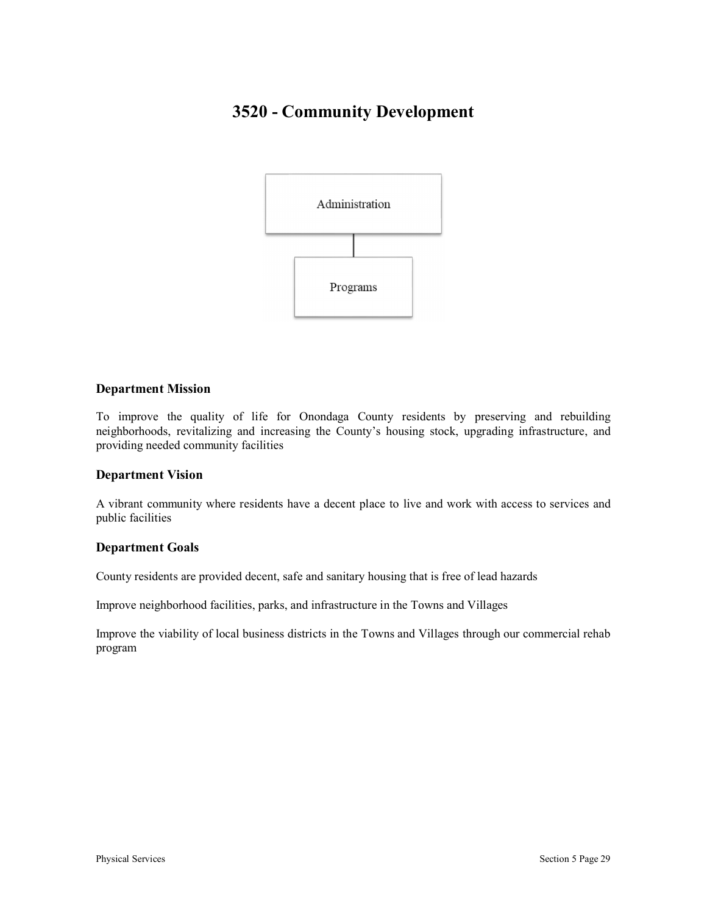# 3520 - Community Development

Administration

Programs

## Department Mission

To improve the quality of life for Onondaga County residents by preserving and rebuilding neighborhoods, revitalizing and increasing the County's housing stock, upgrading infrastructure, and providing needed community facilities

## Department Vision

A vibrant community where residents have a decent place to live and work with access to services and public facilities

## Department Goals

County residents are provided decent, safe and sanitary housing that is free of lead hazards

Improve neighborhood facilities, parks, and infrastructure in the Towns and Villages

Improve the viability of local business districts in the Towns and Villages through our commercial rehab program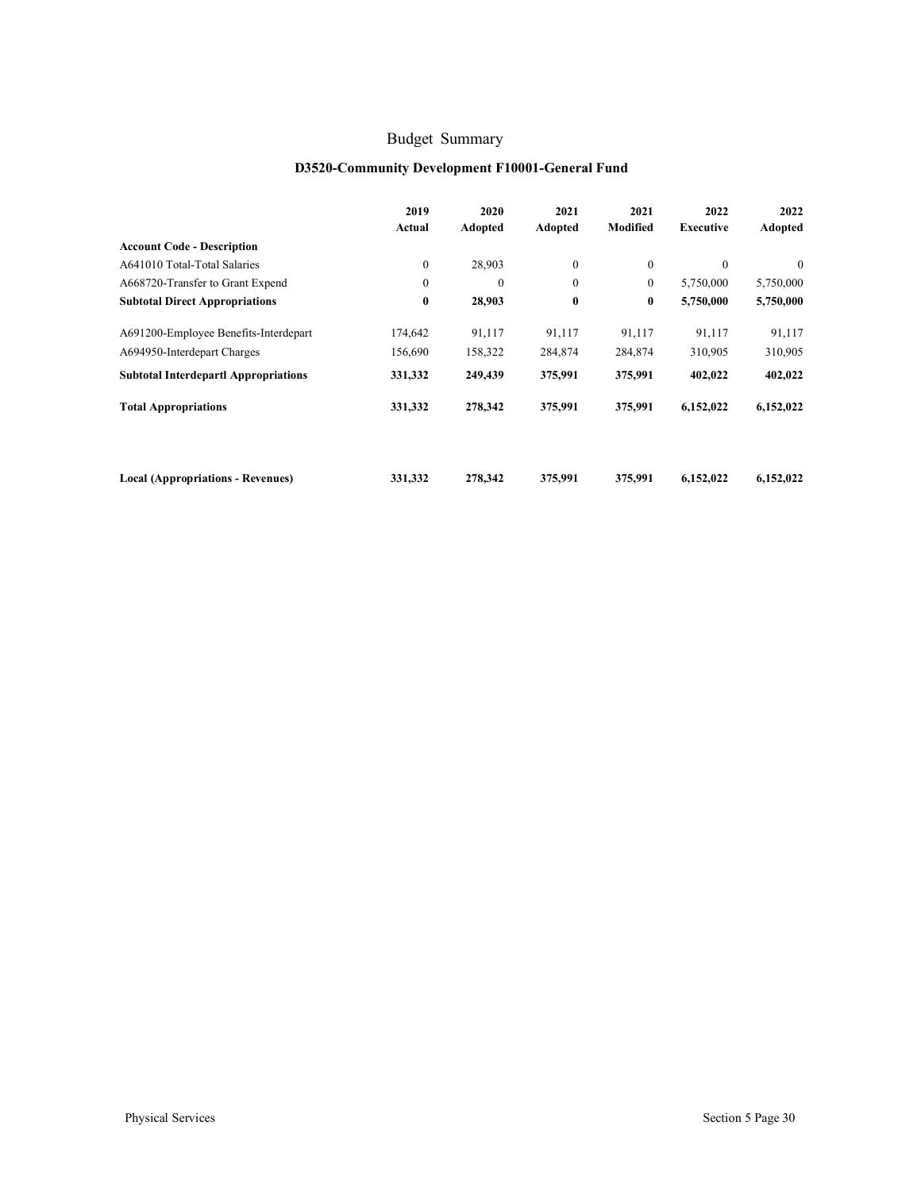# Budget Summary

## D3520-Community Development F10001-General Fund

| Account Code - Description | 2019 Actual | 2020 Adopted | 2021 Adopted | 2021 Modified | 2022 Executive | 2022 Adopted |
|---|---|---|---|---|---|---|
| A641010 Total-Total Salaries | 0 | 28,903 | 0 | 0 | 0 | 0 |
| A668720-Transfer to Grant Expend | 0 | 0 | 0 | 0 | 5,750,000 | 5,750,000 |
| **Subtotal Direct Appropriations** | **0** | **28,903** | **0** | **0** | **5,750,000** | **5,750,000** |
| A691200-Employee Benefits-Interdepart | 174,642 | 91,117 | 91,117 | 91,117 | 91,117 | 91,117 |
| A694950-Interdepart Charges | 156,690 | 158,322 | 284,874 | 284,874 | 310,905 | 310,905 |
| **Subtotal Interdepartl Appropriations** | **331,332** | **249,439** | **375,991** | **375,991** | **402,022** | **402,022** |
| **Total Appropriations** | **331,332** | **278,342** | **375,991** | **375,991** | **6,152,022** | **6,152,022** |
| **Local (Appropriations - Revenues)** | **331,332** | **278,342** | **375,991** | **375,991** | **6,152,022** | **6,152,022** |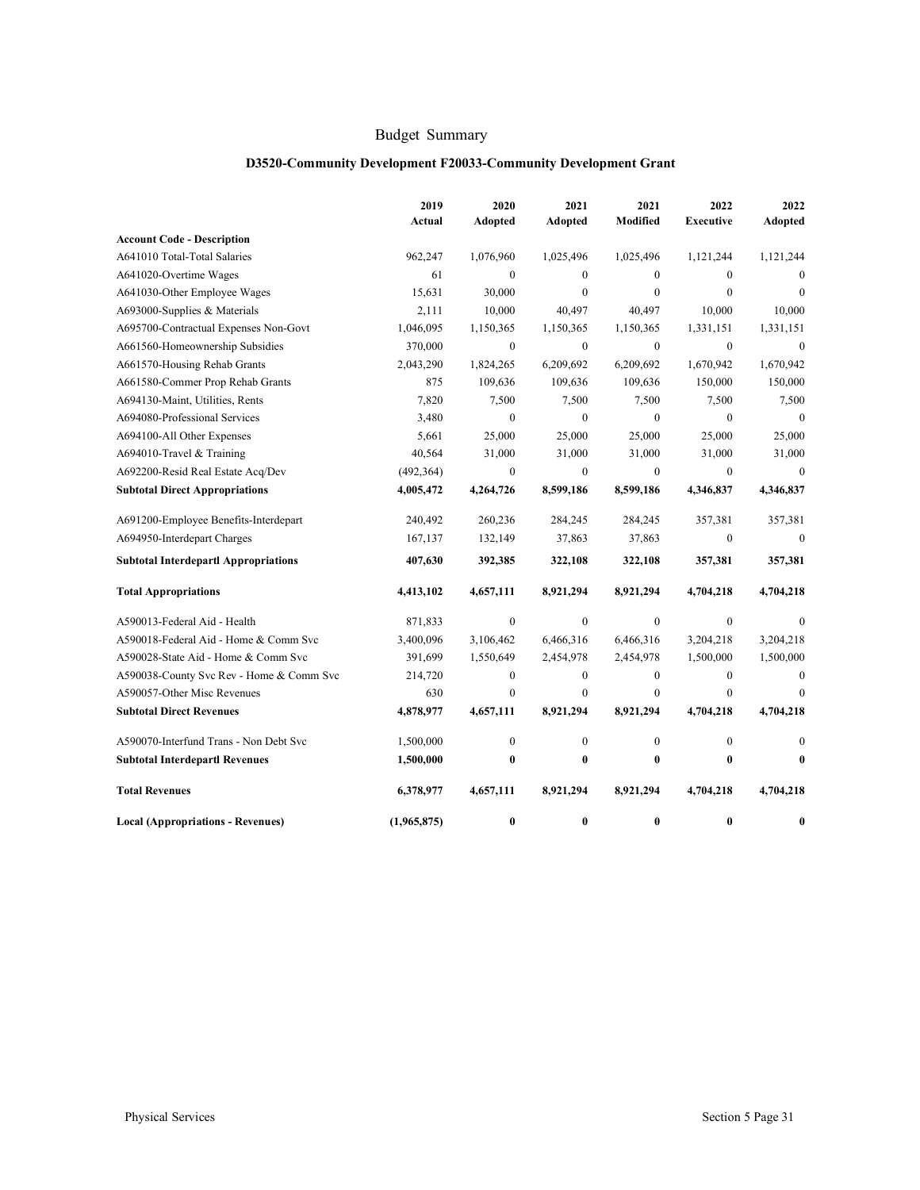# Budget Summary

## D3520-Community Development F20033-Community Development Grant

| Account Code - Description | 2019 Actual | 2020 Adopted | 2021 Adopted | 2021 Modified | 2022 Executive | 2022 Adopted |
|---|---|---|---|---|---|---|
| A641010 Total-Total Salaries | 962,247 | 1,076,960 | 1,025,496 | 1,025,496 | 1,121,244 | 1,121,244 |
| A641020-Overtime Wages | 61 | 0 | 0 | 0 | 0 | 0 |
| A641030-Other Employee Wages | 15,631 | 30,000 | 0 | 0 | 0 | 0 |
| A693000-Supplies & Materials | 2,111 | 10,000 | 40,497 | 40,497 | 10,000 | 10,000 |
| A695700-Contractual Expenses Non-Govt | 1,046,095 | 1,150,365 | 1,150,365 | 1,150,365 | 1,331,151 | 1,331,151 |
| A661560-Homeownership Subsidies | 370,000 | 0 | 0 | 0 | 0 | 0 |
| A661570-Housing Rehab Grants | 2,043,290 | 1,824,265 | 6,209,692 | 6,209,692 | 1,670,942 | 1,670,942 |
| A661580-Commer Prop Rehab Grants | 875 | 109,636 | 109,636 | 109,636 | 150,000 | 150,000 |
| A694130-Maint, Utilities, Rents | 7,820 | 7,500 | 7,500 | 7,500 | 7,500 | 7,500 |
| A694080-Professional Services | 3,480 | 0 | 0 | 0 | 0 | 0 |
| A694100-All Other Expenses | 5,661 | 25,000 | 25,000 | 25,000 | 25,000 | 25,000 |
| A694010-Travel & Training | 40,564 | 31,000 | 31,000 | 31,000 | 31,000 | 31,000 |
| A692200-Resid Real Estate Acq/Dev | (492,364) | 0 | 0 | 0 | 0 | 0 |
| **Subtotal Direct Appropriations** | **4,005,472** | **4,264,726** | **8,599,186** | **8,599,186** | **4,346,837** | **4,346,837** |
| A691200-Employee Benefits-Interdepart | 240,492 | 260,236 | 284,245 | 284,245 | 357,381 | 357,381 |
| A694950-Interdepart Charges | 167,137 | 132,149 | 37,863 | 37,863 | 0 | 0 |
| **Subtotal Interdepartl Appropriations** | **407,630** | **392,385** | **322,108** | **322,108** | **357,381** | **357,381** |
| **Total Appropriations** | **4,413,102** | **4,657,111** | **8,921,294** | **8,921,294** | **4,704,218** | **4,704,218** |
| A590013-Federal Aid - Health | 871,833 | 0 | 0 | 0 | 0 | 0 |
| A590018-Federal Aid - Home & Comm Svc | 3,400,096 | 3,106,462 | 6,466,316 | 6,466,316 | 3,204,218 | 3,204,218 |
| A590028-State Aid - Home & Comm Svc | 391,699 | 1,550,649 | 2,454,978 | 2,454,978 | 1,500,000 | 1,500,000 |
| A590038-County Svc Rev - Home & Comm Svc | 214,720 | 0 | 0 | 0 | 0 | 0 |
| A590057-Other Misc Revenues | 630 | 0 | 0 | 0 | 0 | 0 |
| **Subtotal Direct Revenues** | **4,878,977** | **4,657,111** | **8,921,294** | **8,921,294** | **4,704,218** | **4,704,218** |
| A590070-Interfund Trans - Non Debt Svc | 1,500,000 | 0 | 0 | 0 | 0 | 0 |
| **Subtotal Interdepartl Revenues** | **1,500,000** | **0** | **0** | **0** | **0** | **0** |
| **Total Revenues** | **6,378,977** | **4,657,111** | **8,921,294** | **8,921,294** | **4,704,218** | **4,704,218** |
| **Local (Appropriations - Revenues)** | **(1,965,875)** | **0** | **0** | **0** | **0** | **0** |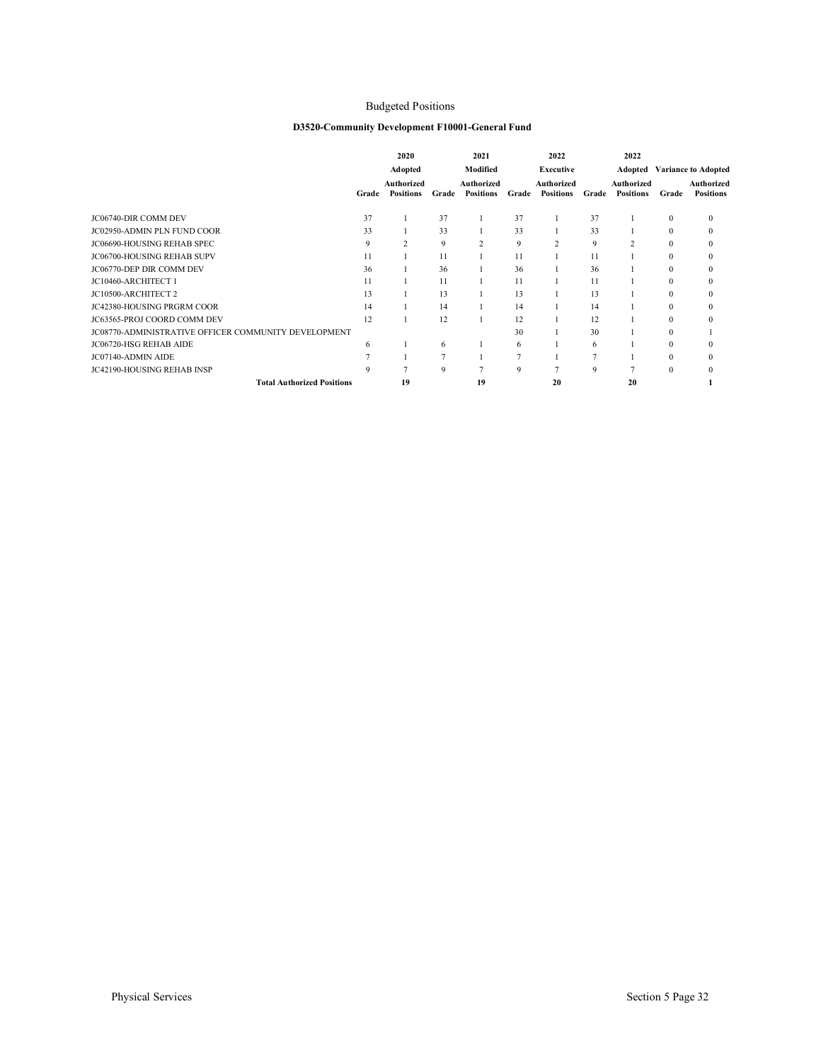# Budgeted Positions

## D3520-Community Development F10001-General Fund

| | 2020 | | 2021 | | 2022 | | 2022 | | |
|---|---|---|---|---|---|---|---|---|---|
| | Adopted | | Modified | | Executive | | Adopted | Variance to Adopted | |
| | Grade | Authorized Positions | Grade | Authorized Positions | Grade | Authorized Positions | Grade | Authorized Positions | Grade | Authorized Positions |
| JC06740-DIR COMM DEV | 37 | 1 | 37 | 1 | 37 | 1 | 37 | 1 | 0 | 0 |
| JC02950-ADMIN PLN FUND COOR | 33 | 1 | 33 | 1 | 33 | 1 | 33 | 1 | 0 | 0 |
| JC06690-HOUSING REHAB SPEC | 9 | 2 | 9 | 2 | 9 | 2 | 9 | 2 | 0 | 0 |
| JC06700-HOUSING REHAB SUPV | 11 | 1 | 11 | 1 | 11 | 1 | 11 | 1 | 0 | 0 |
| JC06770-DEP DIR COMM DEV | 36 | 1 | 36 | 1 | 36 | 1 | 36 | 1 | 0 | 0 |
| JC10460-ARCHITECT 1 | 11 | 1 | 11 | 1 | 11 | 1 | 11 | 1 | 0 | 0 |
| JC10500-ARCHITECT 2 | 13 | 1 | 13 | 1 | 13 | 1 | 13 | 1 | 0 | 0 |
| JC42380-HOUSING PRGRM COOR | 14 | 1 | 14 | 1 | 14 | 1 | 14 | 1 | 0 | 0 |
| JC63565-PROJ COORD COMM DEV | 12 | 1 | 12 | 1 | 12 | 1 | 12 | 1 | 0 | 0 |
| JC08770-ADMINISTRATIVE OFFICER COMMUNITY DEVELOPMENT | | | | | 30 | 1 | 30 | 1 | 0 | 1 |
| JC06720-HSG REHAB AIDE | 6 | 1 | 6 | 1 | 6 | 1 | 6 | 1 | 0 | 0 |
| JC07140-ADMIN AIDE | 7 | 1 | 7 | 1 | 7 | 1 | 7 | 1 | 0 | 0 |
| JC42190-HOUSING REHAB INSP | 9 | 7 | 9 | 7 | 9 | 7 | 9 | 7 | 0 | 0 |
| **Total Authorized Positions** | | **19** | | **19** | | **20** | | **20** | | **1** |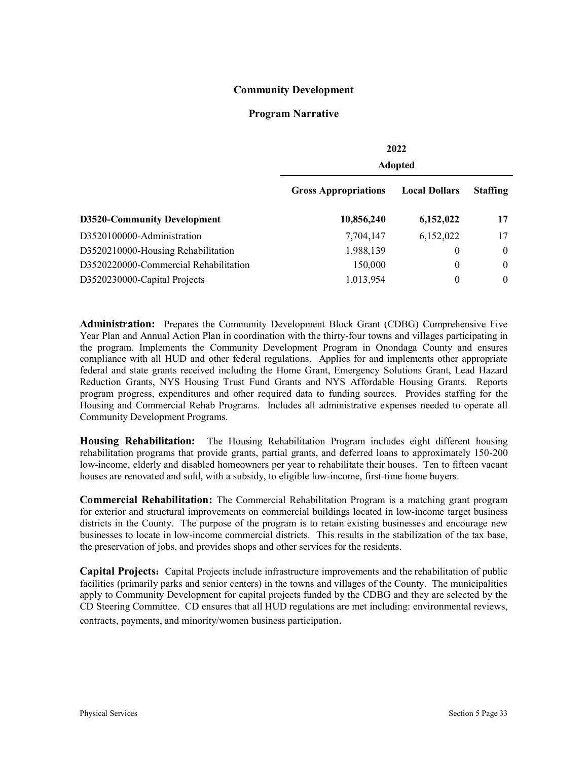## Community Development

### Program Narrative

| | 2022 Adopted | | |
|---|---|---|---|
| | **Gross Appropriations** | **Local Dollars** | **Staffing** |
| **D3520-Community Development** | **10,856,240** | **6,152,022** | **17** |
| D3520100000-Administration | 7,704,147 | 6,152,022 | 17 |
| D3520210000-Housing Rehabilitation | 1,988,139 | 0 | 0 |
| D3520220000-Commercial Rehabilitation | 150,000 | 0 | 0 |
| D3520230000-Capital Projects | 1,013,954 | 0 | 0 |

**Administration:** Prepares the Community Development Block Grant (CDBG) Comprehensive Five Year Plan and Annual Action Plan in coordination with the thirty-four towns and villages participating in the program. Implements the Community Development Program in Onondaga County and ensures compliance with all HUD and other federal regulations. Applies for and implements other appropriate federal and state grants received including the Home Grant, Emergency Solutions Grant, Lead Hazard Reduction Grants, NYS Housing Trust Fund Grants and NYS Affordable Housing Grants. Reports program progress, expenditures and other required data to funding sources. Provides staffing for the Housing and Commercial Rehab Programs. Includes all administrative expenses needed to operate all Community Development Programs.

**Housing Rehabilitation:** The Housing Rehabilitation Program includes eight different housing rehabilitation programs that provide grants, partial grants, and deferred loans to approximately 150-200 low-income, elderly and disabled homeowners per year to rehabilitate their houses. Ten to fifteen vacant houses are renovated and sold, with a subsidy, to eligible low-income, first-time home buyers.

**Commercial Rehabilitation:** The Commercial Rehabilitation Program is a matching grant program for exterior and structural improvements on commercial buildings located in low-income target business districts in the County. The purpose of the program is to retain existing businesses and encourage new businesses to locate in low-income commercial districts. This results in the stabilization of the tax base, the preservation of jobs, and provides shops and other services for the residents.

**Capital Projects:** Capital Projects include infrastructure improvements and the rehabilitation of public facilities (primarily parks and senior centers) in the towns and villages of the County. The municipalities apply to Community Development for capital projects funded by the CDBG and they are selected by the CD Steering Committee. CD ensures that all HUD regulations are met including: environmental reviews, contracts, payments, and minority/women business participation.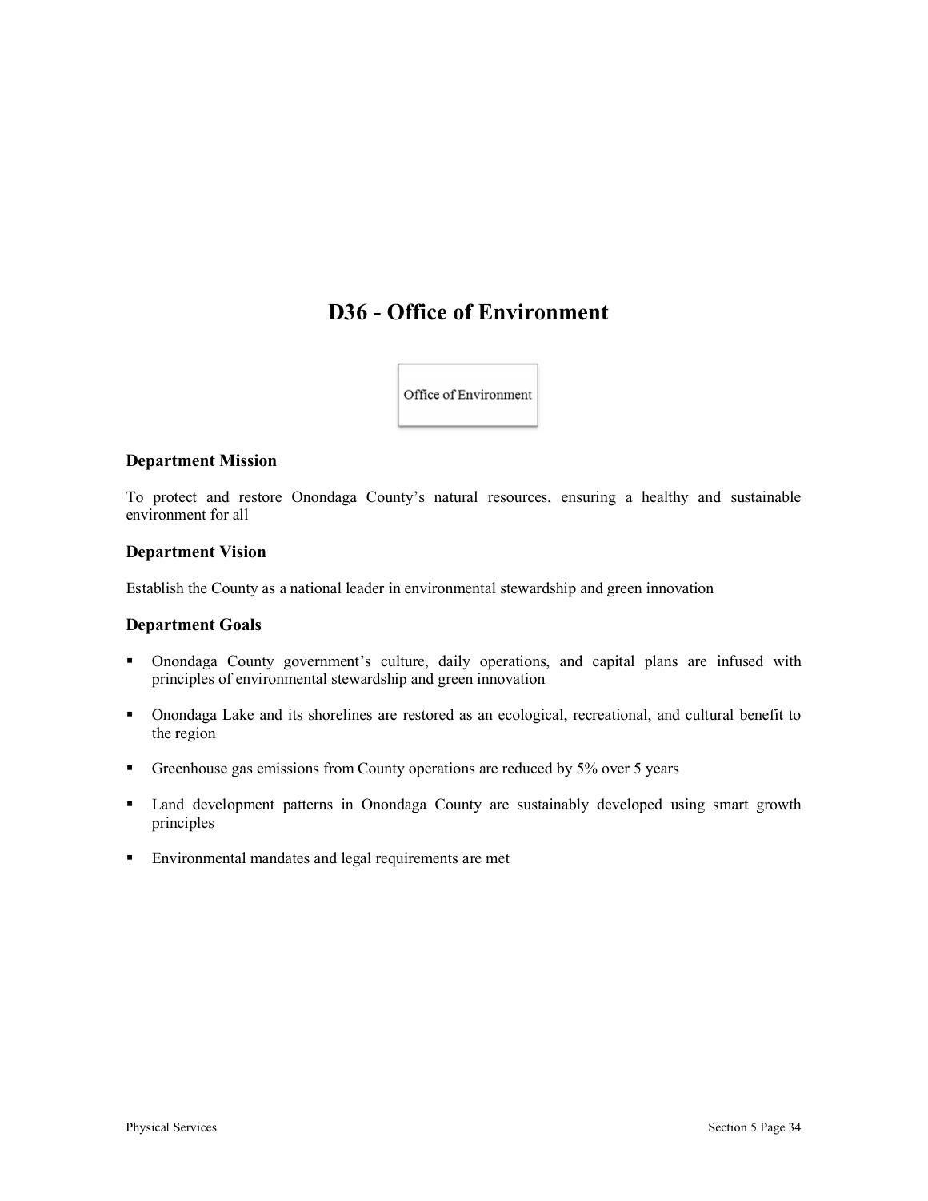# D36 - Office of Environment

Office of Environment

## Department Mission

To protect and restore Onondaga County's natural resources, ensuring a healthy and sustainable environment for all

## Department Vision

Establish the County as a national leader in environmental stewardship and green innovation

## Department Goals

- Onondaga County government's culture, daily operations, and capital plans are infused with principles of environmental stewardship and green innovation
- Onondaga Lake and its shorelines are restored as an ecological, recreational, and cultural benefit to the region
- Greenhouse gas emissions from County operations are reduced by 5% over 5 years
- Land development patterns in Onondaga County are sustainably developed using smart growth principles
- Environmental mandates and legal requirements are met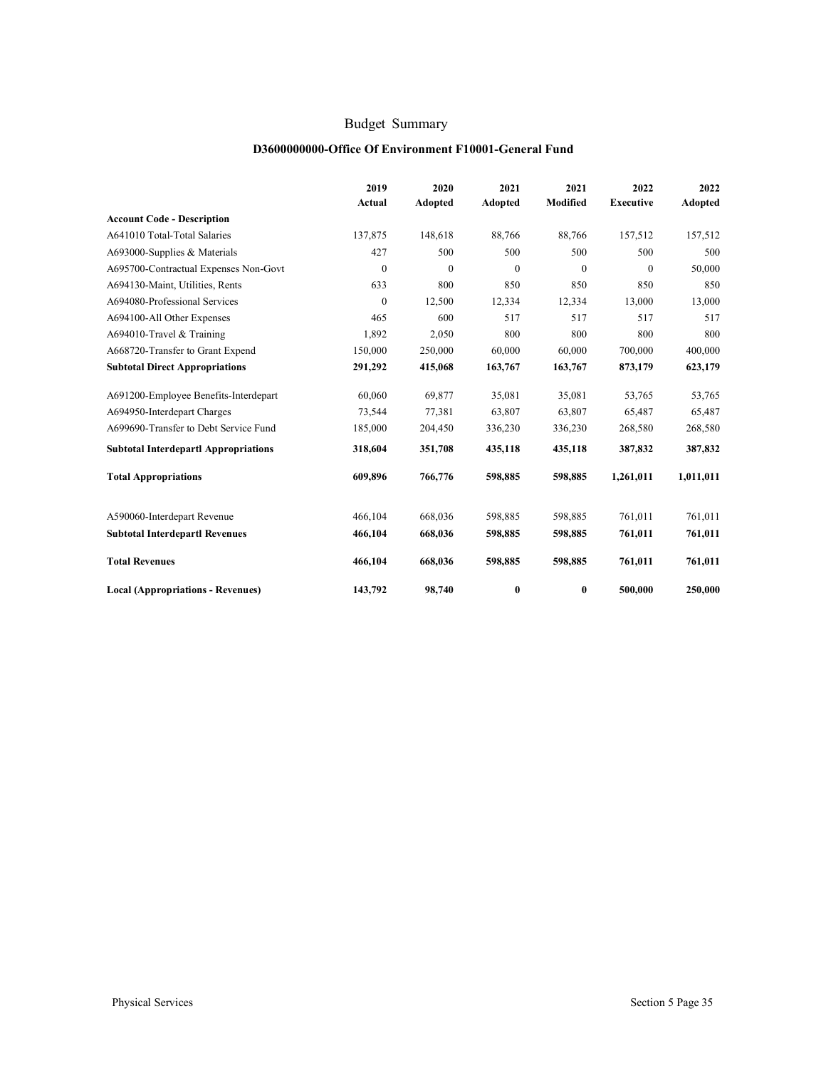# Budget Summary

## D3600000000-Office Of Environment F10001-General Fund

| Account Code - Description | 2019 Actual | 2020 Adopted | 2021 Adopted | 2021 Modified | 2022 Executive | 2022 Adopted |
|---|---|---|---|---|---|---|
| A641010 Total-Total Salaries | 137,875 | 148,618 | 88,766 | 88,766 | 157,512 | 157,512 |
| A693000-Supplies & Materials | 427 | 500 | 500 | 500 | 500 | 500 |
| A695700-Contractual Expenses Non-Govt | 0 | 0 | 0 | 0 | 0 | 50,000 |
| A694130-Maint, Utilities, Rents | 633 | 800 | 850 | 850 | 850 | 850 |
| A694080-Professional Services | 0 | 12,500 | 12,334 | 12,334 | 13,000 | 13,000 |
| A694100-All Other Expenses | 465 | 600 | 517 | 517 | 517 | 517 |
| A694010-Travel & Training | 1,892 | 2,050 | 800 | 800 | 800 | 800 |
| A668720-Transfer to Grant Expend | 150,000 | 250,000 | 60,000 | 60,000 | 700,000 | 400,000 |
| **Subtotal Direct Appropriations** | **291,292** | **415,068** | **163,767** | **163,767** | **873,179** | **623,179** |
| A691200-Employee Benefits-Interdepart | 60,060 | 69,877 | 35,081 | 35,081 | 53,765 | 53,765 |
| A694950-Interdepart Charges | 73,544 | 77,381 | 63,807 | 63,807 | 65,487 | 65,487 |
| A699690-Transfer to Debt Service Fund | 185,000 | 204,450 | 336,230 | 336,230 | 268,580 | 268,580 |
| **Subtotal Interdepartl Appropriations** | **318,604** | **351,708** | **435,118** | **435,118** | **387,832** | **387,832** |
| **Total Appropriations** | **609,896** | **766,776** | **598,885** | **598,885** | **1,261,011** | **1,011,011** |
| A590060-Interdepart Revenue | 466,104 | 668,036 | 598,885 | 598,885 | 761,011 | 761,011 |
| **Subtotal Interdepartl Revenues** | **466,104** | **668,036** | **598,885** | **598,885** | **761,011** | **761,011** |
| **Total Revenues** | **466,104** | **668,036** | **598,885** | **598,885** | **761,011** | **761,011** |
| **Local (Appropriations - Revenues)** | **143,792** | **98,740** | **0** | **0** | **500,000** | **250,000** |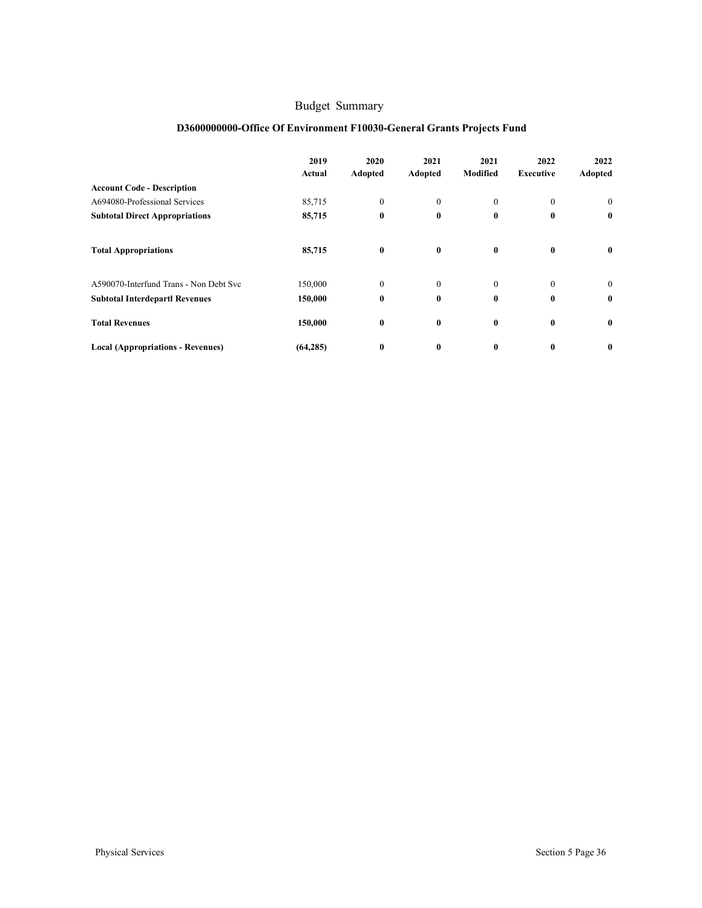# Budget Summary

## D3600000000-Office Of Environment F10030-General Grants Projects Fund

| Account Code - Description | 2019 Actual | 2020 Adopted | 2021 Adopted | 2021 Modified | 2022 Executive | 2022 Adopted |
|---|---|---|---|---|---|---|
| A694080-Professional Services | 85,715 | 0 | 0 | 0 | 0 | 0 |
| **Subtotal Direct Appropriations** | **85,715** | **0** | **0** | **0** | **0** | **0** |
| **Total Appropriations** | **85,715** | **0** | **0** | **0** | **0** | **0** |
| A590070-Interfund Trans - Non Debt Svc | 150,000 | 0 | 0 | 0 | 0 | 0 |
| **Subtotal Interdepartl Revenues** | **150,000** | **0** | **0** | **0** | **0** | **0** |
| **Total Revenues** | **150,000** | **0** | **0** | **0** | **0** | **0** |
| **Local (Appropriations - Revenues)** | **(64,285)** | **0** | **0** | **0** | **0** | **0** |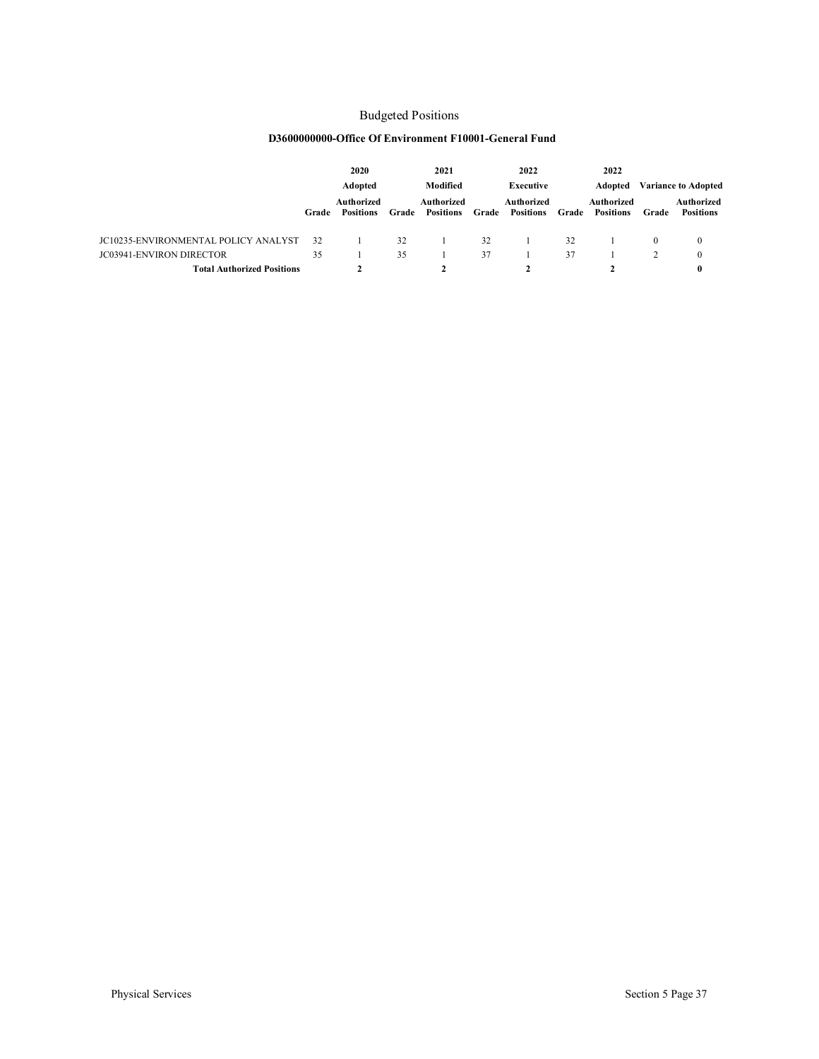# Budgeted Positions

## D3600000000-Office Of Environment F10001-General Fund

| | 2020 | | 2021 | | 2022 | | 2022 | | | |
|---|---|---|---|---|---|---|---|---|---|---|
| | Adopted | | Modified | | Executive | | Adopted | | Variance to Adopted | |
| | Grade | Authorized Positions | Grade | Authorized Positions | Grade | Authorized Positions | Grade | Authorized Positions | Grade | Authorized Positions |
| JC10235-ENVIRONMENTAL POLICY ANALYST | 32 | 1 | 32 | 1 | 32 | 1 | 32 | 1 | 0 | 0 |
| JC03941-ENVIRON DIRECTOR | 35 | 1 | 35 | 1 | 37 | 1 | 37 | 1 | 2 | 0 |
| **Total Authorized Positions** | | **2** | | **2** | | **2** | | **2** | | **0** |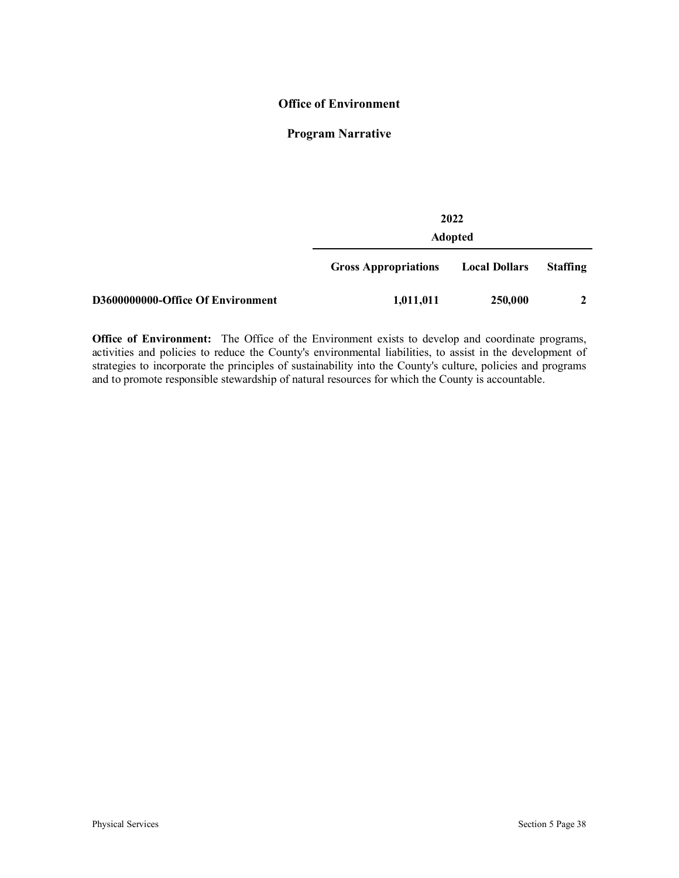## Office of Environment

### Program Narrative

| | 2022 Adopted | | |
|---|---|---|---|
| | **Gross Appropriations** | **Local Dollars** | **Staffing** |
| **D3600000000-Office Of Environment** | **1,011,011** | **250,000** | **2** |

**Office of Environment:** The Office of the Environment exists to develop and coordinate programs, activities and policies to reduce the County's environmental liabilities, to assist in the development of strategies to incorporate the principles of sustainability into the County's culture, policies and programs and to promote responsible stewardship of natural resources for which the County is accountable.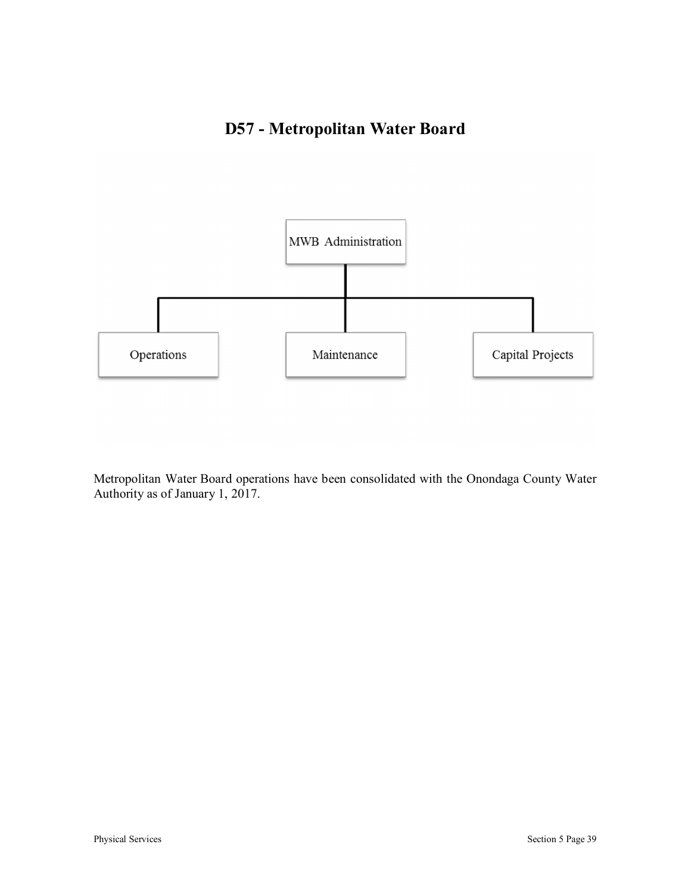# D57 - Metropolitan Water Board

MWB Administration

Operations

Maintenance

Capital Projects

Metropolitan Water Board operations have been consolidated with the Onondaga County Water Authority as of January 1, 2017.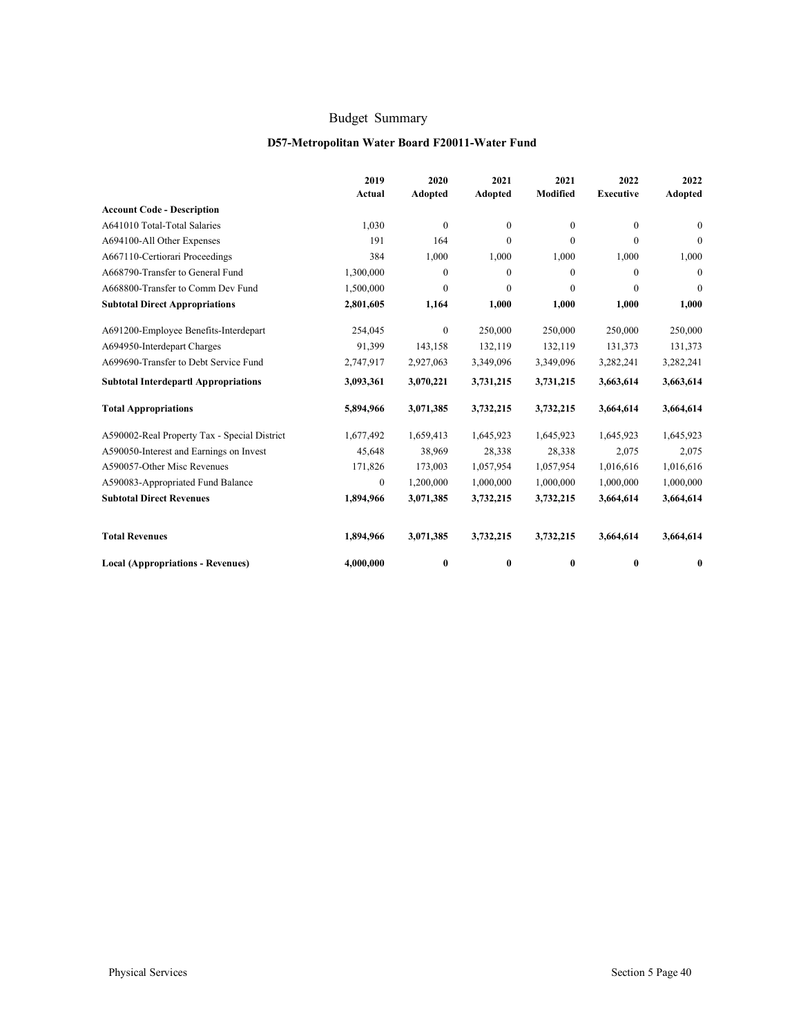# Budget Summary

## D57-Metropolitan Water Board F20011-Water Fund

| Account Code - Description | 2019 Actual | 2020 Adopted | 2021 Adopted | 2021 Modified | 2022 Executive | 2022 Adopted |
|---|---|---|---|---|---|---|
| A641010 Total-Total Salaries | 1,030 | 0 | 0 | 0 | 0 | 0 |
| A694100-All Other Expenses | 191 | 164 | 0 | 0 | 0 | 0 |
| A667110-Certiorari Proceedings | 384 | 1,000 | 1,000 | 1,000 | 1,000 | 1,000 |
| A668790-Transfer to General Fund | 1,300,000 | 0 | 0 | 0 | 0 | 0 |
| A668800-Transfer to Comm Dev Fund | 1,500,000 | 0 | 0 | 0 | 0 | 0 |
| **Subtotal Direct Appropriations** | **2,801,605** | **1,164** | **1,000** | **1,000** | **1,000** | **1,000** |
| A691200-Employee Benefits-Interdepart | 254,045 | 0 | 250,000 | 250,000 | 250,000 | 250,000 |
| A694950-Interdepart Charges | 91,399 | 143,158 | 132,119 | 132,119 | 131,373 | 131,373 |
| A699690-Transfer to Debt Service Fund | 2,747,917 | 2,927,063 | 3,349,096 | 3,349,096 | 3,282,241 | 3,282,241 |
| **Subtotal Interdepartl Appropriations** | **3,093,361** | **3,070,221** | **3,731,215** | **3,731,215** | **3,663,614** | **3,663,614** |
| **Total Appropriations** | **5,894,966** | **3,071,385** | **3,732,215** | **3,732,215** | **3,664,614** | **3,664,614** |
| A590002-Real Property Tax - Special District | 1,677,492 | 1,659,413 | 1,645,923 | 1,645,923 | 1,645,923 | 1,645,923 |
| A590050-Interest and Earnings on Invest | 45,648 | 38,969 | 28,338 | 28,338 | 2,075 | 2,075 |
| A590057-Other Misc Revenues | 171,826 | 173,003 | 1,057,954 | 1,057,954 | 1,016,616 | 1,016,616 |
| A590083-Appropriated Fund Balance | 0 | 1,200,000 | 1,000,000 | 1,000,000 | 1,000,000 | 1,000,000 |
| **Subtotal Direct Revenues** | **1,894,966** | **3,071,385** | **3,732,215** | **3,732,215** | **3,664,614** | **3,664,614** |
| **Total Revenues** | **1,894,966** | **3,071,385** | **3,732,215** | **3,732,215** | **3,664,614** | **3,664,614** |
| **Local (Appropriations - Revenues)** | **4,000,000** | **0** | **0** | **0** | **0** | **0** |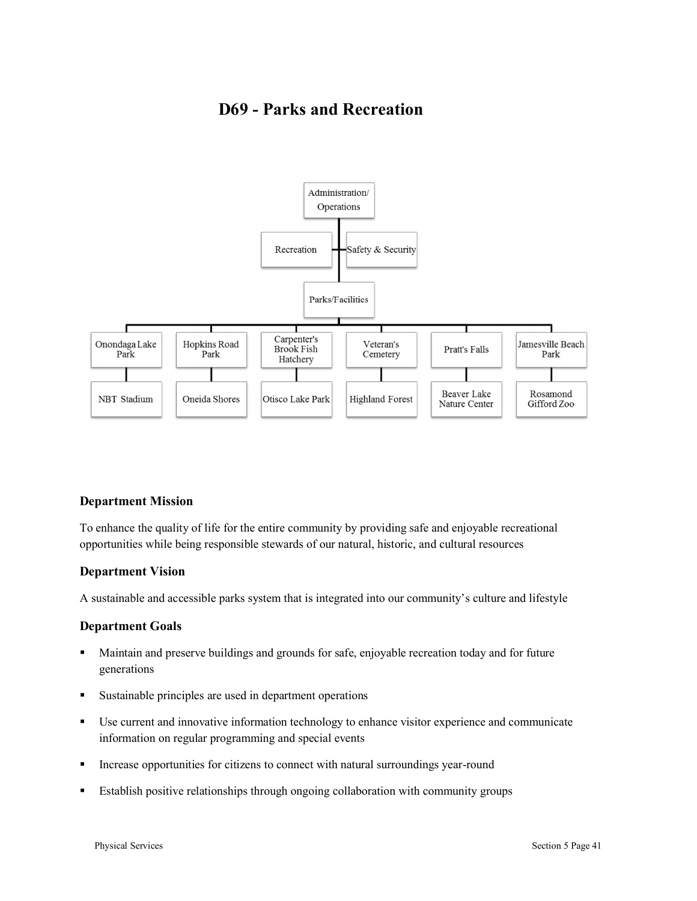# D69 - Parks and Recreation

Administration/ Operations

Recreation

Safety & Security

Parks/Facilities

Onondaga Lake Park

NBT Stadium

Hopkins Road Park

Oneida Shores

Carpenter's Brook Fish Hatchery

Otisco Lake Park

Veteran's Cemetery

Highland Forest

Pratt's Falls

Beaver Lake Nature Center

Jamesville Beach Park

Rosamond Gifford Zoo

### Department Mission

To enhance the quality of life for the entire community by providing safe and enjoyable recreational opportunities while being responsible stewards of our natural, historic, and cultural resources

### Department Vision

A sustainable and accessible parks system that is integrated into our community's culture and lifestyle

### Department Goals

- Maintain and preserve buildings and grounds for safe, enjoyable recreation today and for future generations
- Sustainable principles are used in department operations
- Use current and innovative information technology to enhance visitor experience and communicate information on regular programming and special events
- Increase opportunities for citizens to connect with natural surroundings year-round
- Establish positive relationships through ongoing collaboration with community groups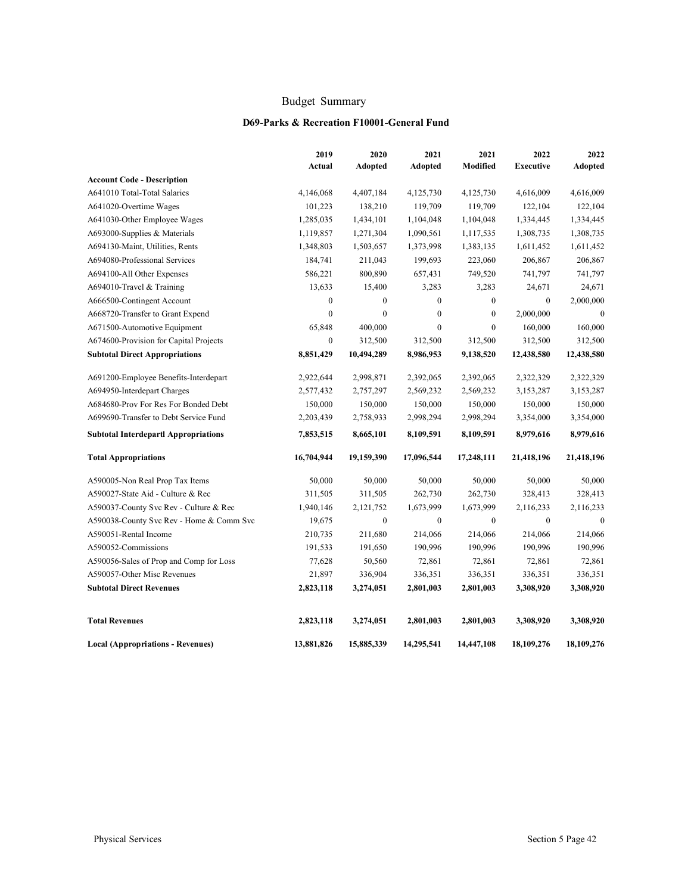# Budget Summary

## D69-Parks & Recreation F10001-General Fund

| | 2019 Actual | 2020 Adopted | 2021 Adopted | 2021 Modified | 2022 Executive | 2022 Adopted |
|---|---|---|---|---|---|---|
| **Account Code - Description** | | | | | | |
| A641010 Total-Total Salaries | 4,146,068 | 4,407,184 | 4,125,730 | 4,125,730 | 4,616,009 | 4,616,009 |
| A641020-Overtime Wages | 101,223 | 138,210 | 119,709 | 119,709 | 122,104 | 122,104 |
| A641030-Other Employee Wages | 1,285,035 | 1,434,101 | 1,104,048 | 1,104,048 | 1,334,445 | 1,334,445 |
| A693000-Supplies & Materials | 1,119,857 | 1,271,304 | 1,090,561 | 1,117,535 | 1,308,735 | 1,308,735 |
| A694130-Maint, Utilities, Rents | 1,348,803 | 1,503,657 | 1,373,998 | 1,383,135 | 1,611,452 | 1,611,452 |
| A694080-Professional Services | 184,741 | 211,043 | 199,693 | 223,060 | 206,867 | 206,867 |
| A694100-All Other Expenses | 586,221 | 800,890 | 657,431 | 749,520 | 741,797 | 741,797 |
| A694010-Travel & Training | 13,633 | 15,400 | 3,283 | 3,283 | 24,671 | 24,671 |
| A666500-Contingent Account | 0 | 0 | 0 | 0 | 0 | 2,000,000 |
| A668720-Transfer to Grant Expend | 0 | 0 | 0 | 0 | 2,000,000 | 0 |
| A671500-Automotive Equipment | 65,848 | 400,000 | 0 | 0 | 160,000 | 160,000 |
| A674600-Provision for Capital Projects | 0 | 312,500 | 312,500 | 312,500 | 312,500 | 312,500 |
| **Subtotal Direct Appropriations** | **8,851,429** | **10,494,289** | **8,986,953** | **9,138,520** | **12,438,580** | **12,438,580** |
| A691200-Employee Benefits-Interdepart | 2,922,644 | 2,998,871 | 2,392,065 | 2,392,065 | 2,322,329 | 2,322,329 |
| A694950-Interdepart Charges | 2,577,432 | 2,757,297 | 2,569,232 | 2,569,232 | 3,153,287 | 3,153,287 |
| A684680-Prov For Res For Bonded Debt | 150,000 | 150,000 | 150,000 | 150,000 | 150,000 | 150,000 |
| A699690-Transfer to Debt Service Fund | 2,203,439 | 2,758,933 | 2,998,294 | 2,998,294 | 3,354,000 | 3,354,000 |
| **Subtotal Interdepartl Appropriations** | **7,853,515** | **8,665,101** | **8,109,591** | **8,109,591** | **8,979,616** | **8,979,616** |
| **Total Appropriations** | **16,704,944** | **19,159,390** | **17,096,544** | **17,248,111** | **21,418,196** | **21,418,196** |
| A590005-Non Real Prop Tax Items | 50,000 | 50,000 | 50,000 | 50,000 | 50,000 | 50,000 |
| A590027-State Aid - Culture & Rec | 311,505 | 311,505 | 262,730 | 262,730 | 328,413 | 328,413 |
| A590037-County Svc Rev - Culture & Rec | 1,940,146 | 2,121,752 | 1,673,999 | 1,673,999 | 2,116,233 | 2,116,233 |
| A590038-County Svc Rev - Home & Comm Svc | 19,675 | 0 | 0 | 0 | 0 | 0 |
| A590051-Rental Income | 210,735 | 211,680 | 214,066 | 214,066 | 214,066 | 214,066 |
| A590052-Commissions | 191,533 | 191,650 | 190,996 | 190,996 | 190,996 | 190,996 |
| A590056-Sales of Prop and Comp for Loss | 77,628 | 50,560 | 72,861 | 72,861 | 72,861 | 72,861 |
| A590057-Other Misc Revenues | 21,897 | 336,904 | 336,351 | 336,351 | 336,351 | 336,351 |
| **Subtotal Direct Revenues** | **2,823,118** | **3,274,051** | **2,801,003** | **2,801,003** | **3,308,920** | **3,308,920** |
| **Total Revenues** | **2,823,118** | **3,274,051** | **2,801,003** | **2,801,003** | **3,308,920** | **3,308,920** |
| **Local (Appropriations - Revenues)** | **13,881,826** | **15,885,339** | **14,295,541** | **14,447,108** | **18,109,276** | **18,109,276** |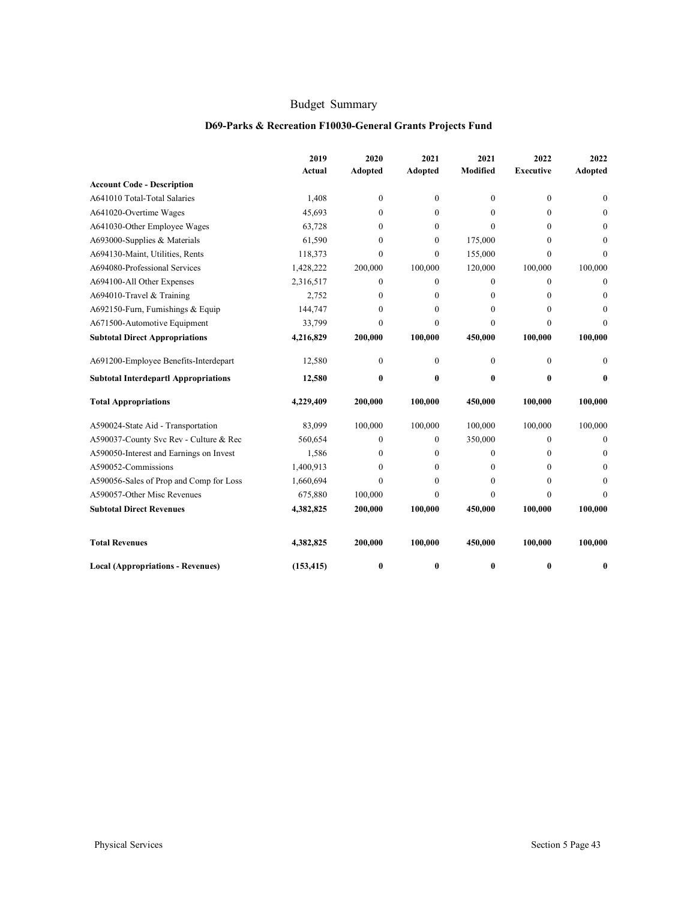# Budget Summary

## D69-Parks & Recreation F10030-General Grants Projects Fund

| Account Code - Description | 2019 Actual | 2020 Adopted | 2021 Adopted | 2021 Modified | 2022 Executive | 2022 Adopted |
|---|---|---|---|---|---|---|
| A641010 Total-Total Salaries | 1,408 | 0 | 0 | 0 | 0 | 0 |
| A641020-Overtime Wages | 45,693 | 0 | 0 | 0 | 0 | 0 |
| A641030-Other Employee Wages | 63,728 | 0 | 0 | 0 | 0 | 0 |
| A693000-Supplies & Materials | 61,590 | 0 | 0 | 175,000 | 0 | 0 |
| A694130-Maint, Utilities, Rents | 118,373 | 0 | 0 | 155,000 | 0 | 0 |
| A694080-Professional Services | 1,428,222 | 200,000 | 100,000 | 120,000 | 100,000 | 100,000 |
| A694100-All Other Expenses | 2,316,517 | 0 | 0 | 0 | 0 | 0 |
| A694010-Travel & Training | 2,752 | 0 | 0 | 0 | 0 | 0 |
| A692150-Furn, Furnishings & Equip | 144,747 | 0 | 0 | 0 | 0 | 0 |
| A671500-Automotive Equipment | 33,799 | 0 | 0 | 0 | 0 | 0 |
| **Subtotal Direct Appropriations** | **4,216,829** | **200,000** | **100,000** | **450,000** | **100,000** | **100,000** |
| A691200-Employee Benefits-Interdepart | 12,580 | 0 | 0 | 0 | 0 | 0 |
| **Subtotal Interdepartl Appropriations** | **12,580** | **0** | **0** | **0** | **0** | **0** |
| **Total Appropriations** | **4,229,409** | **200,000** | **100,000** | **450,000** | **100,000** | **100,000** |
| A590024-State Aid - Transportation | 83,099 | 100,000 | 100,000 | 100,000 | 100,000 | 100,000 |
| A590037-County Svc Rev - Culture & Rec | 560,654 | 0 | 0 | 350,000 | 0 | 0 |
| A590050-Interest and Earnings on Invest | 1,586 | 0 | 0 | 0 | 0 | 0 |
| A590052-Commissions | 1,400,913 | 0 | 0 | 0 | 0 | 0 |
| A590056-Sales of Prop and Comp for Loss | 1,660,694 | 0 | 0 | 0 | 0 | 0 |
| A590057-Other Misc Revenues | 675,880 | 100,000 | 0 | 0 | 0 | 0 |
| **Subtotal Direct Revenues** | **4,382,825** | **200,000** | **100,000** | **450,000** | **100,000** | **100,000** |
| **Total Revenues** | **4,382,825** | **200,000** | **100,000** | **450,000** | **100,000** | **100,000** |
| **Local (Appropriations - Revenues)** | **(153,415)** | **0** | **0** | **0** | **0** | **0** |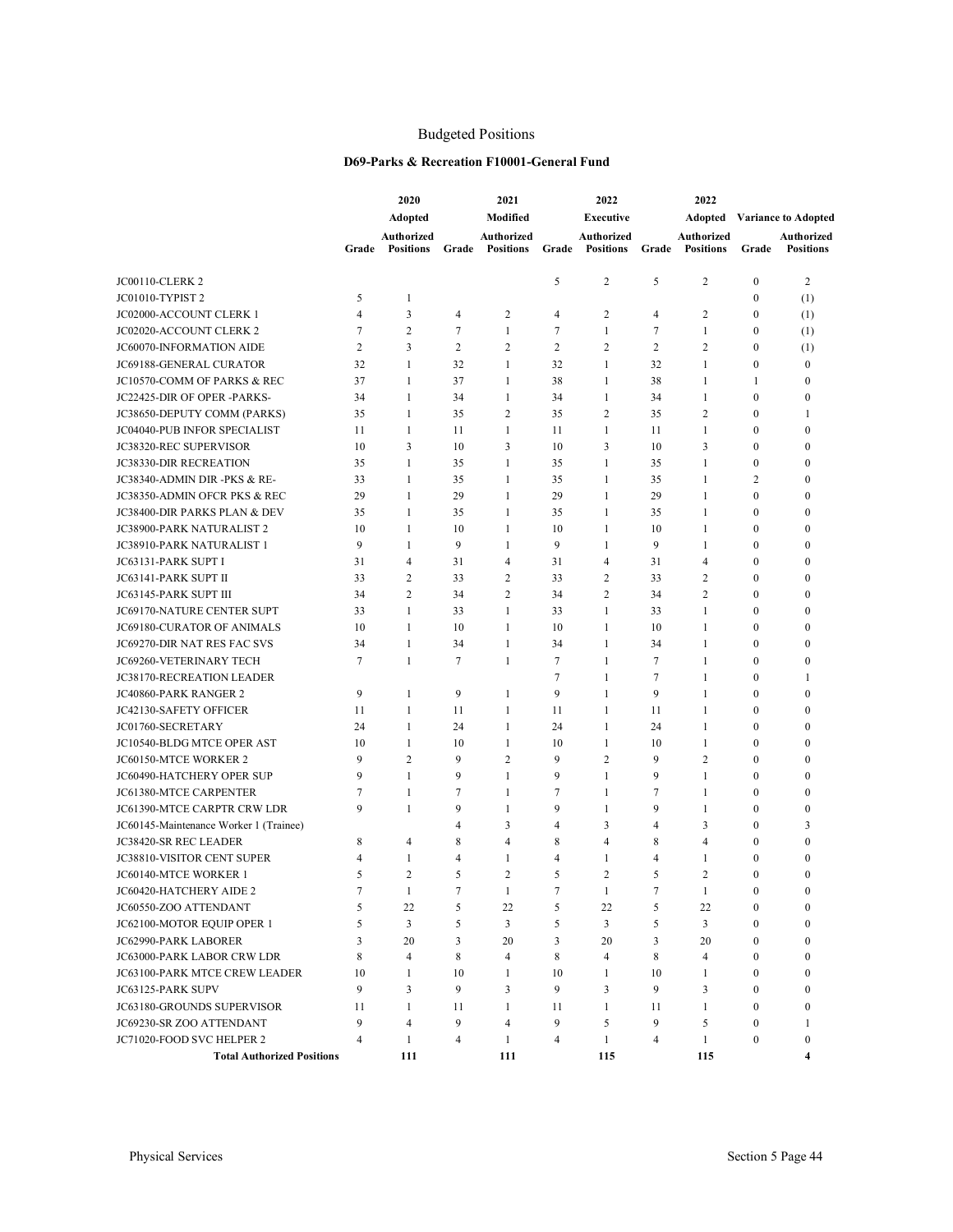# Budgeted Positions

## D69-Parks & Recreation F10001-General Fund

| | 2020 | | 2021 | | 2022 | | 2022 | | | |
|---|---|---|---|---|---|---|---|---|---|---|
| | Adopted | | Modified | | Executive | | Adopted | | Variance to Adopted | |
| | Grade | Authorized Positions | Grade | Authorized Positions | Grade | Authorized Positions | Grade | Authorized Positions | Grade | Authorized Positions |
| JC00110-CLERK 2 | | | | | 5 | 2 | 5 | 2 | 0 | 2 |
| JC01010-TYPIST 2 | 5 | 1 | | | | | | | 0 | (1) |
| JC02000-ACCOUNT CLERK 1 | 4 | 3 | 4 | 2 | 4 | 2 | 4 | 2 | 0 | (1) |
| JC02020-ACCOUNT CLERK 2 | 7 | 2 | 7 | 1 | 7 | 1 | 7 | 1 | 0 | (1) |
| JC60070-INFORMATION AIDE | 2 | 3 | 2 | 2 | 2 | 2 | 2 | 2 | 0 | (1) |
| JC69188-GENERAL CURATOR | 32 | 1 | 32 | 1 | 32 | 1 | 32 | 1 | 0 | 0 |
| JC10570-COMM OF PARKS & REC | 37 | 1 | 37 | 1 | 38 | 1 | 38 | 1 | 1 | 0 |
| JC22425-DIR OF OPER -PARKS- | 34 | 1 | 34 | 1 | 34 | 1 | 34 | 1 | 0 | 0 |
| JC38650-DEPUTY COMM (PARKS) | 35 | 1 | 35 | 2 | 35 | 2 | 35 | 2 | 0 | 1 |
| JC04040-PUB INFOR SPECIALIST | 11 | 1 | 11 | 1 | 11 | 1 | 11 | 1 | 0 | 0 |
| JC38320-REC SUPERVISOR | 10 | 3 | 10 | 3 | 10 | 3 | 10 | 3 | 0 | 0 |
| JC38330-DIR RECREATION | 35 | 1 | 35 | 1 | 35 | 1 | 35 | 1 | 0 | 0 |
| JC38340-ADMIN DIR -PKS & RE- | 33 | 1 | 35 | 1 | 35 | 1 | 35 | 1 | 2 | 0 |
| JC38350-ADMIN OFCR PKS & REC | 29 | 1 | 29 | 1 | 29 | 1 | 29 | 1 | 0 | 0 |
| JC38400-DIR PARKS PLAN & DEV | 35 | 1 | 35 | 1 | 35 | 1 | 35 | 1 | 0 | 0 |
| JC38900-PARK NATURALIST 2 | 10 | 1 | 10 | 1 | 10 | 1 | 10 | 1 | 0 | 0 |
| JC38910-PARK NATURALIST 1 | 9 | 1 | 9 | 1 | 9 | 1 | 9 | 1 | 0 | 0 |
| JC63131-PARK SUPT I | 31 | 4 | 31 | 4 | 31 | 4 | 31 | 4 | 0 | 0 |
| JC63141-PARK SUPT II | 33 | 2 | 33 | 2 | 33 | 2 | 33 | 2 | 0 | 0 |
| JC63145-PARK SUPT III | 34 | 2 | 34 | 2 | 34 | 2 | 34 | 2 | 0 | 0 |
| JC69170-NATURE CENTER SUPT | 33 | 1 | 33 | 1 | 33 | 1 | 33 | 1 | 0 | 0 |
| JC69180-CURATOR OF ANIMALS | 10 | 1 | 10 | 1 | 10 | 1 | 10 | 1 | 0 | 0 |
| JC69270-DIR NAT RES FAC SVS | 34 | 1 | 34 | 1 | 34 | 1 | 34 | 1 | 0 | 0 |
| JC69260-VETERINARY TECH | 7 | 1 | 7 | 1 | 7 | 1 | 7 | 1 | 0 | 0 |
| JC38170-RECREATION LEADER | | | | | 7 | 1 | 7 | 1 | 0 | 1 |
| JC40860-PARK RANGER 2 | 9 | 1 | 9 | 1 | 9 | 1 | 9 | 1 | 0 | 0 |
| JC42130-SAFETY OFFICER | 11 | 1 | 11 | 1 | 11 | 1 | 11 | 1 | 0 | 0 |
| JC01760-SECRETARY | 24 | 1 | 24 | 1 | 24 | 1 | 24 | 1 | 0 | 0 |
| JC10540-BLDG MTCE OPER AST | 10 | 1 | 10 | 1 | 10 | 1 | 10 | 1 | 0 | 0 |
| JC60150-MTCE WORKER 2 | 9 | 2 | 9 | 2 | 9 | 2 | 9 | 2 | 0 | 0 |
| JC60490-HATCHERY OPER SUP | 9 | 1 | 9 | 1 | 9 | 1 | 9 | 1 | 0 | 0 |
| JC61380-MTCE CARPENTER | 7 | 1 | 7 | 1 | 7 | 1 | 7 | 1 | 0 | 0 |
| JC61390-MTCE CARPTR CRW LDR | 9 | 1 | 9 | 1 | 9 | 1 | 9 | 1 | 0 | 0 |
| JC60145-Maintenance Worker 1 (Trainee) | | | 4 | 3 | 4 | 3 | 4 | 3 | 0 | 3 |
| JC38420-SR REC LEADER | 8 | 4 | 8 | 4 | 8 | 4 | 8 | 4 | 0 | 0 |
| JC38810-VISITOR CENT SUPER | 4 | 1 | 4 | 1 | 4 | 1 | 4 | 1 | 0 | 0 |
| JC60140-MTCE WORKER 1 | 5 | 2 | 5 | 2 | 5 | 2 | 5 | 2 | 0 | 0 |
| JC60420-HATCHERY AIDE 2 | 7 | 1 | 7 | 1 | 7 | 1 | 7 | 1 | 0 | 0 |
| JC60550-ZOO ATTENDANT | 5 | 22 | 5 | 22 | 5 | 22 | 5 | 22 | 0 | 0 |
| JC62100-MOTOR EQUIP OPER 1 | 5 | 3 | 5 | 3 | 5 | 3 | 5 | 3 | 0 | 0 |
| JC62990-PARK LABORER | 3 | 20 | 3 | 20 | 3 | 20 | 3 | 20 | 0 | 0 |
| JC63000-PARK LABOR CRW LDR | 8 | 4 | 8 | 4 | 8 | 4 | 8 | 4 | 0 | 0 |
| JC63100-PARK MTCE CREW LEADER | 10 | 1 | 10 | 1 | 10 | 1 | 10 | 1 | 0 | 0 |
| JC63125-PARK SUPV | 9 | 3 | 9 | 3 | 9 | 3 | 9 | 3 | 0 | 0 |
| JC63180-GROUNDS SUPERVISOR | 11 | 1 | 11 | 1 | 11 | 1 | 11 | 1 | 0 | 0 |
| JC69230-SR ZOO ATTENDANT | 9 | 4 | 9 | 4 | 9 | 5 | 9 | 5 | 0 | 1 |
| JC71020-FOOD SVC HELPER 2 | 4 | 1 | 4 | 1 | 4 | 1 | 4 | 1 | 0 | 0 |
| **Total Authorized Positions** | | **111** | | **111** | | **115** | | **115** | | **4** |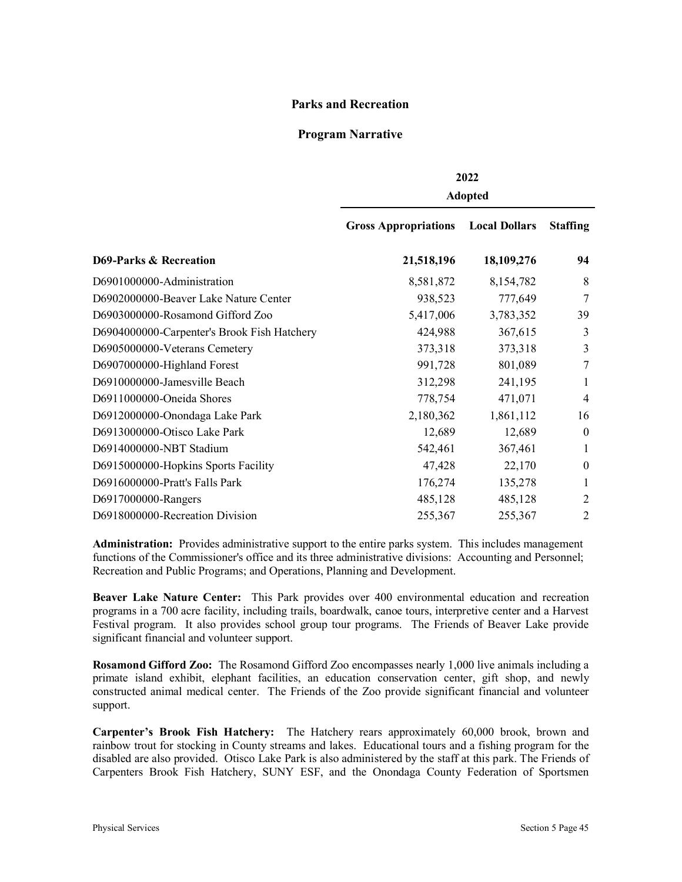## Parks and Recreation

### Program Narrative

| | 2022 Adopted | | |
|---|---|---|---|
| | **Gross Appropriations** | **Local Dollars** | **Staffing** |
| **D69-Parks & Recreation** | **21,518,196** | **18,109,276** | **94** |
| D6901000000-Administration | 8,581,872 | 8,154,782 | 8 |
| D6902000000-Beaver Lake Nature Center | 938,523 | 777,649 | 7 |
| D6903000000-Rosamond Gifford Zoo | 5,417,006 | 3,783,352 | 39 |
| D6904000000-Carpenter's Brook Fish Hatchery | 424,988 | 367,615 | 3 |
| D6905000000-Veterans Cemetery | 373,318 | 373,318 | 3 |
| D6907000000-Highland Forest | 991,728 | 801,089 | 7 |
| D6910000000-Jamesville Beach | 312,298 | 241,195 | 1 |
| D6911000000-Oneida Shores | 778,754 | 471,071 | 4 |
| D6912000000-Onondaga Lake Park | 2,180,362 | 1,861,112 | 16 |
| D6913000000-Otisco Lake Park | 12,689 | 12,689 | 0 |
| D6914000000-NBT Stadium | 542,461 | 367,461 | 1 |
| D6915000000-Hopkins Sports Facility | 47,428 | 22,170 | 0 |
| D6916000000-Pratt's Falls Park | 176,274 | 135,278 | 1 |
| D6917000000-Rangers | 485,128 | 485,128 | 2 |
| D6918000000-Recreation Division | 255,367 | 255,367 | 2 |

**Administration:** Provides administrative support to the entire parks system. This includes management functions of the Commissioner's office and its three administrative divisions: Accounting and Personnel; Recreation and Public Programs; and Operations, Planning and Development.

**Beaver Lake Nature Center:** This Park provides over 400 environmental education and recreation programs in a 700 acre facility, including trails, boardwalk, canoe tours, interpretive center and a Harvest Festival program. It also provides school group tour programs. The Friends of Beaver Lake provide significant financial and volunteer support.

**Rosamond Gifford Zoo:** The Rosamond Gifford Zoo encompasses nearly 1,000 live animals including a primate island exhibit, elephant facilities, an education conservation center, gift shop, and newly constructed animal medical center. The Friends of the Zoo provide significant financial and volunteer support.

**Carpenter's Brook Fish Hatchery:** The Hatchery rears approximately 60,000 brook, brown and rainbow trout for stocking in County streams and lakes. Educational tours and a fishing program for the disabled are also provided. Otisco Lake Park is also administered by the staff at this park. The Friends of Carpenters Brook Fish Hatchery, SUNY ESF, and the Onondaga County Federation of Sportsmen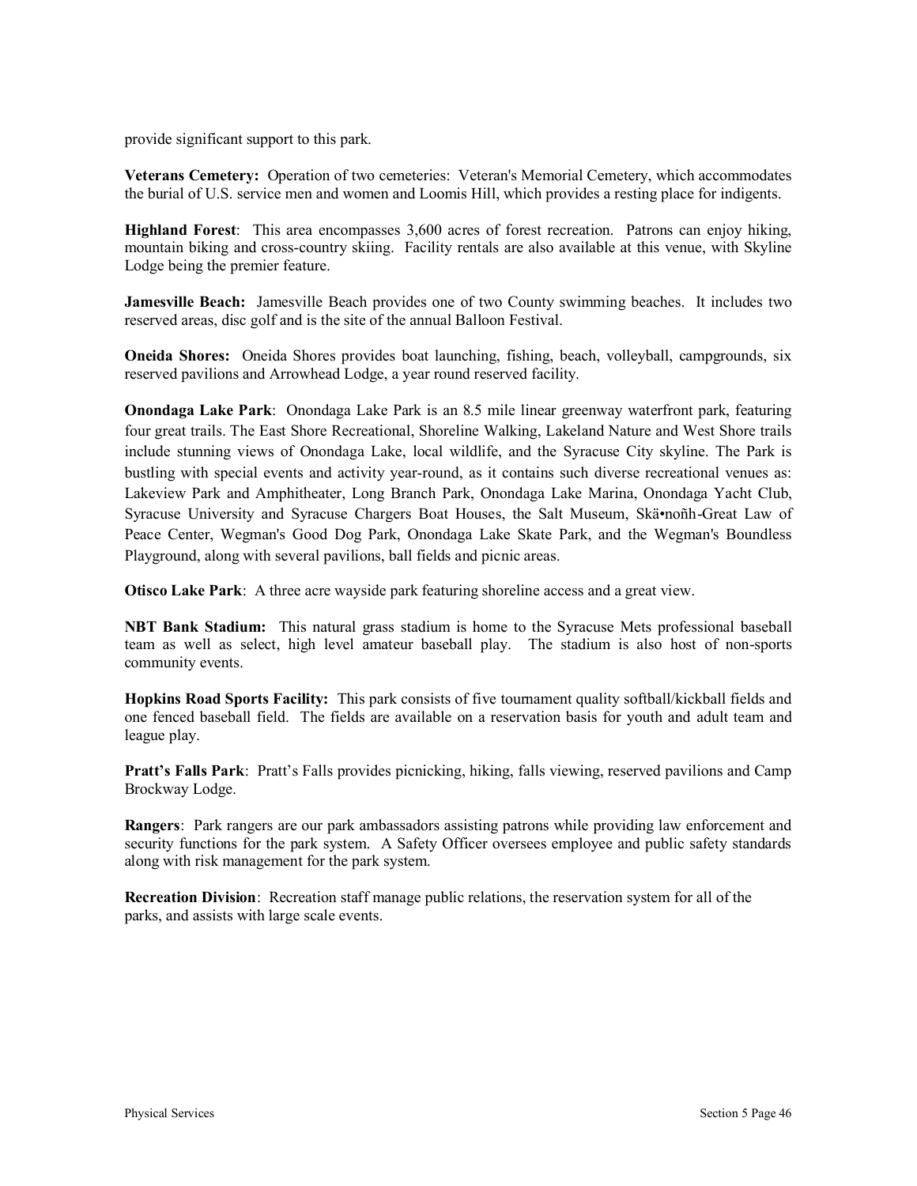provide significant support to this park.

**Veterans Cemetery:** Operation of two cemeteries: Veteran's Memorial Cemetery, which accommodates the burial of U.S. service men and women and Loomis Hill, which provides a resting place for indigents.

**Highland Forest**: This area encompasses 3,600 acres of forest recreation. Patrons can enjoy hiking, mountain biking and cross-country skiing. Facility rentals are also available at this venue, with Skyline Lodge being the premier feature.

**Jamesville Beach:** Jamesville Beach provides one of two County swimming beaches. It includes two reserved areas, disc golf and is the site of the annual Balloon Festival.

**Oneida Shores:** Oneida Shores provides boat launching, fishing, beach, volleyball, campgrounds, six reserved pavilions and Arrowhead Lodge, a year round reserved facility.

**Onondaga Lake Park**: Onondaga Lake Park is an 8.5 mile linear greenway waterfront park, featuring four great trails. The East Shore Recreational, Shoreline Walking, Lakeland Nature and West Shore trails include stunning views of Onondaga Lake, local wildlife, and the Syracuse City skyline. The Park is bustling with special events and activity year-round, as it contains such diverse recreational venues as: Lakeview Park and Amphitheater, Long Branch Park, Onondaga Lake Marina, Onondaga Yacht Club, Syracuse University and Syracuse Chargers Boat Houses, the Salt Museum, Skä•noñh-Great Law of Peace Center, Wegman's Good Dog Park, Onondaga Lake Skate Park, and the Wegman's Boundless Playground, along with several pavilions, ball fields and picnic areas.

**Otisco Lake Park**: A three acre wayside park featuring shoreline access and a great view.

**NBT Bank Stadium:** This natural grass stadium is home to the Syracuse Mets professional baseball team as well as select, high level amateur baseball play. The stadium is also host of non-sports community events.

**Hopkins Road Sports Facility:** This park consists of five tournament quality softball/kickball fields and one fenced baseball field. The fields are available on a reservation basis for youth and adult team and league play.

**Pratt's Falls Park**: Pratt's Falls provides picnicking, hiking, falls viewing, reserved pavilions and Camp Brockway Lodge.

**Rangers**: Park rangers are our park ambassadors assisting patrons while providing law enforcement and security functions for the park system. A Safety Officer oversees employee and public safety standards along with risk management for the park system.

**Recreation Division**: Recreation staff manage public relations, the reservation system for all of the parks, and assists with large scale events.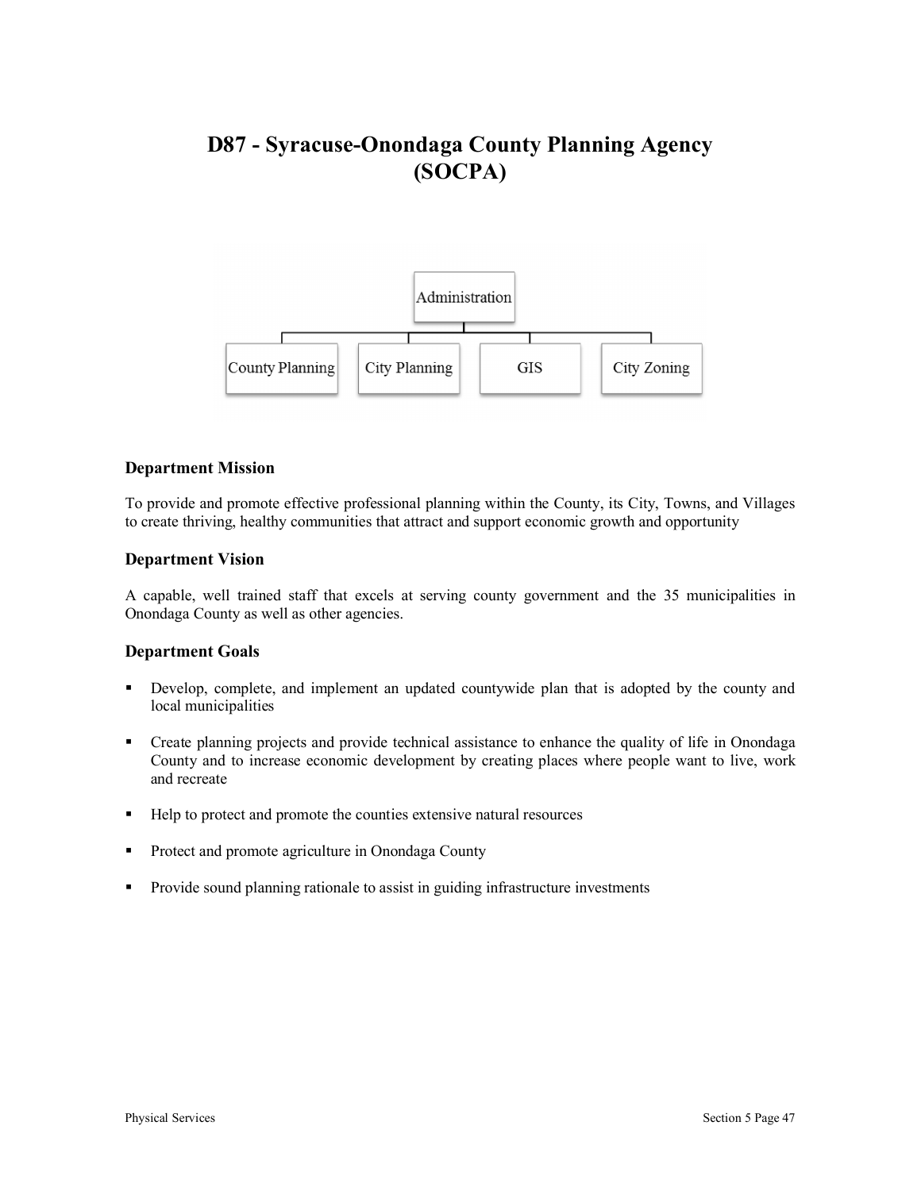# D87 - Syracuse-Onondaga County Planning Agency (SOCPA)

Administration

County Planning | City Planning | GIS | City Zoning

### Department Mission

To provide and promote effective professional planning within the County, its City, Towns, and Villages to create thriving, healthy communities that attract and support economic growth and opportunity

### Department Vision

A capable, well trained staff that excels at serving county government and the 35 municipalities in Onondaga County as well as other agencies.

### Department Goals

- Develop, complete, and implement an updated countywide plan that is adopted by the county and local municipalities
- Create planning projects and provide technical assistance to enhance the quality of life in Onondaga County and to increase economic development by creating places where people want to live, work and recreate
- Help to protect and promote the counties extensive natural resources
- Protect and promote agriculture in Onondaga County
- Provide sound planning rationale to assist in guiding infrastructure investments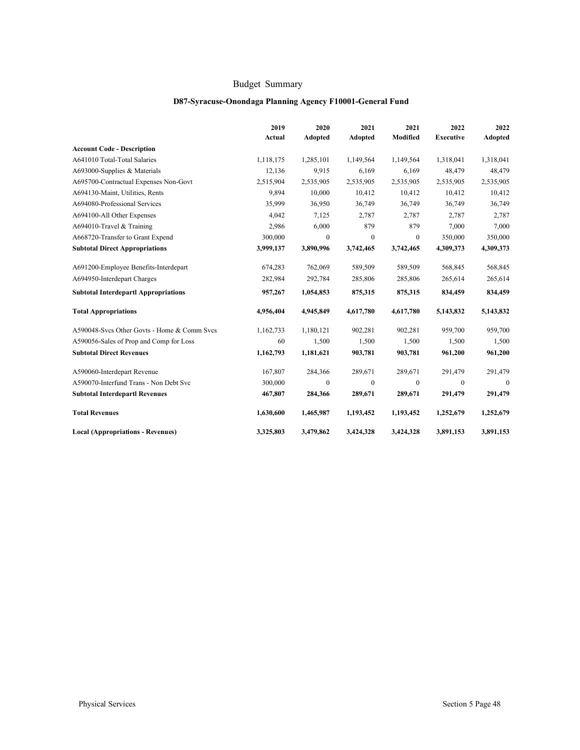# Budget Summary

## D87-Syracuse-Onondaga Planning Agency F10001-General Fund

| | 2019 Actual | 2020 Adopted | 2021 Adopted | 2021 Modified | 2022 Executive | 2022 Adopted |
|---|---|---|---|---|---|---|
| **Account Code - Description** | | | | | | |
| A641010 Total-Total Salaries | 1,118,175 | 1,285,101 | 1,149,564 | 1,149,564 | 1,318,041 | 1,318,041 |
| A693000-Supplies & Materials | 12,136 | 9,915 | 6,169 | 6,169 | 48,479 | 48,479 |
| A695700-Contractual Expenses Non-Govt | 2,515,904 | 2,535,905 | 2,535,905 | 2,535,905 | 2,535,905 | 2,535,905 |
| A694130-Maint, Utilities, Rents | 9,894 | 10,000 | 10,412 | 10,412 | 10,412 | 10,412 |
| A694080-Professional Services | 35,999 | 36,950 | 36,749 | 36,749 | 36,749 | 36,749 |
| A694100-All Other Expenses | 4,042 | 7,125 | 2,787 | 2,787 | 2,787 | 2,787 |
| A694010-Travel & Training | 2,986 | 6,000 | 879 | 879 | 7,000 | 7,000 |
| A668720-Transfer to Grant Expend | 300,000 | 0 | 0 | 0 | 350,000 | 350,000 |
| **Subtotal Direct Appropriations** | **3,999,137** | **3,890,996** | **3,742,465** | **3,742,465** | **4,309,373** | **4,309,373** |
| A691200-Employee Benefits-Interdepart | 674,283 | 762,069 | 589,509 | 589,509 | 568,845 | 568,845 |
| A694950-Interdepart Charges | 282,984 | 292,784 | 285,806 | 285,806 | 265,614 | 265,614 |
| **Subtotal Interdepartl Appropriations** | **957,267** | **1,054,853** | **875,315** | **875,315** | **834,459** | **834,459** |
| **Total Appropriations** | **4,956,404** | **4,945,849** | **4,617,780** | **4,617,780** | **5,143,832** | **5,143,832** |
| A590048-Svcs Other Govts - Home & Comm Svcs | 1,162,733 | 1,180,121 | 902,281 | 902,281 | 959,700 | 959,700 |
| A590056-Sales of Prop and Comp for Loss | 60 | 1,500 | 1,500 | 1,500 | 1,500 | 1,500 |
| **Subtotal Direct Revenues** | **1,162,793** | **1,181,621** | **903,781** | **903,781** | **961,200** | **961,200** |
| A590060-Interdepart Revenue | 167,807 | 284,366 | 289,671 | 289,671 | 291,479 | 291,479 |
| A590070-Interfund Trans - Non Debt Svc | 300,000 | 0 | 0 | 0 | 0 | 0 |
| **Subtotal Interdepartl Revenues** | **467,807** | **284,366** | **289,671** | **289,671** | **291,479** | **291,479** |
| **Total Revenues** | **1,630,600** | **1,465,987** | **1,193,452** | **1,193,452** | **1,252,679** | **1,252,679** |
| **Local (Appropriations - Revenues)** | **3,325,803** | **3,479,862** | **3,424,328** | **3,424,328** | **3,891,153** | **3,891,153** |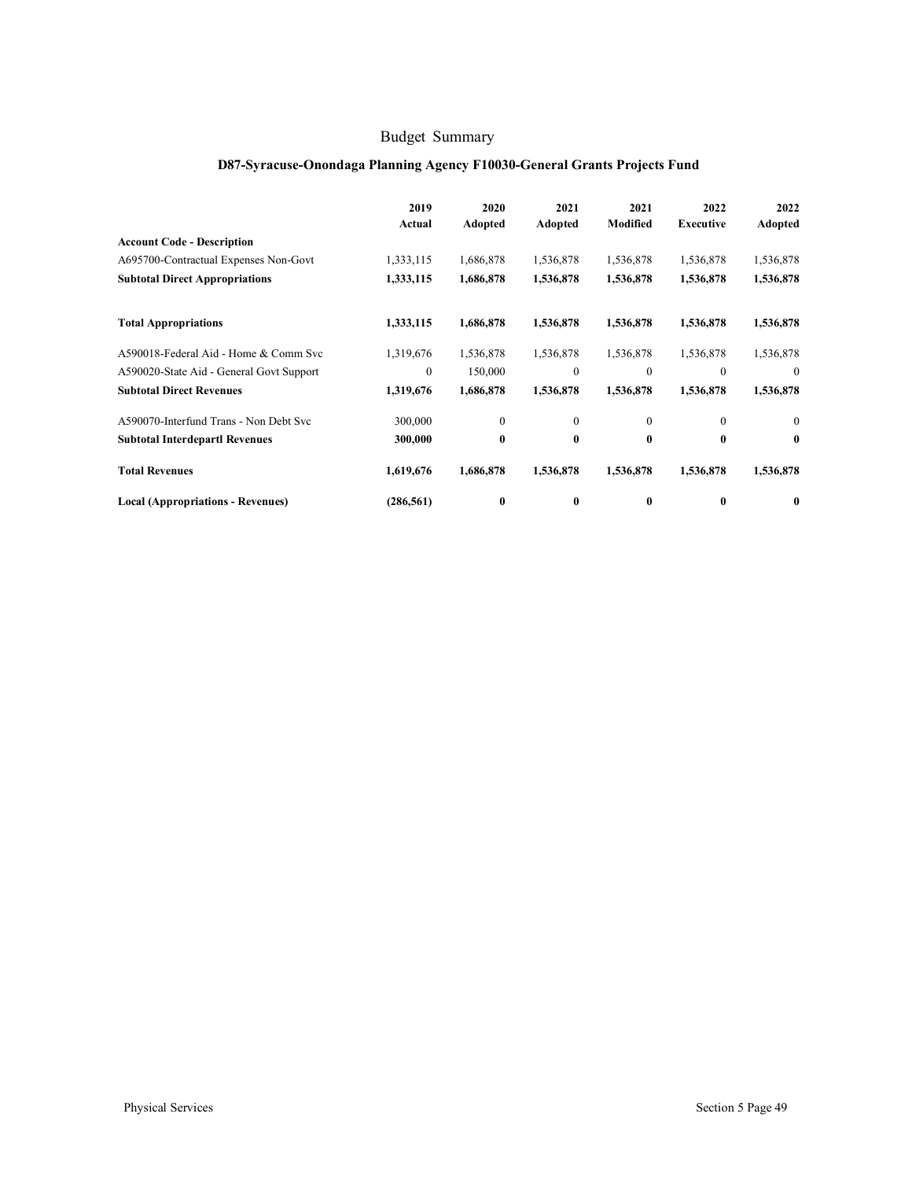# Budget Summary

## D87-Syracuse-Onondaga Planning Agency F10030-General Grants Projects Fund

| Account Code - Description | 2019 Actual | 2020 Adopted | 2021 Adopted | 2021 Modified | 2022 Executive | 2022 Adopted |
|---|---|---|---|---|---|---|
| A695700-Contractual Expenses Non-Govt | 1,333,115 | 1,686,878 | 1,536,878 | 1,536,878 | 1,536,878 | 1,536,878 |
| **Subtotal Direct Appropriations** | **1,333,115** | **1,686,878** | **1,536,878** | **1,536,878** | **1,536,878** | **1,536,878** |
| **Total Appropriations** | **1,333,115** | **1,686,878** | **1,536,878** | **1,536,878** | **1,536,878** | **1,536,878** |
| A590018-Federal Aid - Home & Comm Svc | 1,319,676 | 1,536,878 | 1,536,878 | 1,536,878 | 1,536,878 | 1,536,878 |
| A590020-State Aid - General Govt Support | 0 | 150,000 | 0 | 0 | 0 | 0 |
| **Subtotal Direct Revenues** | **1,319,676** | **1,686,878** | **1,536,878** | **1,536,878** | **1,536,878** | **1,536,878** |
| A590070-Interfund Trans - Non Debt Svc | 300,000 | 0 | 0 | 0 | 0 | 0 |
| **Subtotal Interdepartl Revenues** | **300,000** | **0** | **0** | **0** | **0** | **0** |
| **Total Revenues** | **1,619,676** | **1,686,878** | **1,536,878** | **1,536,878** | **1,536,878** | **1,536,878** |
| **Local (Appropriations - Revenues)** | **(286,561)** | **0** | **0** | **0** | **0** | **0** |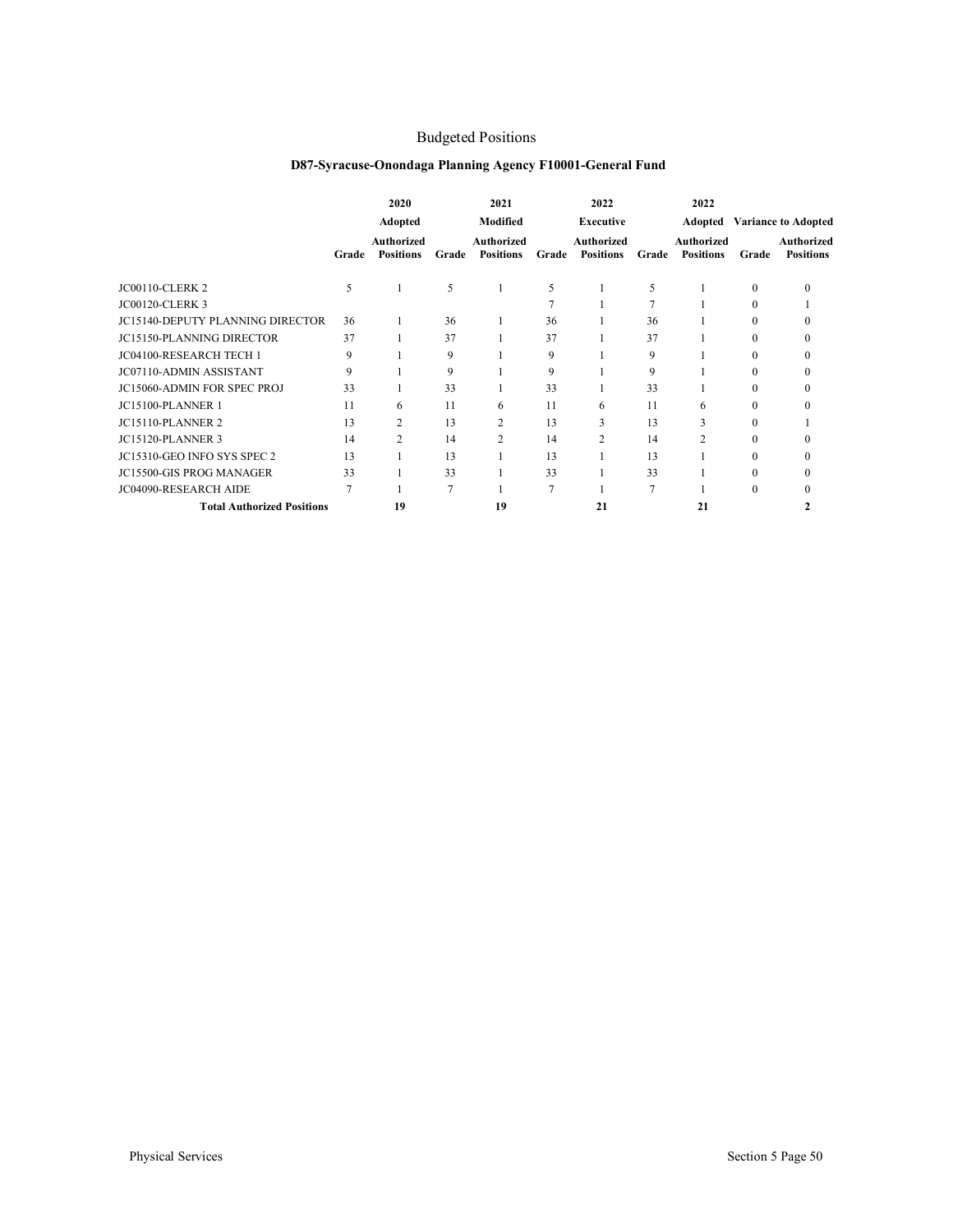# Budgeted Positions

## D87-Syracuse-Onondaga Planning Agency F10001-General Fund

| | 2020 Adopted | | 2021 Modified | | 2022 Executive | | 2022 Adopted | | Variance to Adopted | |
|---|---|---|---|---|---|---|---|---|---|---|
| | Grade | Authorized Positions | Grade | Authorized Positions | Grade | Authorized Positions | Grade | Authorized Positions | Grade | Authorized Positions |
| JC00110-CLERK 2 | 5 | 1 | 5 | 1 | 5 | 1 | 5 | 1 | 0 | 0 |
| JC00120-CLERK 3 | | | | | 7 | 1 | 7 | 1 | 0 | 1 |
| JC15140-DEPUTY PLANNING DIRECTOR | 36 | 1 | 36 | 1 | 36 | 1 | 36 | 1 | 0 | 0 |
| JC15150-PLANNING DIRECTOR | 37 | 1 | 37 | 1 | 37 | 1 | 37 | 1 | 0 | 0 |
| JC04100-RESEARCH TECH 1 | 9 | 1 | 9 | 1 | 9 | 1 | 9 | 1 | 0 | 0 |
| JC07110-ADMIN ASSISTANT | 9 | 1 | 9 | 1 | 9 | 1 | 9 | 1 | 0 | 0 |
| JC15060-ADMIN FOR SPEC PROJ | 33 | 1 | 33 | 1 | 33 | 1 | 33 | 1 | 0 | 0 |
| JC15100-PLANNER 1 | 11 | 6 | 11 | 6 | 11 | 6 | 11 | 6 | 0 | 0 |
| JC15110-PLANNER 2 | 13 | 2 | 13 | 2 | 13 | 3 | 13 | 3 | 0 | 1 |
| JC15120-PLANNER 3 | 14 | 2 | 14 | 2 | 14 | 2 | 14 | 2 | 0 | 0 |
| JC15310-GEO INFO SYS SPEC 2 | 13 | 1 | 13 | 1 | 13 | 1 | 13 | 1 | 0 | 0 |
| JC15500-GIS PROG MANAGER | 33 | 1 | 33 | 1 | 33 | 1 | 33 | 1 | 0 | 0 |
| JC04090-RESEARCH AIDE | 7 | 1 | 7 | 1 | 7 | 1 | 7 | 1 | 0 | 0 |
| **Total Authorized Positions** | | **19** | | **19** | | **21** | | **21** | | **2** |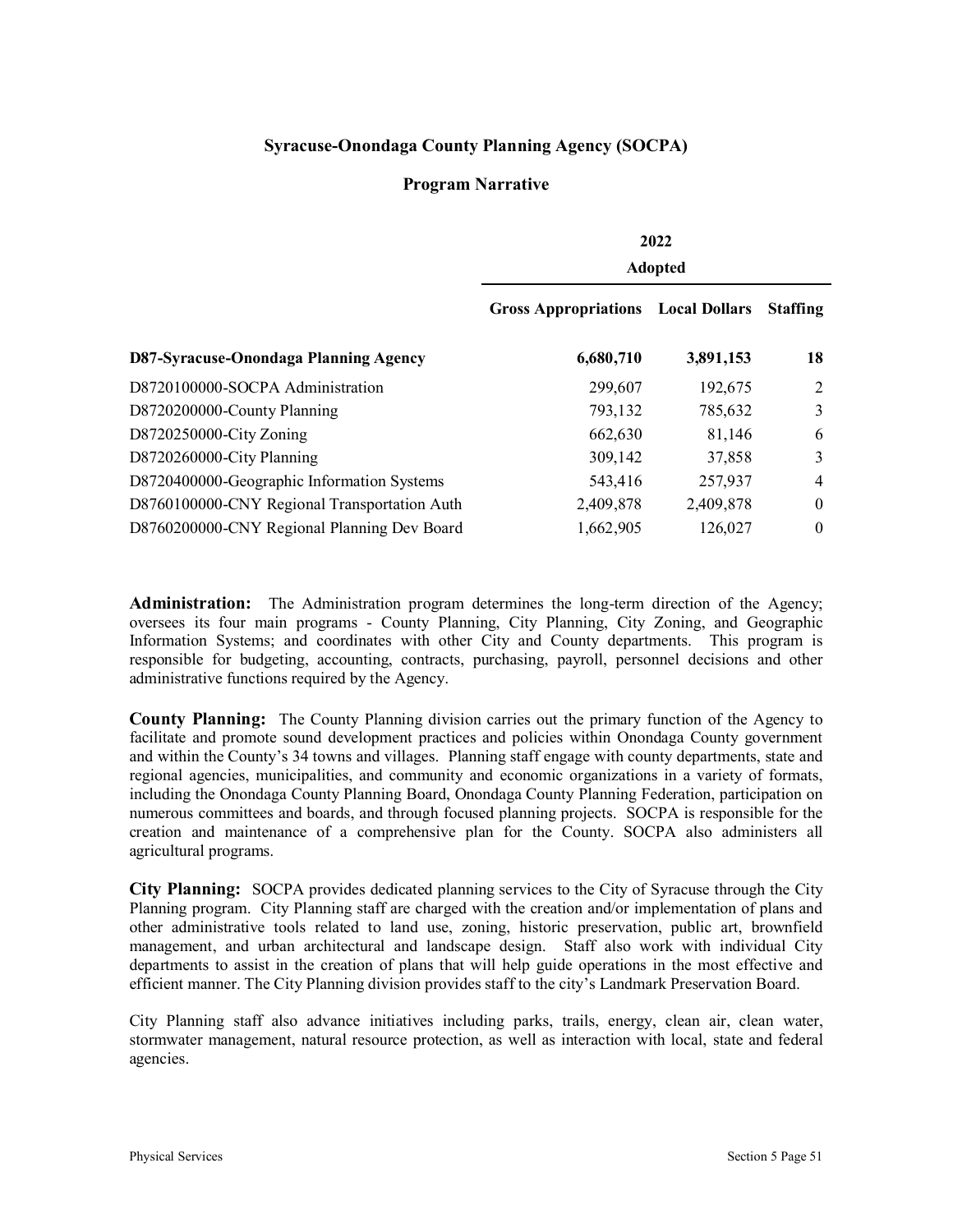## Syracuse-Onondaga County Planning Agency (SOCPA)

### Program Narrative

| | 2022 Adopted | | |
|---|---|---|---|
| | **Gross Appropriations** | **Local Dollars** | **Staffing** |
| **D87-Syracuse-Onondaga Planning Agency** | **6,680,710** | **3,891,153** | **18** |
| D8720100000-SOCPA Administration | 299,607 | 192,675 | 2 |
| D8720200000-County Planning | 793,132 | 785,632 | 3 |
| D8720250000-City Zoning | 662,630 | 81,146 | 6 |
| D8720260000-City Planning | 309,142 | 37,858 | 3 |
| D8720400000-Geographic Information Systems | 543,416 | 257,937 | 4 |
| D8760100000-CNY Regional Transportation Auth | 2,409,878 | 2,409,878 | 0 |
| D8760200000-CNY Regional Planning Dev Board | 1,662,905 | 126,027 | 0 |

**Administration:** The Administration program determines the long-term direction of the Agency; oversees its four main programs - County Planning, City Planning, City Zoning, and Geographic Information Systems; and coordinates with other City and County departments. This program is responsible for budgeting, accounting, contracts, purchasing, payroll, personnel decisions and other administrative functions required by the Agency.

**County Planning:** The County Planning division carries out the primary function of the Agency to facilitate and promote sound development practices and policies within Onondaga County government and within the County's 34 towns and villages. Planning staff engage with county departments, state and regional agencies, municipalities, and community and economic organizations in a variety of formats, including the Onondaga County Planning Board, Onondaga County Planning Federation, participation on numerous committees and boards, and through focused planning projects. SOCPA is responsible for the creation and maintenance of a comprehensive plan for the County. SOCPA also administers all agricultural programs.

**City Planning:** SOCPA provides dedicated planning services to the City of Syracuse through the City Planning program. City Planning staff are charged with the creation and/or implementation of plans and other administrative tools related to land use, zoning, historic preservation, public art, brownfield management, and urban architectural and landscape design. Staff also work with individual City departments to assist in the creation of plans that will help guide operations in the most effective and efficient manner. The City Planning division provides staff to the city's Landmark Preservation Board.

City Planning staff also advance initiatives including parks, trails, energy, clean air, clean water, stormwater management, natural resource protection, as well as interaction with local, state and federal agencies.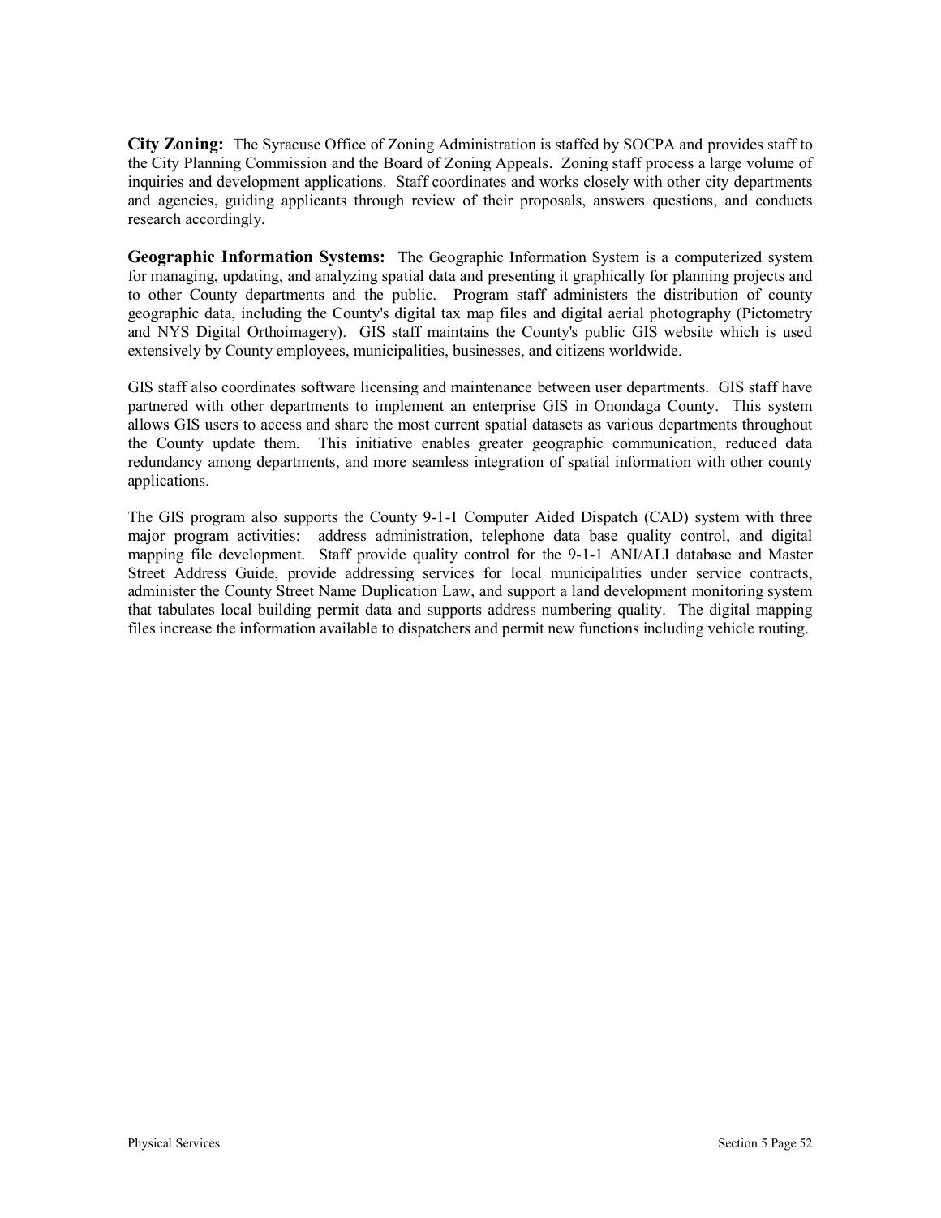**City Zoning:** The Syracuse Office of Zoning Administration is staffed by SOCPA and provides staff to the City Planning Commission and the Board of Zoning Appeals. Zoning staff process a large volume of inquiries and development applications. Staff coordinates and works closely with other city departments and agencies, guiding applicants through review of their proposals, answers questions, and conducts research accordingly.

**Geographic Information Systems:** The Geographic Information System is a computerized system for managing, updating, and analyzing spatial data and presenting it graphically for planning projects and to other County departments and the public. Program staff administers the distribution of county geographic data, including the County's digital tax map files and digital aerial photography (Pictometry and NYS Digital Orthoimagery). GIS staff maintains the County's public GIS website which is used extensively by County employees, municipalities, businesses, and citizens worldwide.

GIS staff also coordinates software licensing and maintenance between user departments. GIS staff have partnered with other departments to implement an enterprise GIS in Onondaga County. This system allows GIS users to access and share the most current spatial datasets as various departments throughout the County update them. This initiative enables greater geographic communication, reduced data redundancy among departments, and more seamless integration of spatial information with other county applications.

The GIS program also supports the County 9-1-1 Computer Aided Dispatch (CAD) system with three major program activities: address administration, telephone data base quality control, and digital mapping file development. Staff provide quality control for the 9-1-1 ANI/ALI database and Master Street Address Guide, provide addressing services for local municipalities under service contracts, administer the County Street Name Duplication Law, and support a land development monitoring system that tabulates local building permit data and supports address numbering quality. The digital mapping files increase the information available to dispatchers and permit new functions including vehicle routing.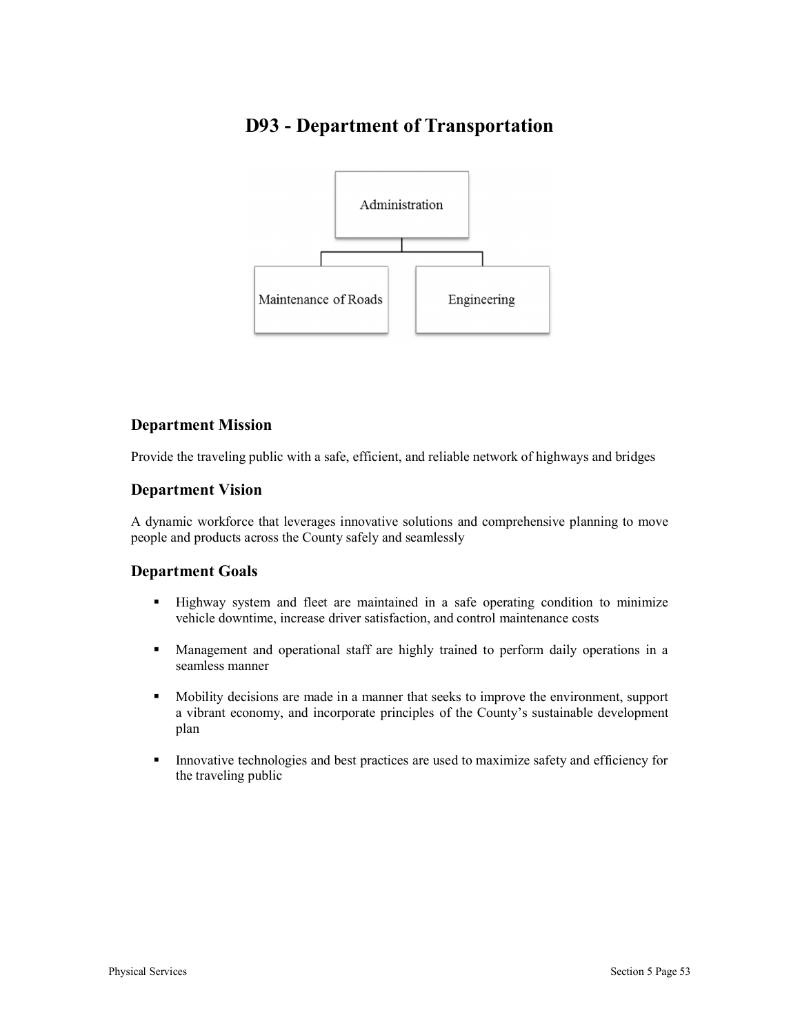# D93 - Department of Transportation

Administration

Maintenance of Roads

Engineering

## Department Mission

Provide the traveling public with a safe, efficient, and reliable network of highways and bridges

## Department Vision

A dynamic workforce that leverages innovative solutions and comprehensive planning to move people and products across the County safely and seamlessly

## Department Goals

- Highway system and fleet are maintained in a safe operating condition to minimize vehicle downtime, increase driver satisfaction, and control maintenance costs
- Management and operational staff are highly trained to perform daily operations in a seamless manner
- Mobility decisions are made in a manner that seeks to improve the environment, support a vibrant economy, and incorporate principles of the County's sustainable development plan
- Innovative technologies and best practices are used to maximize safety and efficiency for the traveling public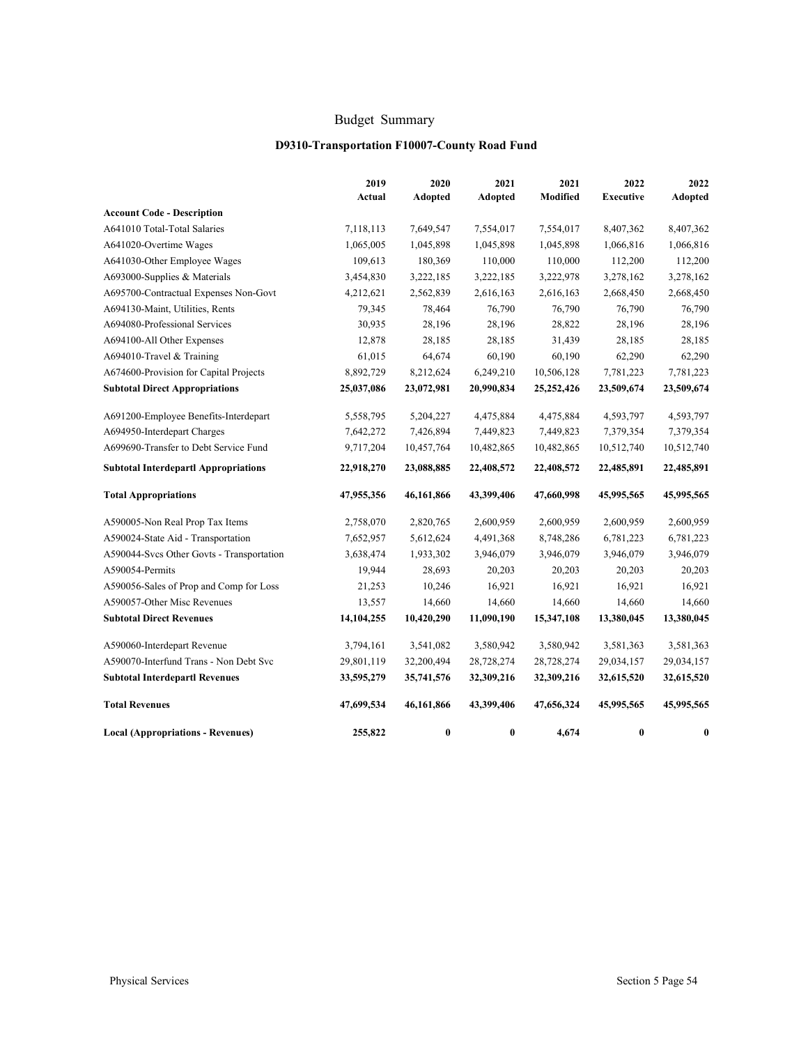# Budget Summary

## D9310-Transportation F10007-County Road Fund

| Account Code - Description | 2019 Actual | 2020 Adopted | 2021 Adopted | 2021 Modified | 2022 Executive | 2022 Adopted |
|---|---|---|---|---|---|---|
| A641010 Total-Total Salaries | 7,118,113 | 7,649,547 | 7,554,017 | 7,554,017 | 8,407,362 | 8,407,362 |
| A641020-Overtime Wages | 1,065,005 | 1,045,898 | 1,045,898 | 1,045,898 | 1,066,816 | 1,066,816 |
| A641030-Other Employee Wages | 109,613 | 180,369 | 110,000 | 110,000 | 112,200 | 112,200 |
| A693000-Supplies & Materials | 3,454,830 | 3,222,185 | 3,222,185 | 3,222,978 | 3,278,162 | 3,278,162 |
| A695700-Contractual Expenses Non-Govt | 4,212,621 | 2,562,839 | 2,616,163 | 2,616,163 | 2,668,450 | 2,668,450 |
| A694130-Maint, Utilities, Rents | 79,345 | 78,464 | 76,790 | 76,790 | 76,790 | 76,790 |
| A694080-Professional Services | 30,935 | 28,196 | 28,196 | 28,822 | 28,196 | 28,196 |
| A694100-All Other Expenses | 12,878 | 28,185 | 28,185 | 31,439 | 28,185 | 28,185 |
| A694010-Travel & Training | 61,015 | 64,674 | 60,190 | 60,190 | 62,290 | 62,290 |
| A674600-Provision for Capital Projects | 8,892,729 | 8,212,624 | 6,249,210 | 10,506,128 | 7,781,223 | 7,781,223 |
| **Subtotal Direct Appropriations** | **25,037,086** | **23,072,981** | **20,990,834** | **25,252,426** | **23,509,674** | **23,509,674** |
| A691200-Employee Benefits-Interdepart | 5,558,795 | 5,204,227 | 4,475,884 | 4,475,884 | 4,593,797 | 4,593,797 |
| A694950-Interdepart Charges | 7,642,272 | 7,426,894 | 7,449,823 | 7,449,823 | 7,379,354 | 7,379,354 |
| A699690-Transfer to Debt Service Fund | 9,717,204 | 10,457,764 | 10,482,865 | 10,482,865 | 10,512,740 | 10,512,740 |
| **Subtotal Interdepartl Appropriations** | **22,918,270** | **23,088,885** | **22,408,572** | **22,408,572** | **22,485,891** | **22,485,891** |
| **Total Appropriations** | **47,955,356** | **46,161,866** | **43,399,406** | **47,660,998** | **45,995,565** | **45,995,565** |
| A590005-Non Real Prop Tax Items | 2,758,070 | 2,820,765 | 2,600,959 | 2,600,959 | 2,600,959 | 2,600,959 |
| A590024-State Aid - Transportation | 7,652,957 | 5,612,624 | 4,491,368 | 8,748,286 | 6,781,223 | 6,781,223 |
| A590044-Svcs Other Govts - Transportation | 3,638,474 | 1,933,302 | 3,946,079 | 3,946,079 | 3,946,079 | 3,946,079 |
| A590054-Permits | 19,944 | 28,693 | 20,203 | 20,203 | 20,203 | 20,203 |
| A590056-Sales of Prop and Comp for Loss | 21,253 | 10,246 | 16,921 | 16,921 | 16,921 | 16,921 |
| A590057-Other Misc Revenues | 13,557 | 14,660 | 14,660 | 14,660 | 14,660 | 14,660 |
| **Subtotal Direct Revenues** | **14,104,255** | **10,420,290** | **11,090,190** | **15,347,108** | **13,380,045** | **13,380,045** |
| A590060-Interdepart Revenue | 3,794,161 | 3,541,082 | 3,580,942 | 3,580,942 | 3,581,363 | 3,581,363 |
| A590070-Interfund Trans - Non Debt Svc | 29,801,119 | 32,200,494 | 28,728,274 | 28,728,274 | 29,034,157 | 29,034,157 |
| **Subtotal Interdepartl Revenues** | **33,595,279** | **35,741,576** | **32,309,216** | **32,309,216** | **32,615,520** | **32,615,520** |
| **Total Revenues** | **47,699,534** | **46,161,866** | **43,399,406** | **47,656,324** | **45,995,565** | **45,995,565** |
| **Local (Appropriations - Revenues)** | **255,822** | **0** | **0** | **4,674** | **0** | **0** |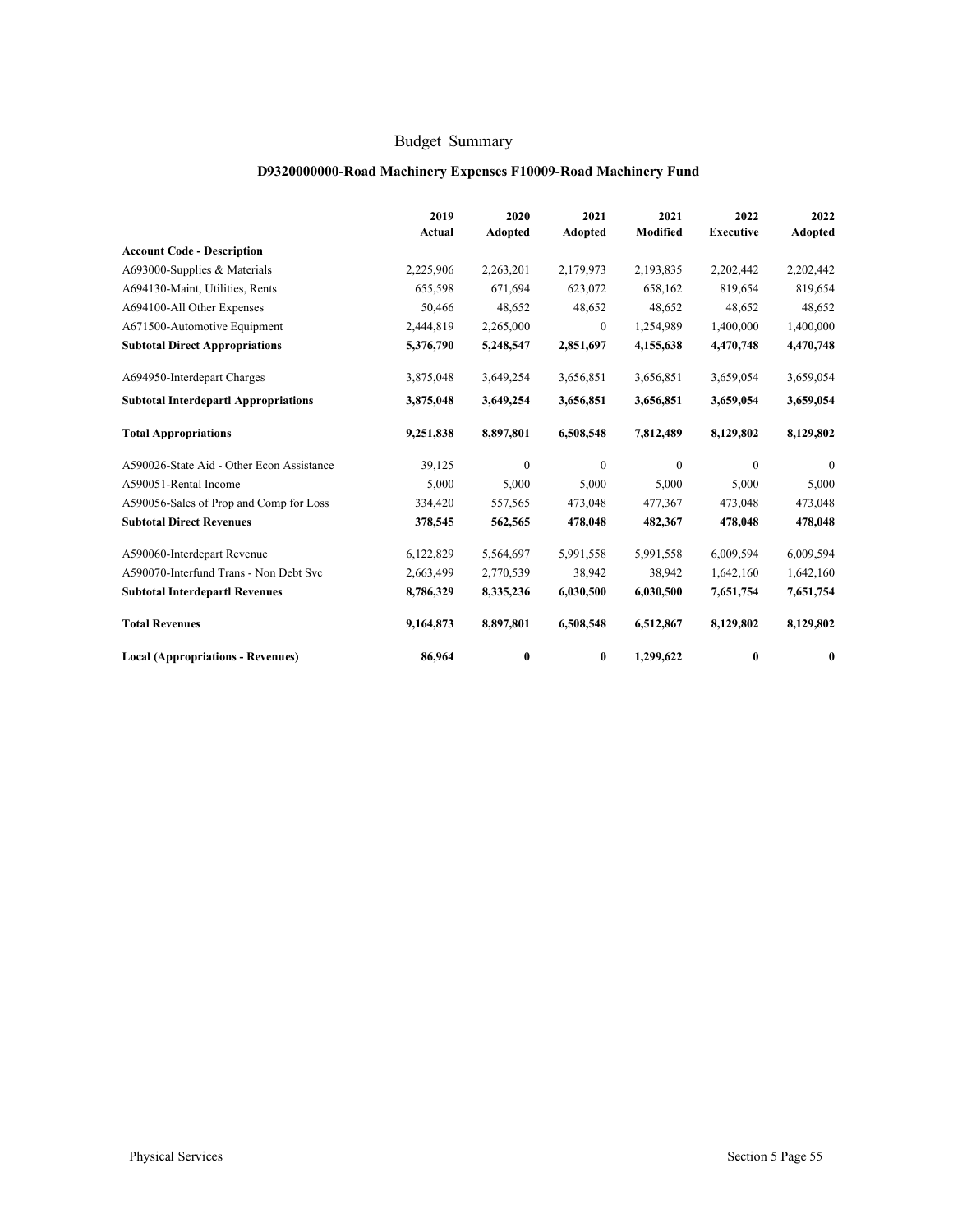# Budget Summary

## D9320000000-Road Machinery Expenses F10009-Road Machinery Fund

| Account Code - Description | 2019 Actual | 2020 Adopted | 2021 Adopted | 2021 Modified | 2022 Executive | 2022 Adopted |
|---|---|---|---|---|---|---|
| A693000-Supplies & Materials | 2,225,906 | 2,263,201 | 2,179,973 | 2,193,835 | 2,202,442 | 2,202,442 |
| A694130-Maint, Utilities, Rents | 655,598 | 671,694 | 623,072 | 658,162 | 819,654 | 819,654 |
| A694100-All Other Expenses | 50,466 | 48,652 | 48,652 | 48,652 | 48,652 | 48,652 |
| A671500-Automotive Equipment | 2,444,819 | 2,265,000 | 0 | 1,254,989 | 1,400,000 | 1,400,000 |
| **Subtotal Direct Appropriations** | **5,376,790** | **5,248,547** | **2,851,697** | **4,155,638** | **4,470,748** | **4,470,748** |
| A694950-Interdepart Charges | 3,875,048 | 3,649,254 | 3,656,851 | 3,656,851 | 3,659,054 | 3,659,054 |
| **Subtotal Interdepartl Appropriations** | **3,875,048** | **3,649,254** | **3,656,851** | **3,656,851** | **3,659,054** | **3,659,054** |
| **Total Appropriations** | **9,251,838** | **8,897,801** | **6,508,548** | **7,812,489** | **8,129,802** | **8,129,802** |
| A590026-State Aid - Other Econ Assistance | 39,125 | 0 | 0 | 0 | 0 | 0 |
| A590051-Rental Income | 5,000 | 5,000 | 5,000 | 5,000 | 5,000 | 5,000 |
| A590056-Sales of Prop and Comp for Loss | 334,420 | 557,565 | 473,048 | 477,367 | 473,048 | 473,048 |
| **Subtotal Direct Revenues** | **378,545** | **562,565** | **478,048** | **482,367** | **478,048** | **478,048** |
| A590060-Interdepart Revenue | 6,122,829 | 5,564,697 | 5,991,558 | 5,991,558 | 6,009,594 | 6,009,594 |
| A590070-Interfund Trans - Non Debt Svc | 2,663,499 | 2,770,539 | 38,942 | 38,942 | 1,642,160 | 1,642,160 |
| **Subtotal Interdepartl Revenues** | **8,786,329** | **8,335,236** | **6,030,500** | **6,030,500** | **7,651,754** | **7,651,754** |
| **Total Revenues** | **9,164,873** | **8,897,801** | **6,508,548** | **6,512,867** | **8,129,802** | **8,129,802** |
| **Local (Appropriations - Revenues)** | **86,964** | **0** | **0** | **1,299,622** | **0** | **0** |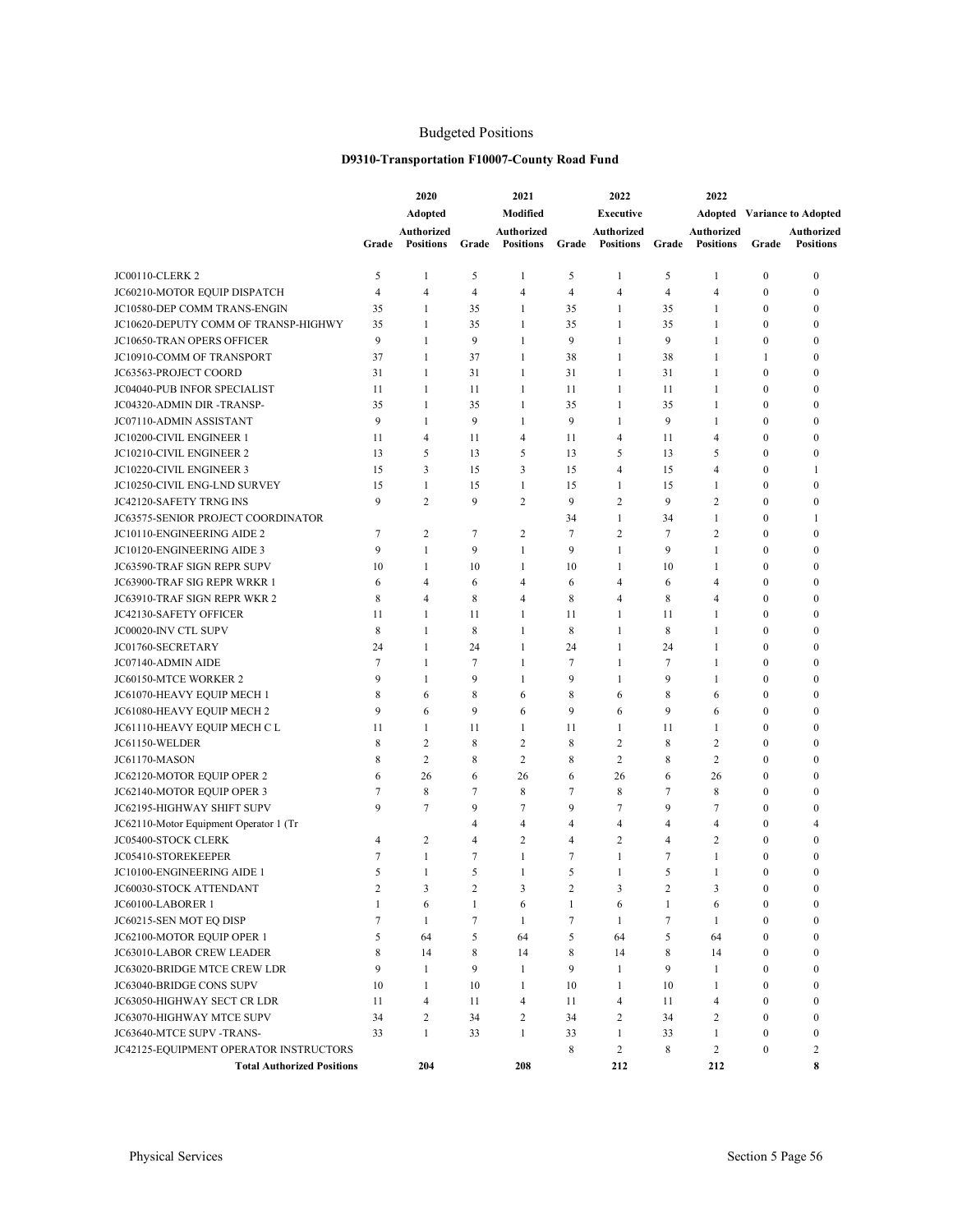# Budgeted Positions

## D9310-Transportation F10007-County Road Fund

| | 2020 | | 2021 | | 2022 | | 2022 | | | |
|---|---|---|---|---|---|---|---|---|---|---|
| | Adopted | | Modified | | Executive | | Adopted | | Variance to Adopted | |
| | Grade | Authorized Positions | Grade | Authorized Positions | Grade | Authorized Positions | Grade | Authorized Positions | Grade | Authorized Positions |
| JC00110-CLERK 2 | 5 | 1 | 5 | 1 | 5 | 1 | 5 | 1 | 0 | 0 |
| JC60210-MOTOR EQUIP DISPATCH | 4 | 4 | 4 | 4 | 4 | 4 | 4 | 4 | 0 | 0 |
| JC10580-DEP COMM TRANS-ENGIN | 35 | 1 | 35 | 1 | 35 | 1 | 35 | 1 | 0 | 0 |
| JC10620-DEPUTY COMM OF TRANSP-HIGHWY | 35 | 1 | 35 | 1 | 35 | 1 | 35 | 1 | 0 | 0 |
| JC10650-TRAN OPERS OFFICER | 9 | 1 | 9 | 1 | 9 | 1 | 9 | 1 | 0 | 0 |
| JC10910-COMM OF TRANSPORT | 37 | 1 | 37 | 1 | 38 | 1 | 38 | 1 | 1 | 0 |
| JC63563-PROJECT COORD | 31 | 1 | 31 | 1 | 31 | 1 | 31 | 1 | 0 | 0 |
| JC04040-PUB INFOR SPECIALIST | 11 | 1 | 11 | 1 | 11 | 1 | 11 | 1 | 0 | 0 |
| JC04320-ADMIN DIR -TRANSP- | 35 | 1 | 35 | 1 | 35 | 1 | 35 | 1 | 0 | 0 |
| JC07110-ADMIN ASSISTANT | 9 | 1 | 9 | 1 | 9 | 1 | 9 | 1 | 0 | 0 |
| JC10200-CIVIL ENGINEER 1 | 11 | 4 | 11 | 4 | 11 | 4 | 11 | 4 | 0 | 0 |
| JC10210-CIVIL ENGINEER 2 | 13 | 5 | 13 | 5 | 13 | 5 | 13 | 5 | 0 | 0 |
| JC10220-CIVIL ENGINEER 3 | 15 | 3 | 15 | 3 | 15 | 4 | 15 | 4 | 0 | 1 |
| JC10250-CIVIL ENG-LND SURVEY | 15 | 1 | 15 | 1 | 15 | 1 | 15 | 1 | 0 | 0 |
| JC42120-SAFETY TRNG INS | 9 | 2 | 9 | 2 | 9 | 2 | 9 | 2 | 0 | 0 |
| JC63575-SENIOR PROJECT COORDINATOR | | | | | 34 | 1 | 34 | 1 | 0 | 1 |
| JC10110-ENGINEERING AIDE 2 | 7 | 2 | 7 | 2 | 7 | 2 | 7 | 2 | 0 | 0 |
| JC10120-ENGINEERING AIDE 3 | 9 | 1 | 9 | 1 | 9 | 1 | 9 | 1 | 0 | 0 |
| JC63590-TRAF SIGN REPR SUPV | 10 | 1 | 10 | 1 | 10 | 1 | 10 | 1 | 0 | 0 |
| JC63900-TRAF SIG REPR WRKR 1 | 6 | 4 | 6 | 4 | 6 | 4 | 6 | 4 | 0 | 0 |
| JC63910-TRAF SIGN REPR WKR 2 | 8 | 4 | 8 | 4 | 8 | 4 | 8 | 4 | 0 | 0 |
| JC42130-SAFETY OFFICER | 11 | 1 | 11 | 1 | 11 | 1 | 11 | 1 | 0 | 0 |
| JC00020-INV CTL SUPV | 8 | 1 | 8 | 1 | 8 | 1 | 8 | 1 | 0 | 0 |
| JC01760-SECRETARY | 24 | 1 | 24 | 1 | 24 | 1 | 24 | 1 | 0 | 0 |
| JC07140-ADMIN AIDE | 7 | 1 | 7 | 1 | 7 | 1 | 7 | 1 | 0 | 0 |
| JC60150-MTCE WORKER 2 | 9 | 1 | 9 | 1 | 9 | 1 | 9 | 1 | 0 | 0 |
| JC61070-HEAVY EQUIP MECH 1 | 8 | 6 | 8 | 6 | 8 | 6 | 8 | 6 | 0 | 0 |
| JC61080-HEAVY EQUIP MECH 2 | 9 | 6 | 9 | 6 | 9 | 6 | 9 | 6 | 0 | 0 |
| JC61110-HEAVY EQUIP MECH C L | 11 | 1 | 11 | 1 | 11 | 1 | 11 | 1 | 0 | 0 |
| JC61150-WELDER | 8 | 2 | 8 | 2 | 8 | 2 | 8 | 2 | 0 | 0 |
| JC61170-MASON | 8 | 2 | 8 | 2 | 8 | 2 | 8 | 2 | 0 | 0 |
| JC62120-MOTOR EQUIP OPER 2 | 6 | 26 | 6 | 26 | 6 | 26 | 6 | 26 | 0 | 0 |
| JC62140-MOTOR EQUIP OPER 3 | 7 | 8 | 7 | 8 | 7 | 8 | 7 | 8 | 0 | 0 |
| JC62195-HIGHWAY SHIFT SUPV | 9 | 7 | 9 | 7 | 9 | 7 | 9 | 7 | 0 | 0 |
| JC62110-Motor Equipment Operator 1 (Tr | | | 4 | 4 | 4 | 4 | 4 | 4 | 0 | 4 |
| JC05400-STOCK CLERK | 4 | 2 | 4 | 2 | 4 | 2 | 4 | 2 | 0 | 0 |
| JC05410-STOREKEEPER | 7 | 1 | 7 | 1 | 7 | 1 | 7 | 1 | 0 | 0 |
| JC10100-ENGINEERING AIDE 1 | 5 | 1 | 5 | 1 | 5 | 1 | 5 | 1 | 0 | 0 |
| JC60030-STOCK ATTENDANT | 2 | 3 | 2 | 3 | 2 | 3 | 2 | 3 | 0 | 0 |
| JC60100-LABORER 1 | 1 | 6 | 1 | 6 | 1 | 6 | 1 | 6 | 0 | 0 |
| JC60215-SEN MOT EQ DISP | 7 | 1 | 7 | 1 | 7 | 1 | 7 | 1 | 0 | 0 |
| JC62100-MOTOR EQUIP OPER 1 | 5 | 64 | 5 | 64 | 5 | 64 | 5 | 64 | 0 | 0 |
| JC63010-LABOR CREW LEADER | 8 | 14 | 8 | 14 | 8 | 14 | 8 | 14 | 0 | 0 |
| JC63020-BRIDGE MTCE CREW LDR | 9 | 1 | 9 | 1 | 9 | 1 | 9 | 1 | 0 | 0 |
| JC63040-BRIDGE CONS SUPV | 10 | 1 | 10 | 1 | 10 | 1 | 10 | 1 | 0 | 0 |
| JC63050-HIGHWAY SECT CR LDR | 11 | 4 | 11 | 4 | 11 | 4 | 11 | 4 | 0 | 0 |
| JC63070-HIGHWAY MTCE SUPV | 34 | 2 | 34 | 2 | 34 | 2 | 34 | 2 | 0 | 0 |
| JC63640-MTCE SUPV -TRANS- | 33 | 1 | 33 | 1 | 33 | 1 | 33 | 1 | 0 | 0 |
| JC42125-EQUIPMENT OPERATOR INSTRUCTORS | | | | | 8 | 2 | 8 | 2 | 0 | 2 |
| **Total Authorized Positions** | | **204** | | **208** | | **212** | | **212** | | **8** |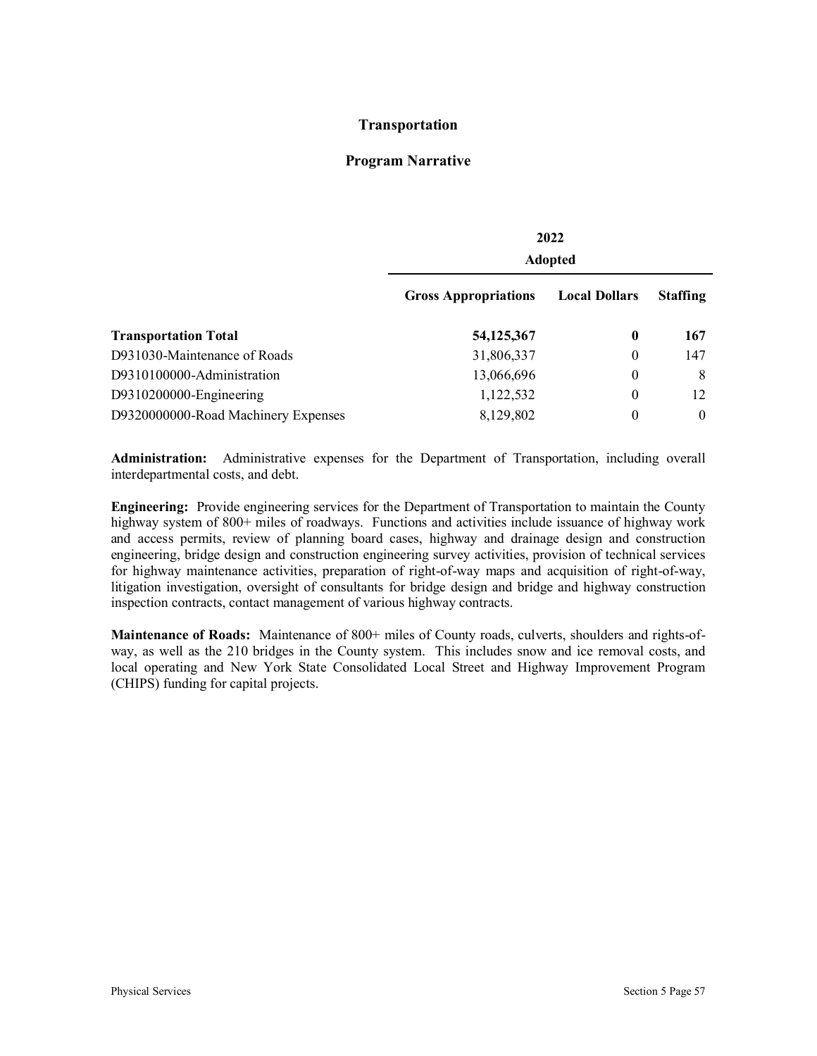# Transportation

## Program Narrative

| | 2022 Adopted | | |
|---|---|---|---|
| | **Gross Appropriations** | **Local Dollars** | **Staffing** |
| **Transportation Total** | **54,125,367** | **0** | **167** |
| D931030-Maintenance of Roads | 31,806,337 | 0 | 147 |
| D9310100000-Administration | 13,066,696 | 0 | 8 |
| D9310200000-Engineering | 1,122,532 | 0 | 12 |
| D9320000000-Road Machinery Expenses | 8,129,802 | 0 | 0 |

**Administration:** Administrative expenses for the Department of Transportation, including overall interdepartmental costs, and debt.

**Engineering:** Provide engineering services for the Department of Transportation to maintain the County highway system of 800+ miles of roadways. Functions and activities include issuance of highway work and access permits, review of planning board cases, highway and drainage design and construction engineering, bridge design and construction engineering survey activities, provision of technical services for highway maintenance activities, preparation of right-of-way maps and acquisition of right-of-way, litigation investigation, oversight of consultants for bridge design and bridge and highway construction inspection contracts, contact management of various highway contracts.

**Maintenance of Roads:** Maintenance of 800+ miles of County roads, culverts, shoulders and rights-of-way, as well as the 210 bridges in the County system. This includes snow and ice removal costs, and local operating and New York State Consolidated Local Street and Highway Improvement Program (CHIPS) funding for capital projects.